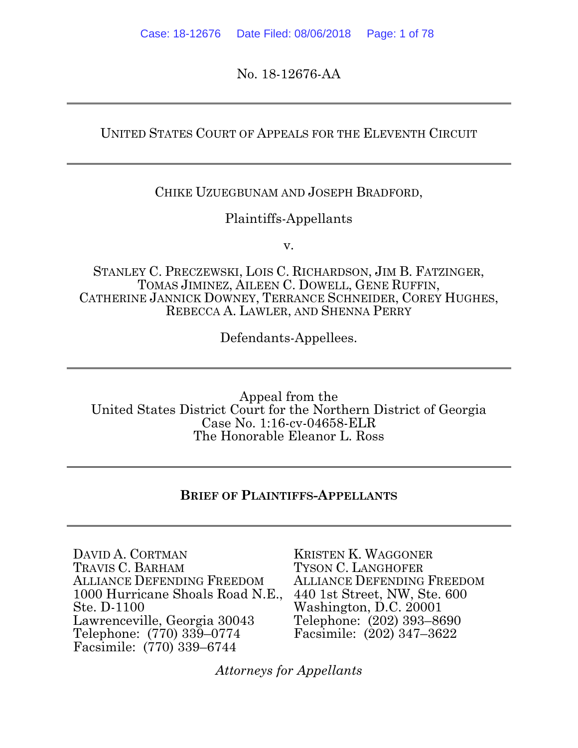No. 18-12676-AA

---

UNITED STATES COURT OF APPEALS FOR THE ELEVENTH CIRCUIT

---

CHIKE UZUEGBUNAM AND JOSEPH BRADFORD,

Plaintiffs-Appellants

v.

STANLEY C. PRECZEWSKI, LOIS C. RICHARDSON, JIM B. FATZINGER, TOMAS JIMINEZ, AILEEN C. DOWELL, GENE RUFFIN, CATHERINE JANNICK DOWNEY, TERRANCE SCHNEIDER, COREY HUGHES, REBECCA A. LAWLER, AND SHENNA PERRY

Defendants-Appellees.

---

Appeal from the
United States District Court for the Northern District of Georgia
Case No. 1:16-cv-04658-ELR
The Honorable Eleanor L. Ross

---

**BRIEF OF PLAINTIFFS-APPELLANTS**

---

DAVID A. CORTMAN
TRAVIS C. BARHAM
ALLIANCE DEFENDING FREEDOM
1000 Hurricane Shoals Road N.E., Ste. D-1100
Lawrenceville, Georgia 30043
Telephone: (770) 339–0774
Facsimile: (770) 339–6744

KRISTEN K. WAGGONER
TYSON C. LANGHOFER
ALLIANCE DEFENDING FREEDOM
440 1st Street, NW, Ste. 600
Washington, D.C. 20001
Telephone: (202) 393–8690
Facsimile: (202) 347–3622

*Attorneys for Appellants*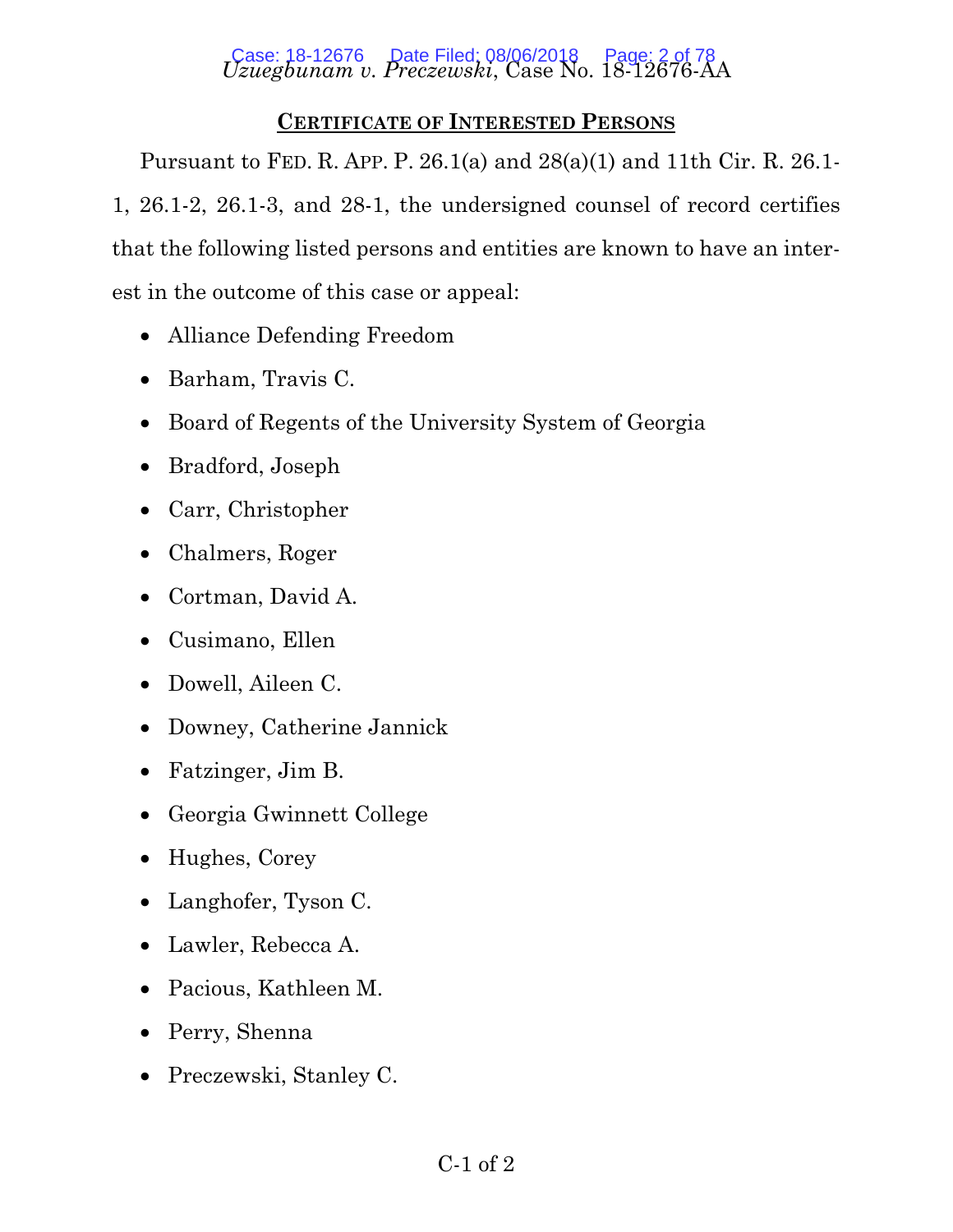## CERTIFICATE OF INTERESTED PERSONS

Pursuant to FED. R. APP. P. 26.1(a) and 28(a)(1) and 11th Cir. R. 26.1-1, 26.1-2, 26.1-3, and 28-1, the undersigned counsel of record certifies that the following listed persons and entities are known to have an interest in the outcome of this case or appeal:

- Alliance Defending Freedom
- Barham, Travis C.
- Board of Regents of the University System of Georgia
- Bradford, Joseph
- Carr, Christopher
- Chalmers, Roger
- Cortman, David A.
- Cusimano, Ellen
- Dowell, Aileen C.
- Downey, Catherine Jannick
- Fatzinger, Jim B.
- Georgia Gwinnett College
- Hughes, Corey
- Langhofer, Tyson C.
- Lawler, Rebecca A.
- Pacious, Kathleen M.
- Perry, Shenna
- Preczewski, Stanley C.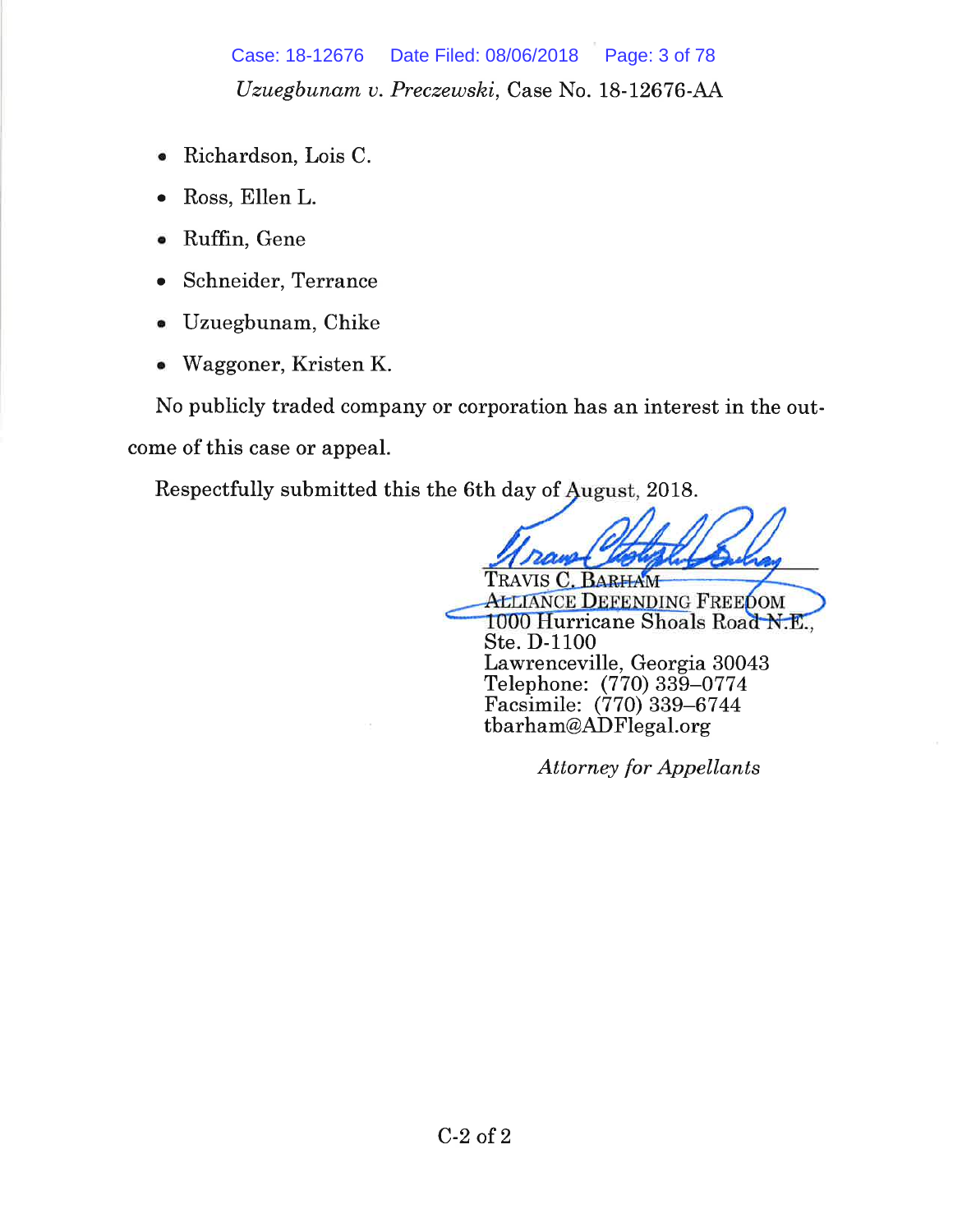- Richardson, Lois C.
- Ross, Ellen L.
- Ruffin, Gene
- Schneider, Terrance
- Uzuegbunam, Chike
- Waggoner, Kristen K.

No publicly traded company or corporation has an interest in the outcome of this case or appeal.

Respectfully submitted this the 6th day of August, 2018.

TRAVIS C. BARHAM
ALLIANCE DEFENDING FREEDOM
1000 Hurricane Shoals Road N.E.,
Ste. D-1100
Lawrenceville, Georgia 30043
Telephone: (770) 339–0774
Facsimile: (770) 339–6744
tbarham@ADFlegal.org

*Attorney for Appellants*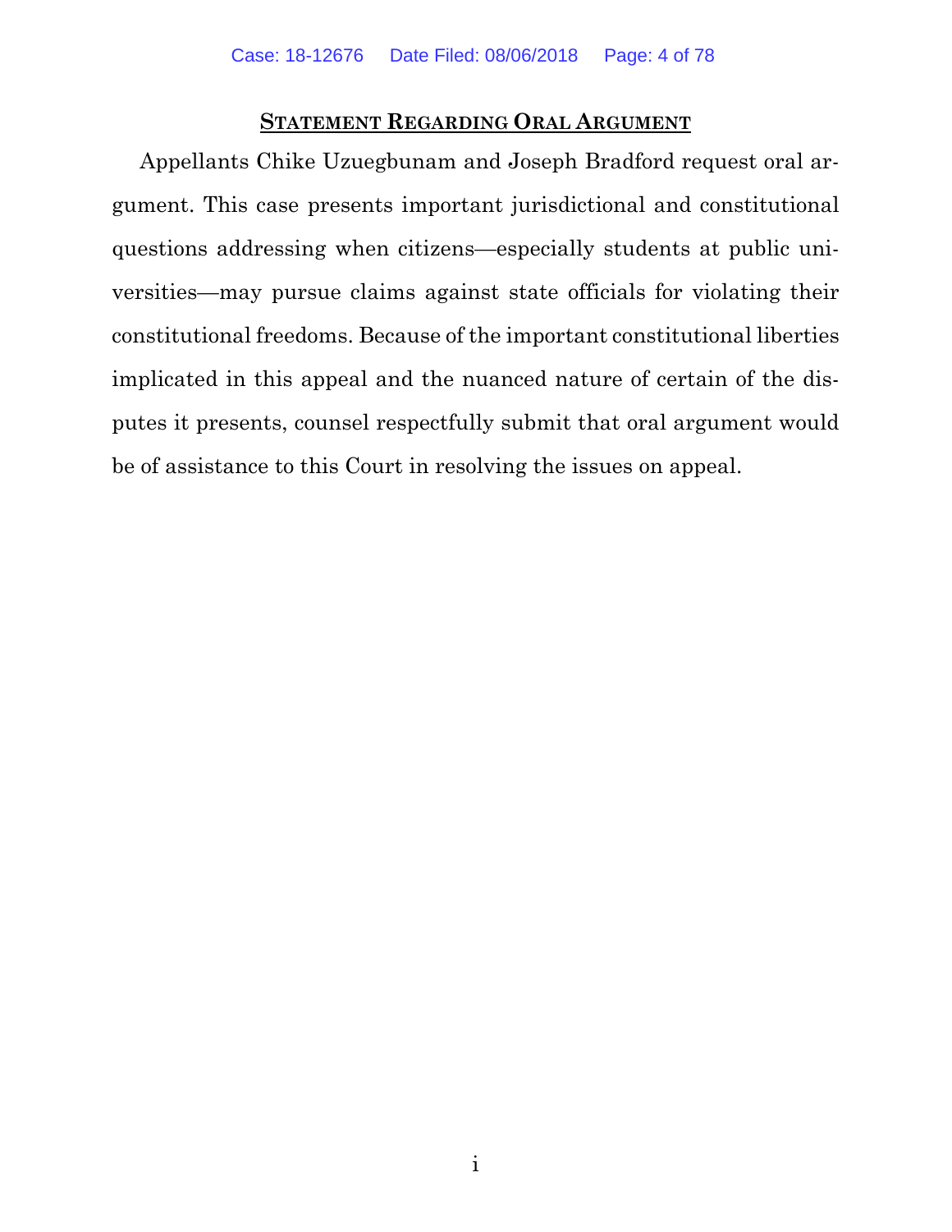## **Statement Regarding Oral Argument**

Appellants Chike Uzuegbunam and Joseph Bradford request oral argument. This case presents important jurisdictional and constitutional questions addressing when citizens—especially students at public universities—may pursue claims against state officials for violating their constitutional freedoms. Because of the important constitutional liberties implicated in this appeal and the nuanced nature of certain of the disputes it presents, counsel respectfully submit that oral argument would be of assistance to this Court in resolving the issues on appeal.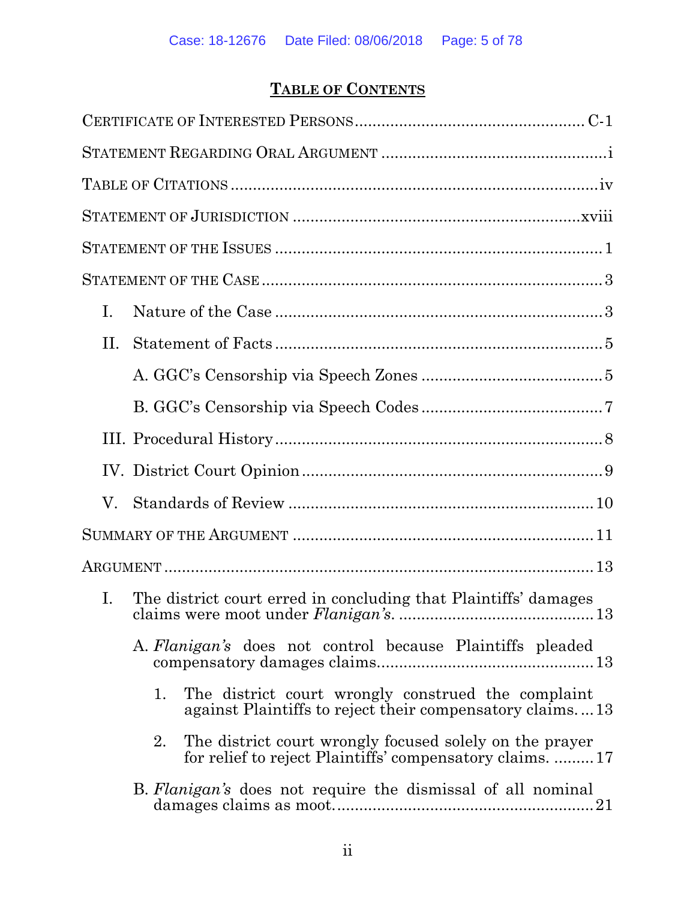# TABLE OF CONTENTS

CERTIFICATE OF INTERESTED PERSONS .................................................... C-1

STATEMENT REGARDING ORAL ARGUMENT .................................................. i

TABLE OF CITATIONS ................................................................................ iv

STATEMENT OF JURISDICTION ............................................................. xviii

STATEMENT OF THE ISSUES ......................................................................... 1

STATEMENT OF THE CASE ............................................................................ 3

I. Nature of the Case ........................................................................ 3

II. Statement of Facts ........................................................................ 5

A. GGC's Censorship via Speech Zones ........................................ 5

B. GGC's Censorship via Speech Codes ........................................ 7

III. Procedural History ........................................................................ 8

IV. District Court Opinion .................................................................. 9

V. Standards of Review .................................................................... 10

SUMMARY OF THE ARGUMENT ................................................................... 11

ARGUMENT ................................................................................................ 13

I. The district court erred in concluding that Plaintiffs' damages claims were moot under *Flanigan's*. ........................................... 13

A. *Flanigan's* does not control because Plaintiffs pleaded compensatory damages claims................................................ 13

1. The district court wrongly construed the complaint against Plaintiffs to reject their compensatory claims. ... 13

2. The district court wrongly focused solely on the prayer for relief to reject Plaintiffs' compensatory claims. ......... 17

B. *Flanigan's* does not require the dismissal of all nominal damages claims as moot......................................................... 21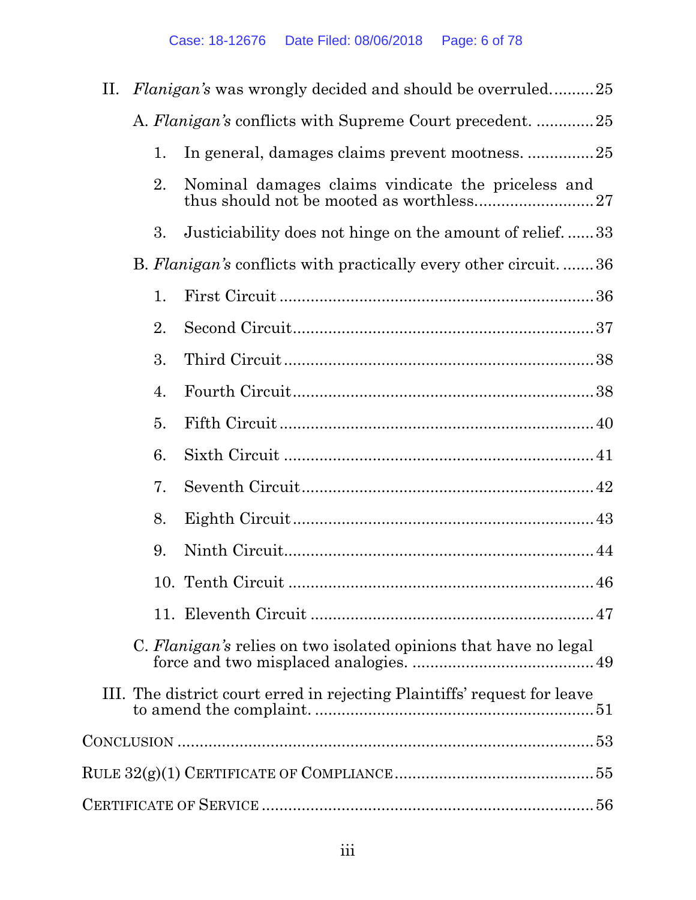II. *Flanigan's* was wrongly decided and should be overruled.......... 25

A. *Flanigan's* conflicts with Supreme Court precedent. ............. 25

1. In general, damages claims prevent mootness. ............... 25

2. Nominal damages claims vindicate the priceless and thus should not be mooted as worthless.......................... 27

3. Justiciability does not hinge on the amount of relief. ...... 33

B. *Flanigan's* conflicts with practically every other circuit. ....... 36

1. First Circuit ..................................................................... 36

2. Second Circuit.................................................................. 37

3. Third Circuit .................................................................... 38

4. Fourth Circuit.................................................................. 38

5. Fifth Circuit ..................................................................... 40

6. Sixth Circuit .................................................................... 41

7. Seventh Circuit................................................................ 42

8. Eighth Circuit .................................................................. 43

9. Ninth Circuit.................................................................... 44

10. Tenth Circuit .................................................................. 46

11. Eleventh Circuit ............................................................. 47

C. *Flanigan's* relies on two isolated opinions that have no legal force and two misplaced analogies. ........................................ 49

III. The district court erred in rejecting Plaintiffs' request for leave to amend the complaint. ............................................................ 51

CONCLUSION ............................................................................... 53

RULE 32(g)(1) CERTIFICATE OF COMPLIANCE ............................................ 55

CERTIFICATE OF SERVICE ......................................................................... 56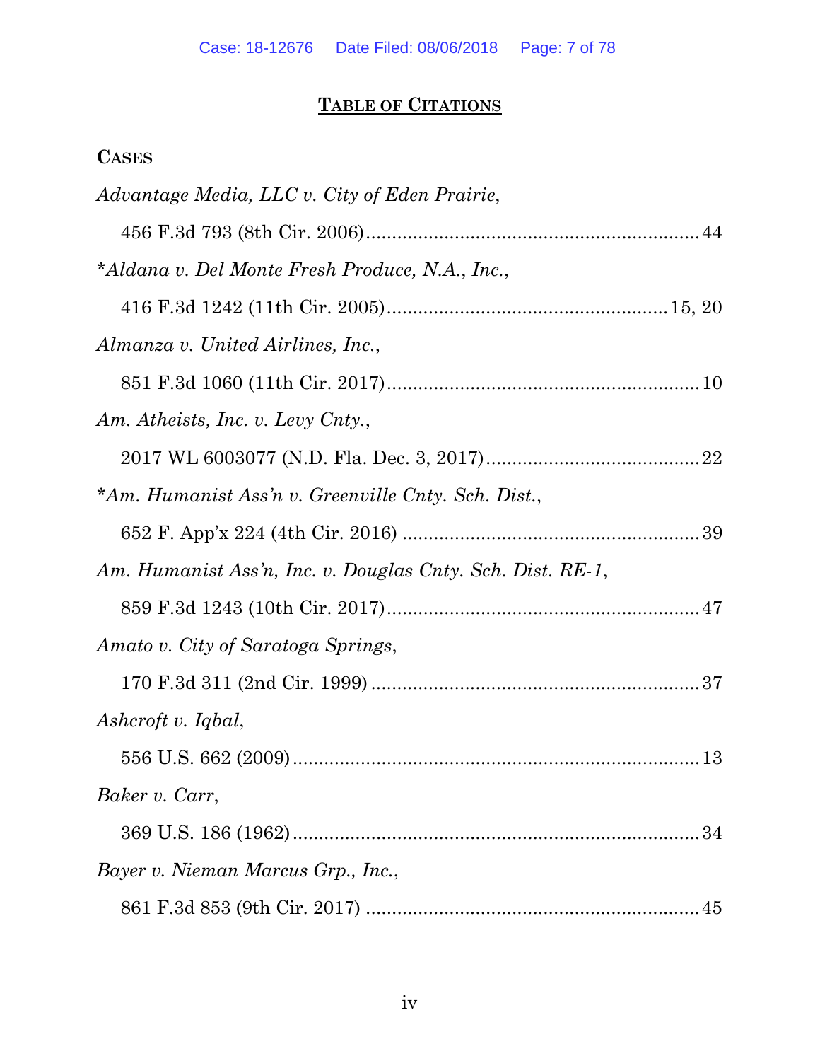# TABLE OF CITATIONS

## CASES

*Advantage Media, LLC v. City of Eden Prairie*,
456 F.3d 793 (8th Cir. 2006) .......... 44

*\*Aldana v. Del Monte Fresh Produce, N.A., Inc.*,
416 F.3d 1242 (11th Cir. 2005) .......... 15, 20

*Almanza v. United Airlines, Inc.*,
851 F.3d 1060 (11th Cir. 2017) .......... 10

*Am. Atheists, Inc. v. Levy Cnty.*,
2017 WL 6003077 (N.D. Fla. Dec. 3, 2017) .......... 22

*\*Am. Humanist Ass'n v. Greenville Cnty. Sch. Dist.*,
652 F. App'x 224 (4th Cir. 2016) .......... 39

*Am. Humanist Ass'n, Inc. v. Douglas Cnty. Sch. Dist. RE-1*,
859 F.3d 1243 (10th Cir. 2017) .......... 47

*Amato v. City of Saratoga Springs*,
170 F.3d 311 (2nd Cir. 1999) .......... 37

*Ashcroft v. Iqbal*,
556 U.S. 662 (2009) .......... 13

*Baker v. Carr*,
369 U.S. 186 (1962) .......... 34

*Bayer v. Nieman Marcus Grp., Inc.*,
861 F.3d 853 (9th Cir. 2017) .......... 45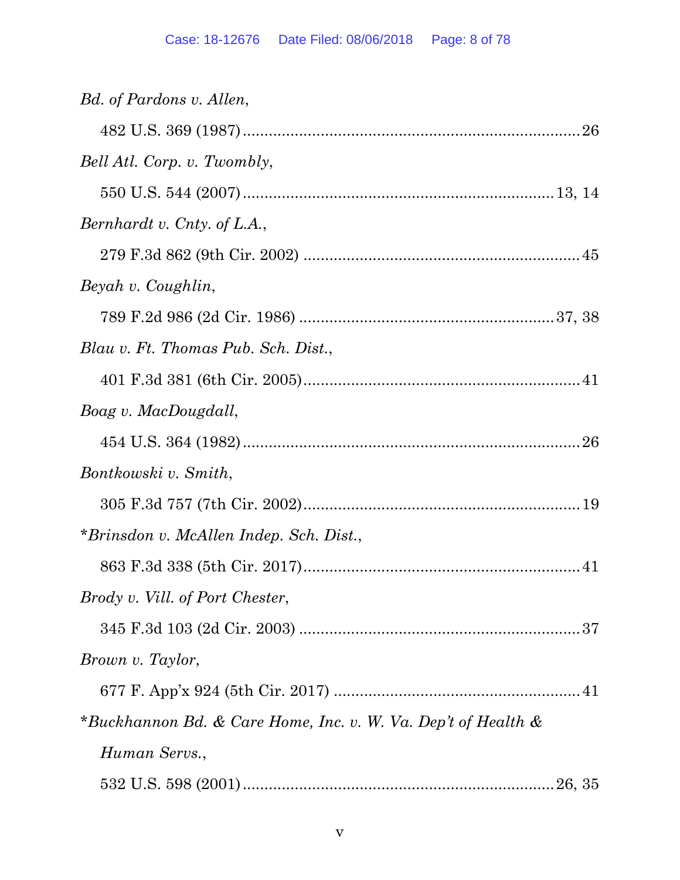*Bd. of Pardons v. Allen*,

482 U.S. 369 (1987) .............................................................................26

*Bell Atl. Corp. v. Twombly*,

550 U.S. 544 (2007) .......................................................................13, 14

*Bernhardt v. Cnty. of L.A.*,

279 F.3d 862 (9th Cir. 2002) ...............................................................45

*Beyah v. Coughlin*,

789 F.2d 986 (2d Cir. 1986) ..........................................................37, 38

*Blau v. Ft. Thomas Pub. Sch. Dist.*,

401 F.3d 381 (6th Cir. 2005)...............................................................41

*Boag v. MacDougdall*,

454 U.S. 364 (1982) .............................................................................26

*Bontkowski v. Smith*,

305 F.3d 757 (7th Cir. 2002)................................................................19

**Brinsdon v. McAllen Indep. Sch. Dist.*,

863 F.3d 338 (5th Cir. 2017)...............................................................41

*Brody v. Vill. of Port Chester*,

345 F.3d 103 (2d Cir. 2003) .................................................................37

*Brown v. Taylor*,

677 F. App'x 924 (5th Cir. 2017) .........................................................41

**Buckhannon Bd. & Care Home, Inc. v. W. Va. Dep't of Health & Human Servs.*,

532 U.S. 598 (2001) .......................................................................26, 35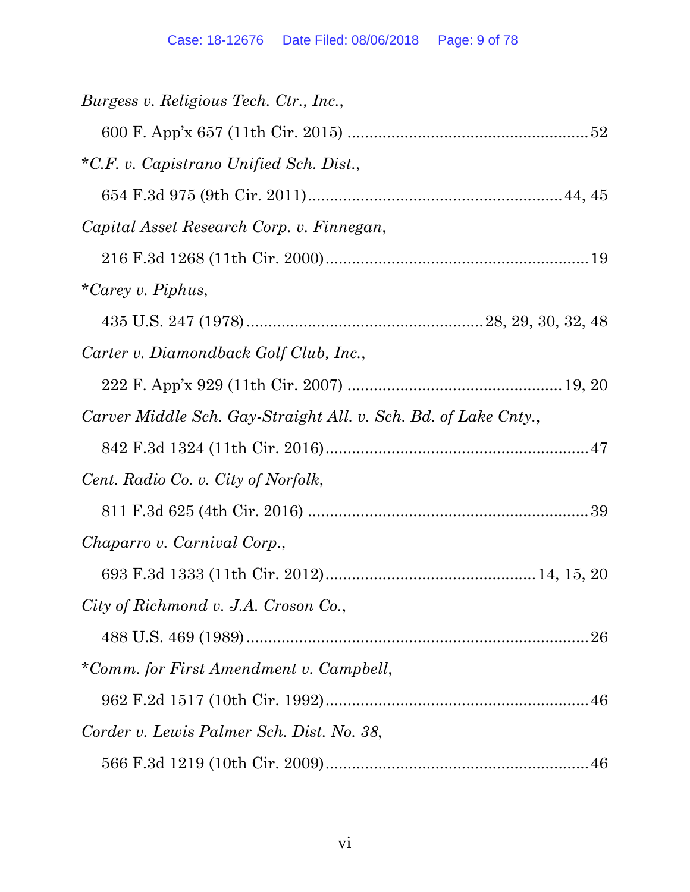*Burgess v. Religious Tech. Ctr., Inc.*,

600 F. App'x 657 (11th Cir. 2015) ........................................................ 52

\**C.F. v. Capistrano Unified Sch. Dist.*,

654 F.3d 975 (9th Cir. 2011) ........................................................ 44, 45

*Capital Asset Research Corp. v. Finnegan*,

216 F.3d 1268 (11th Cir. 2000) ........................................................ 19

\**Carey v. Piphus*,

435 U.S. 247 (1978) ........................................................ 28, 29, 30, 32, 48

*Carter v. Diamondback Golf Club, Inc.*,

222 F. App'x 929 (11th Cir. 2007) ........................................................ 19, 20

*Carver Middle Sch. Gay-Straight All. v. Sch. Bd. of Lake Cnty.*,

842 F.3d 1324 (11th Cir. 2016) ........................................................ 47

*Cent. Radio Co. v. City of Norfolk*,

811 F.3d 625 (4th Cir. 2016) ........................................................ 39

*Chaparro v. Carnival Corp.*,

693 F.3d 1333 (11th Cir. 2012) ........................................................ 14, 15, 20

*City of Richmond v. J.A. Croson Co.*,

488 U.S. 469 (1989) ........................................................ 26

\**Comm. for First Amendment v. Campbell*,

962 F.2d 1517 (10th Cir. 1992) ........................................................ 46

*Corder v. Lewis Palmer Sch. Dist. No. 38*,

566 F.3d 1219 (10th Cir. 2009) ........................................................ 46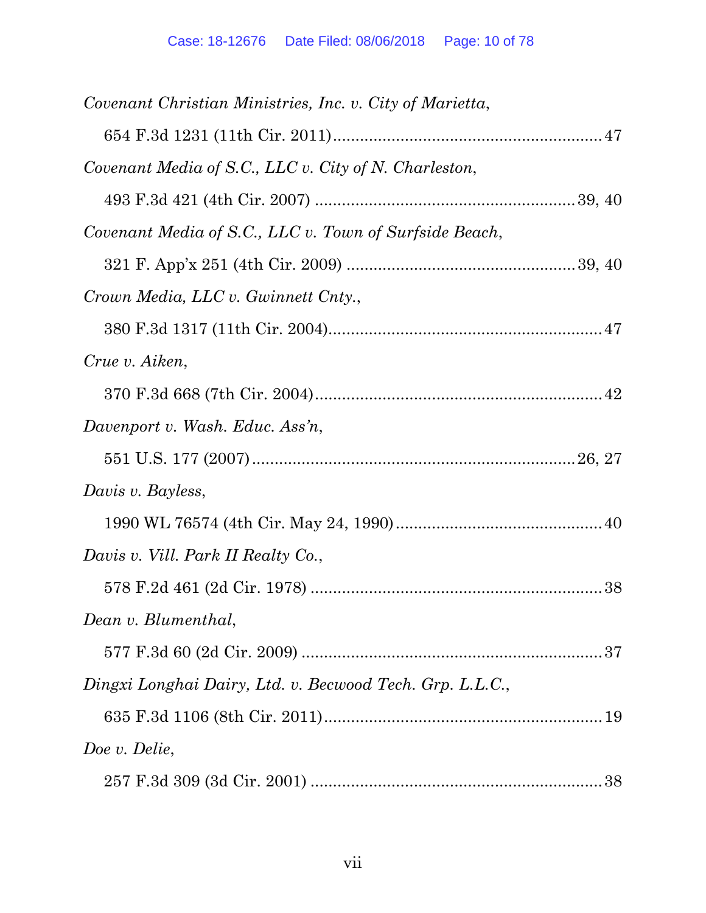*Covenant Christian Ministries, Inc. v. City of Marietta*,

654 F.3d 1231 (11th Cir. 2011)........................................................47

*Covenant Media of S.C., LLC v. City of N. Charleston*,

493 F.3d 421 (4th Cir. 2007) ........................................................39, 40

*Covenant Media of S.C., LLC v. Town of Surfside Beach*,

321 F. App'x 251 (4th Cir. 2009) ..................................................39, 40

*Crown Media, LLC v. Gwinnett Cnty.*,

380 F.3d 1317 (11th Cir. 2004).........................................................47

*Crue v. Aiken*,

370 F.3d 668 (7th Cir. 2004)............................................................42

*Davenport v. Wash. Educ. Ass'n*,

551 U.S. 177 (2007).....................................................................26, 27

*Davis v. Bayless*,

1990 WL 76574 (4th Cir. May 24, 1990)..........................................40

*Davis v. Vill. Park II Realty Co.*,

578 F.2d 461 (2d Cir. 1978) .............................................................38

*Dean v. Blumenthal*,

577 F.3d 60 (2d Cir. 2009) ...............................................................37

*Dingxi Longhai Dairy, Ltd. v. Becwood Tech. Grp. L.L.C.*,

635 F.3d 1106 (8th Cir. 2011)..........................................................19

*Doe v. Delie*,

257 F.3d 309 (3d Cir. 2001) .............................................................38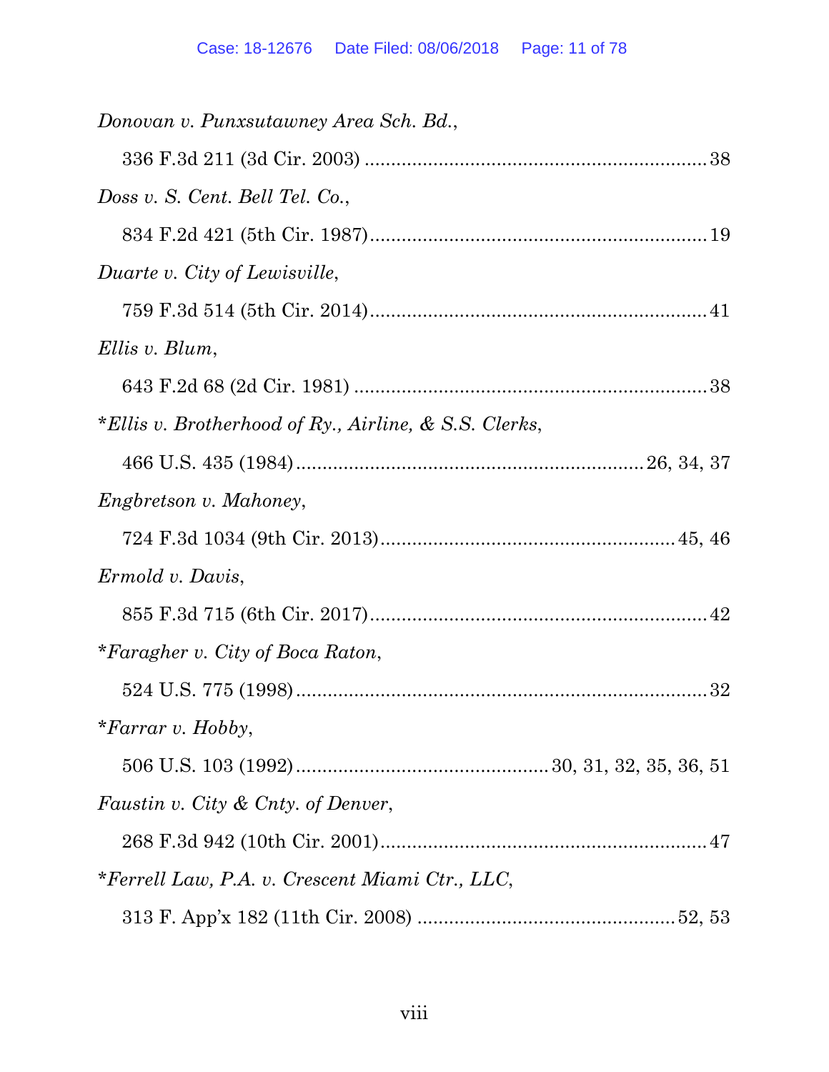*Donovan v. Punxsutawney Area Sch. Bd.*,

336 F.3d 211 (3d Cir. 2003) ............................................................... 38

*Doss v. S. Cent. Bell Tel. Co.*,

834 F.2d 421 (5th Cir. 1987)............................................................... 19

*Duarte v. City of Lewisville*,

759 F.3d 514 (5th Cir. 2014)............................................................... 41

*Ellis v. Blum*,

643 F.2d 68 (2d Cir. 1981) .................................................................. 38

\**Ellis v. Brotherhood of Ry., Airline, & S.S. Clerks*,

466 U.S. 435 (1984) ................................................................ 26, 34, 37

*Engbretson v. Mahoney*,

724 F.3d 1034 (9th Cir. 2013)...................................................... 45, 46

*Ermold v. Davis*,

855 F.3d 715 (6th Cir. 2017)............................................................... 42

\**Faragher v. City of Boca Raton*,

524 U.S. 775 (1998) ............................................................................ 32

\**Farrar v. Hobby*,

506 U.S. 103 (1992) ............................................... 30, 31, 32, 35, 36, 51

*Faustin v. City & Cnty. of Denver*,

268 F.3d 942 (10th Cir. 2001)............................................................. 47

\**Ferrell Law, P.A. v. Crescent Miami Ctr., LLC*,

313 F. App'x 182 (11th Cir. 2008) ................................................ 52, 53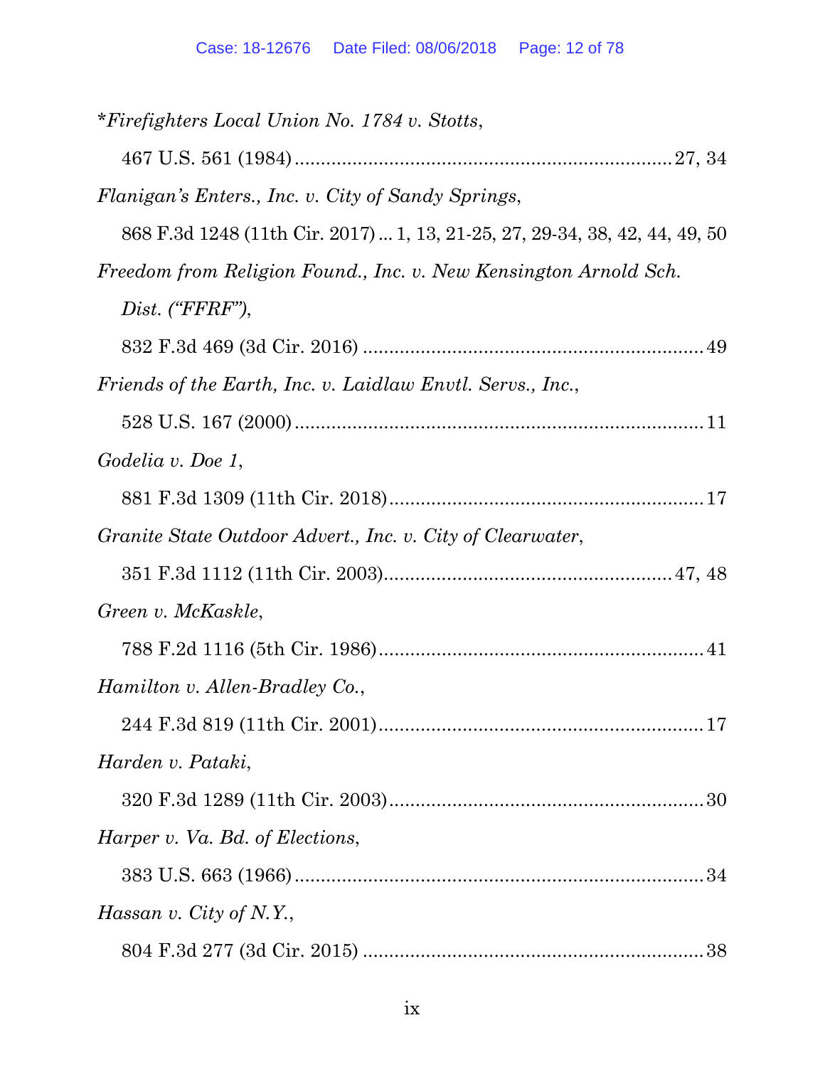\**Firefighters Local Union No. 1784 v. Stotts*,

467 U.S. 561 (1984) ........................................................................ 27, 34

*Flanigan's Enters., Inc. v. City of Sandy Springs*,

868 F.3d 1248 (11th Cir. 2017) ... 1, 13, 21-25, 27, 29-34, 38, 42, 44, 49, 50

*Freedom from Religion Found., Inc. v. New Kensington Arnold Sch. Dist. ("FFRF")*,

832 F.3d 469 (3d Cir. 2016) ................................................................ 49

*Friends of the Earth, Inc. v. Laidlaw Envtl. Servs., Inc.*,

528 U.S. 167 (2000) ............................................................................ 11

*Godelia v. Doe 1*,

881 F.3d 1309 (11th Cir. 2018) ........................................................... 17

*Granite State Outdoor Advert., Inc. v. City of Clearwater*,

351 F.3d 1112 (11th Cir. 2003) ...................................................... 47, 48

*Green v. McKaskle*,

788 F.2d 1116 (5th Cir. 1986) ............................................................. 41

*Hamilton v. Allen-Bradley Co.*,

244 F.3d 819 (11th Cir. 2001) ............................................................. 17

*Harden v. Pataki*,

320 F.3d 1289 (11th Cir. 2003) ........................................................... 30

*Harper v. Va. Bd. of Elections*,

383 U.S. 663 (1966) ............................................................................ 34

*Hassan v. City of N.Y.*,

804 F.3d 277 (3d Cir. 2015) ................................................................ 38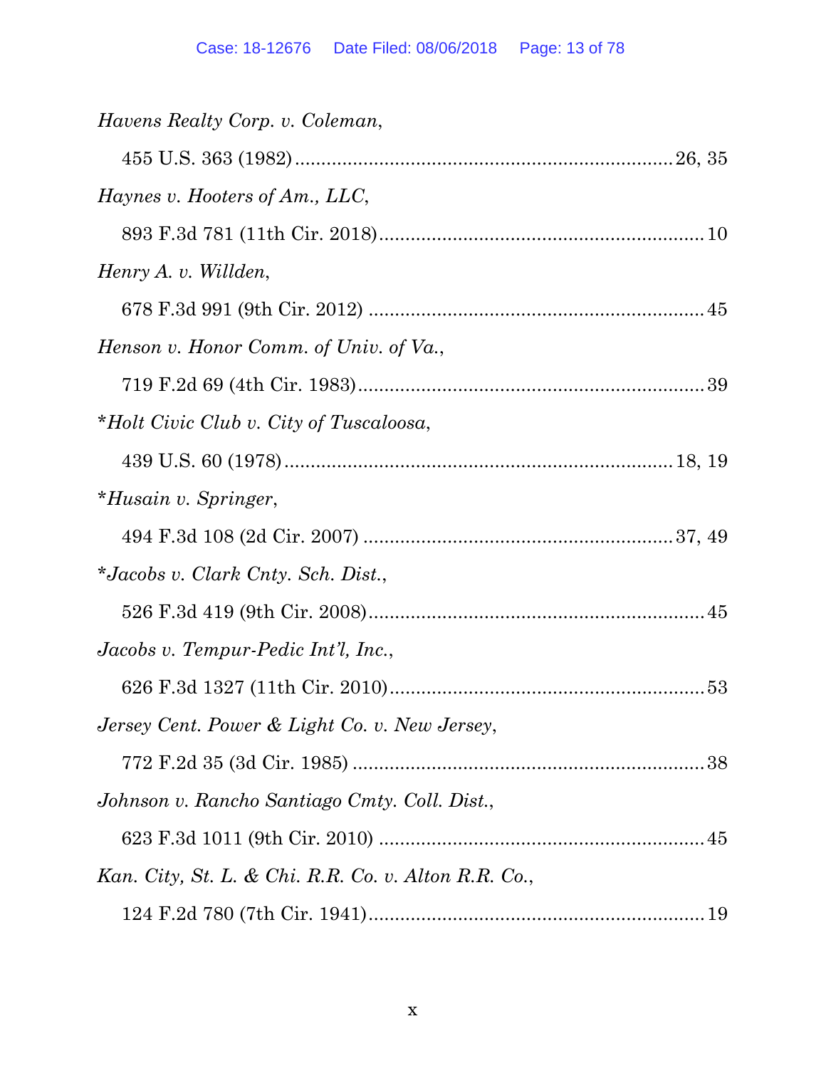*Havens Realty Corp. v. Coleman*,

455 U.S. 363 (1982) ........................................................................ 26, 35

*Haynes v. Hooters of Am., LLC*,

893 F.3d 781 (11th Cir. 2018) ............................................................. 10

*Henry A. v. Willden*,

678 F.3d 991 (9th Cir. 2012) ............................................................... 45

*Henson v. Honor Comm. of Univ. of Va.*,

719 F.2d 69 (4th Cir. 1983) ................................................................. 39

\**Holt Civic Club v. City of Tuscaloosa*,

439 U.S. 60 (1978) .......................................................................... 18, 19

\**Husain v. Springer*,

494 F.3d 108 (2d Cir. 2007) .......................................................... 37, 49

\**Jacobs v. Clark Cnty. Sch. Dist.*,

526 F.3d 419 (9th Cir. 2008) ............................................................... 45

*Jacobs v. Tempur-Pedic Int'l, Inc.*,

626 F.3d 1327 (11th Cir. 2010) ........................................................... 53

*Jersey Cent. Power & Light Co. v. New Jersey*,

772 F.2d 35 (3d Cir. 1985) ................................................................... 38

*Johnson v. Rancho Santiago Cmty. Coll. Dist.*,

623 F.3d 1011 (9th Cir. 2010) ............................................................. 45

*Kan. City, St. L. & Chi. R.R. Co. v. Alton R.R. Co.*,

124 F.2d 780 (7th Cir. 1941) ............................................................... 19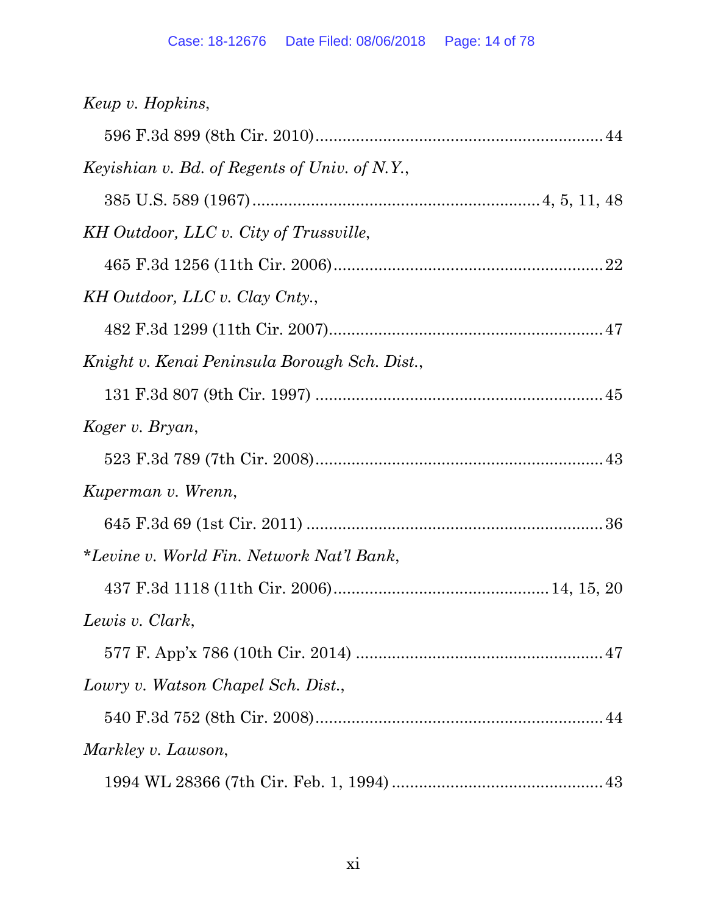*Keup v. Hopkins*,

596 F.3d 899 (8th Cir. 2010)................................................................44

*Keyishian v. Bd. of Regents of Univ. of N.Y.*,

385 U.S. 589 (1967)...............................................................4, 5, 11, 48

*KH Outdoor, LLC v. City of Trussville*,

465 F.3d 1256 (11th Cir. 2006)............................................................22

*KH Outdoor, LLC v. Clay Cnty.*,

482 F.3d 1299 (11th Cir. 2007).............................................................47

*Knight v. Kenai Peninsula Borough Sch. Dist.*,

131 F.3d 807 (9th Cir. 1997) ................................................................45

*Koger v. Bryan*,

523 F.3d 789 (7th Cir. 2008).................................................................43

*Kuperman v. Wrenn*,

645 F.3d 69 (1st Cir. 2011) ...................................................................36

**Levine v. World Fin. Network Nat'l Bank*,

437 F.3d 1118 (11th Cir. 2006)...............................................14, 15, 20

*Lewis v. Clark*,

577 F. App'x 786 (10th Cir. 2014) ........................................................47

*Lowry v. Watson Chapel Sch. Dist.*,

540 F.3d 752 (8th Cir. 2008).................................................................44

*Markley v. Lawson*,

1994 WL 28366 (7th Cir. Feb. 1, 1994) ................................................43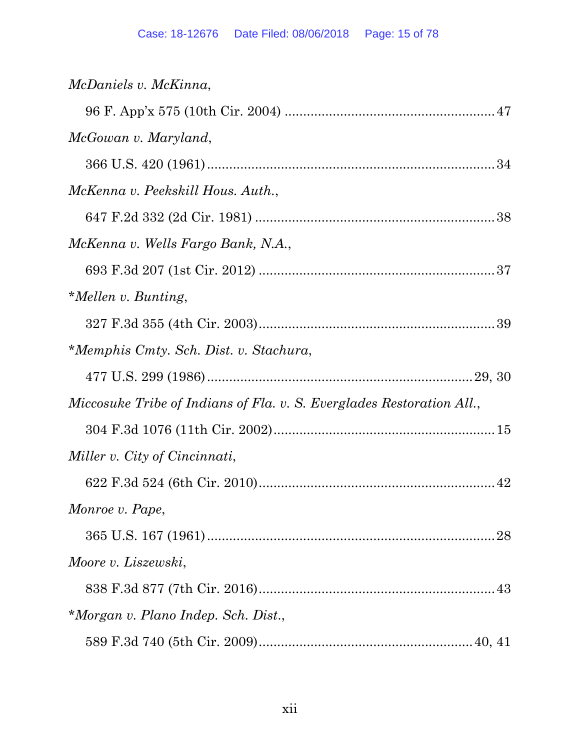*McDaniels v. McKinna*,

96 F. App'x 575 (10th Cir. 2004) ........................................................ 47

*McGowan v. Maryland*,

366 U.S. 420 (1961) ............................................................................ 34

*McKenna v. Peekskill Hous. Auth.*,

647 F.2d 332 (2d Cir. 1981) ................................................................ 38

*McKenna v. Wells Fargo Bank, N.A.*,

693 F.3d 207 (1st Cir. 2012) ............................................................... 37

\**Mellen v. Bunting*,

327 F.3d 355 (4th Cir. 2003) ............................................................... 39

\**Memphis Cmty. Sch. Dist. v. Stachura*,

477 U.S. 299 (1986) ....................................................................... 29, 30

*Miccosuke Tribe of Indians of Fla. v. S. Everglades Restoration All.*,

304 F.3d 1076 (11th Cir. 2002) ........................................................... 15

*Miller v. City of Cincinnati*,

622 F.3d 524 (6th Cir. 2010) ............................................................... 42

*Monroe v. Pape*,

365 U.S. 167 (1961) ............................................................................ 28

*Moore v. Liszewski*,

838 F.3d 877 (7th Cir. 2016) ............................................................... 43

\**Morgan v. Plano Indep. Sch. Dist.*,

589 F.3d 740 (5th Cir. 2009) ......................................................... 40, 41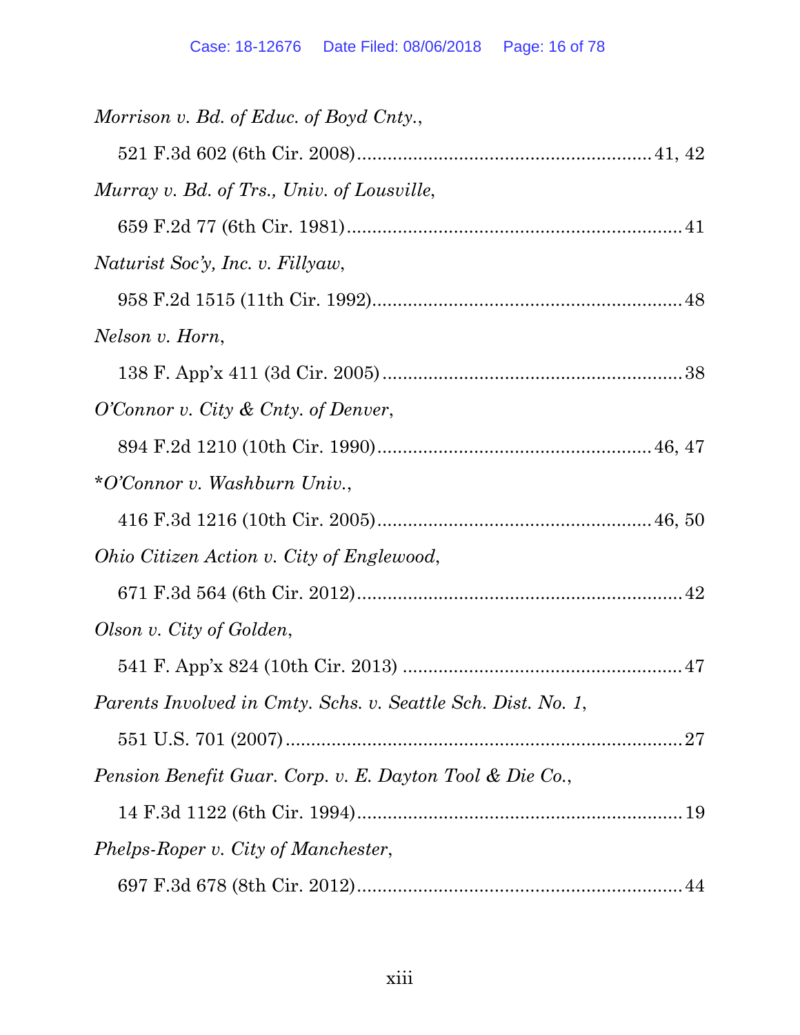*Morrison v. Bd. of Educ. of Boyd Cnty.*,

521 F.3d 602 (6th Cir. 2008) ........................................................ 41, 42

*Murray v. Bd. of Trs., Univ. of Lousville*,

659 F.2d 77 (6th Cir. 1981) ................................................................ 41

*Naturist Soc'y, Inc. v. Fillyaw*,

958 F.2d 1515 (11th Cir. 1992) ........................................................... 48

*Nelson v. Horn*,

138 F. App'x 411 (3d Cir. 2005) .......................................................... 38

*O'Connor v. City & Cnty. of Denver*,

894 F.2d 1210 (10th Cir. 1990) ..................................................... 46, 47

**O'Connor v. Washburn Univ.*,

416 F.3d 1216 (10th Cir. 2005) ..................................................... 46, 50

*Ohio Citizen Action v. City of Englewood*,

671 F.3d 564 (6th Cir. 2012) ............................................................... 42

*Olson v. City of Golden*,

541 F. App'x 824 (10th Cir. 2013) ...................................................... 47

*Parents Involved in Cmty. Schs. v. Seattle Sch. Dist. No. 1*,

551 U.S. 701 (2007) ............................................................................. 27

*Pension Benefit Guar. Corp. v. E. Dayton Tool & Die Co.*,

14 F.3d 1122 (6th Cir. 1994) ............................................................... 19

*Phelps-Roper v. City of Manchester*,

697 F.3d 678 (8th Cir. 2012) ............................................................... 44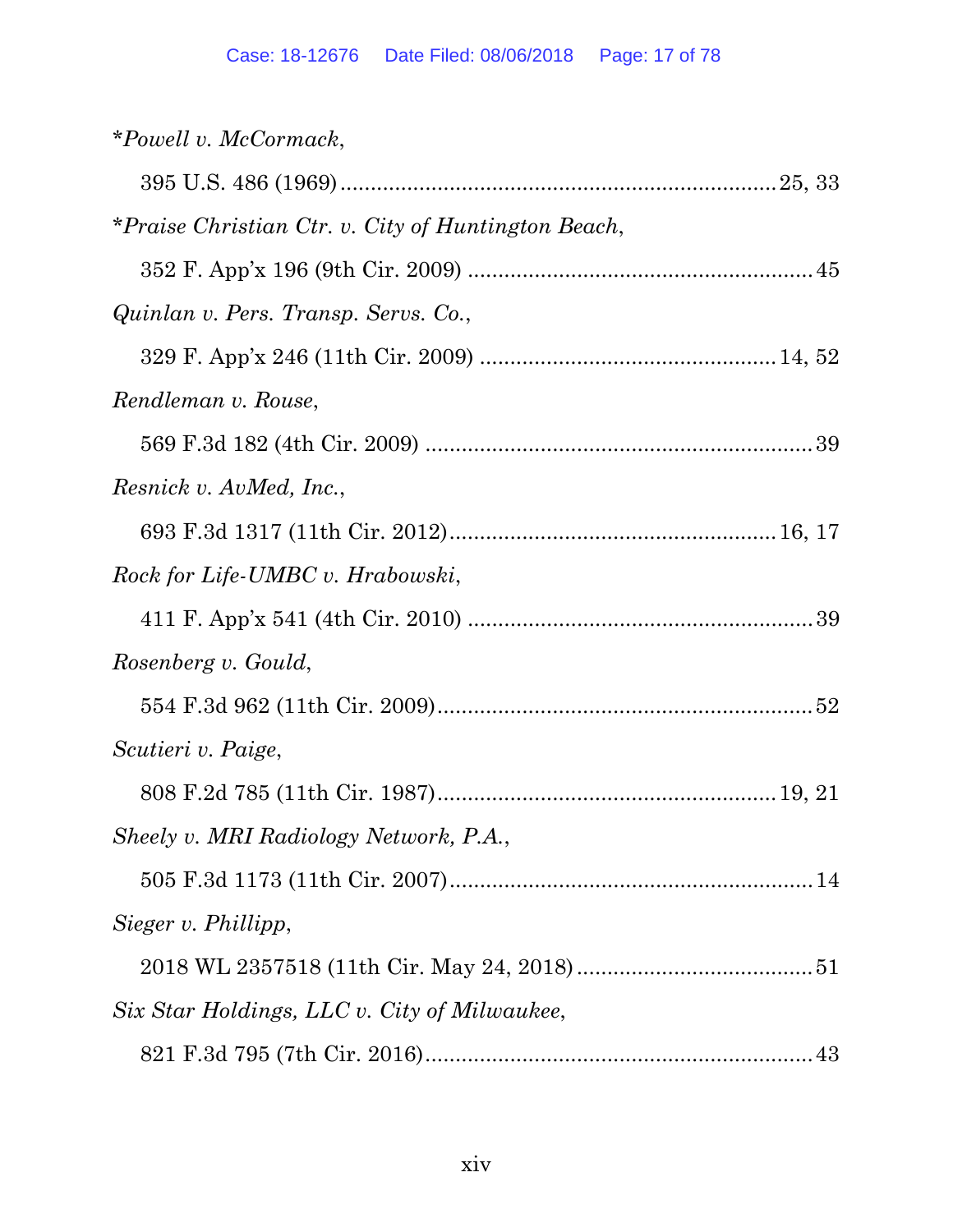**\*Powell v. McCormack**, ← careful: asterisk literal, italic case name

*\*Powell v. McCormack*,

395 U.S. 486 (1969) ........................................................................ 25, 33

*\*Praise Christian Ctr. v. City of Huntington Beach*,

352 F. App'x 196 (9th Cir. 2009) ........................................................ 45

*Quinlan v. Pers. Transp. Servs. Co.*,

329 F. App'x 246 (11th Cir. 2009) ................................................ 14, 52

*Rendleman v. Rouse*,

569 F.3d 182 (4th Cir. 2009) ............................................................... 39

*Resnick v. AvMed, Inc.*,

693 F.3d 1317 (11th Cir. 2012) ..................................................... 16, 17

*Rock for Life-UMBC v. Hrabowski*,

411 F. App'x 541 (4th Cir. 2010) ........................................................ 39

*Rosenberg v. Gould*,

554 F.3d 962 (11th Cir. 2009) ............................................................. 52

*Scutieri v. Paige*,

808 F.2d 785 (11th Cir. 1987) ....................................................... 19, 21

*Sheely v. MRI Radiology Network, P.A.*,

505 F.3d 1173 (11th Cir. 2007) ........................................................... 14

*Sieger v. Phillipp*,

2018 WL 2357518 (11th Cir. May 24, 2018) ...................................... 51

*Six Star Holdings, LLC v. City of Milwaukee*,

821 F.3d 795 (7th Cir. 2016) ............................................................... 43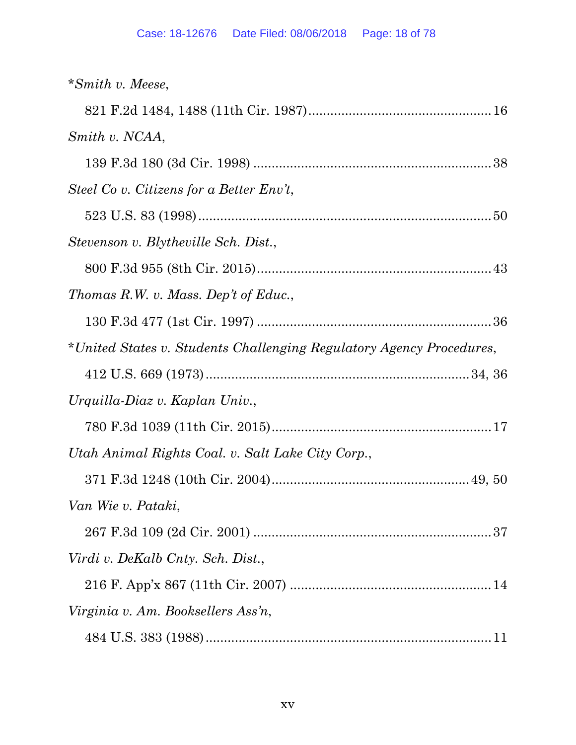**Smith v. Meese*,

821 F.2d 1484, 1488 (11th Cir. 1987)................................................16

*Smith v. NCAA*,

139 F.3d 180 (3d Cir. 1998) ................................................................38

*Steel Co v. Citizens for a Better Env't*,

523 U.S. 83 (1998)..............................................................................50

*Stevenson v. Blytheville Sch. Dist.*,

800 F.3d 955 (8th Cir. 2015)...............................................................43

*Thomas R.W. v. Mass. Dep't of Educ.*,

130 F.3d 477 (1st Cir. 1997) ...............................................................36

**United States v. Students Challenging Regulatory Agency Procedures*,

412 U.S. 669 (1973).......................................................................34, 36

*Urquilla-Diaz v. Kaplan Univ.*,

780 F.3d 1039 (11th Cir. 2015)...........................................................17

*Utah Animal Rights Coal. v. Salt Lake City Corp.*,

371 F.3d 1248 (10th Cir. 2004)....................................................49, 50

*Van Wie v. Pataki*,

267 F.3d 109 (2d Cir. 2001) ................................................................37

*Virdi v. DeKalb Cnty. Sch. Dist.*,

216 F. App'x 867 (11th Cir. 2007) ......................................................14

*Virginia v. Am. Booksellers Ass'n*,

484 U.S. 383 (1988).............................................................................11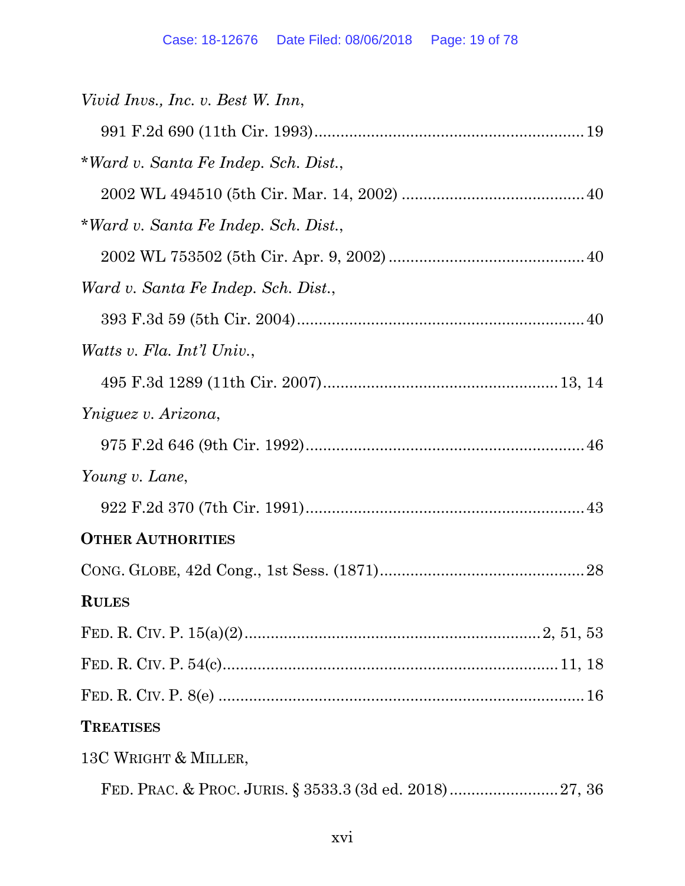*Vivid Invs., Inc. v. Best W. Inn*,

991 F.2d 690 (11th Cir. 1993)............................................................19

*\*Ward v. Santa Fe Indep. Sch. Dist.*,

2002 WL 494510 (5th Cir. Mar. 14, 2002) ..........................................40

*\*Ward v. Santa Fe Indep. Sch. Dist.*,

2002 WL 753502 (5th Cir. Apr. 9, 2002) ............................................40

*Ward v. Santa Fe Indep. Sch. Dist.*,

393 F.3d 59 (5th Cir. 2004).................................................................40

*Watts v. Fla. Int'l Univ.*,

495 F.3d 1289 (11th Cir. 2007)....................................................13, 14

*Yniguez v. Arizona*,

975 F.2d 646 (9th Cir. 1992)...............................................................46

*Young v. Lane*,

922 F.2d 370 (7th Cir. 1991)...............................................................43

**OTHER AUTHORITIES**

CONG. GLOBE, 42d Cong., 1st Sess. (1871)..............................................28

**RULES**

FED. R. CIV. P. 15(a)(2)....................................................................2, 51, 53

FED. R. CIV. P. 54(c)............................................................................11, 18

FED. R. CIV. P. 8(e) ....................................................................................16

**TREATISES**

13C WRIGHT & MILLER,

FED. PRAC. & PROC. JURIS. § 3533.3 (3d ed. 2018).........................27, 36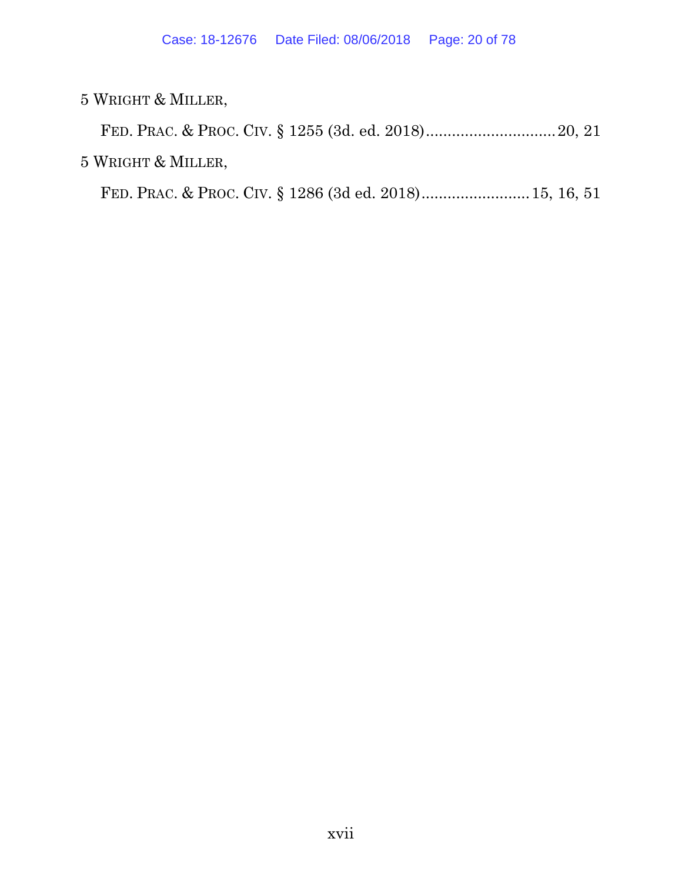5 WRIGHT & MILLER,

FED. PRAC. & PROC. CIV. § 1255 (3d. ed. 2018)..............................20, 21

5 WRIGHT & MILLER,

FED. PRAC. & PROC. CIV. § 1286 (3d ed. 2018).........................15, 16, 51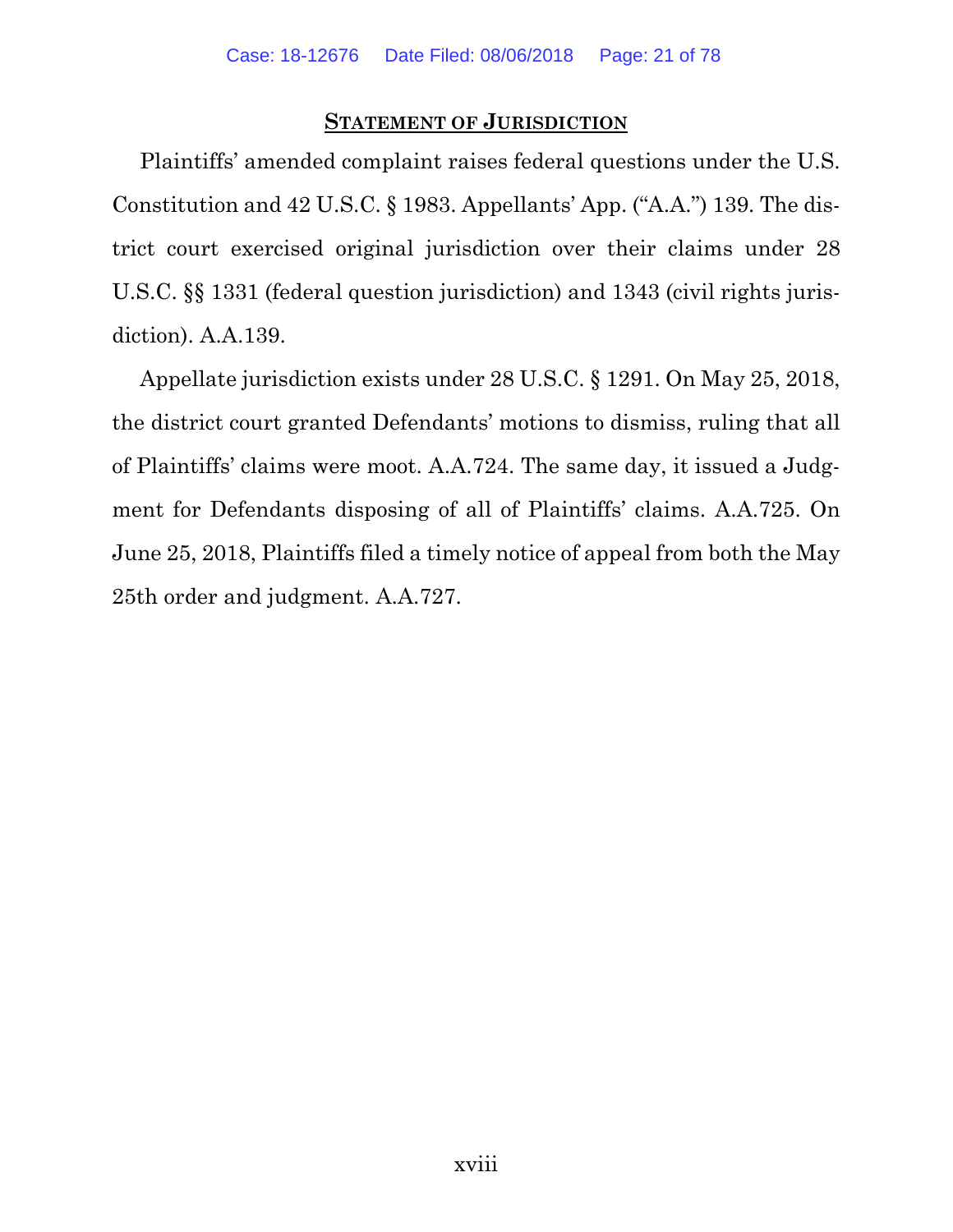## STATEMENT OF JURISDICTION

Plaintiffs' amended complaint raises federal questions under the U.S. Constitution and 42 U.S.C. § 1983. Appellants' App. ("A.A.") 139. The district court exercised original jurisdiction over their claims under 28 U.S.C. §§ 1331 (federal question jurisdiction) and 1343 (civil rights jurisdiction). A.A.139.

Appellate jurisdiction exists under 28 U.S.C. § 1291. On May 25, 2018, the district court granted Defendants' motions to dismiss, ruling that all of Plaintiffs' claims were moot. A.A.724. The same day, it issued a Judgment for Defendants disposing of all of Plaintiffs' claims. A.A.725. On June 25, 2018, Plaintiffs filed a timely notice of appeal from both the May 25th order and judgment. A.A.727.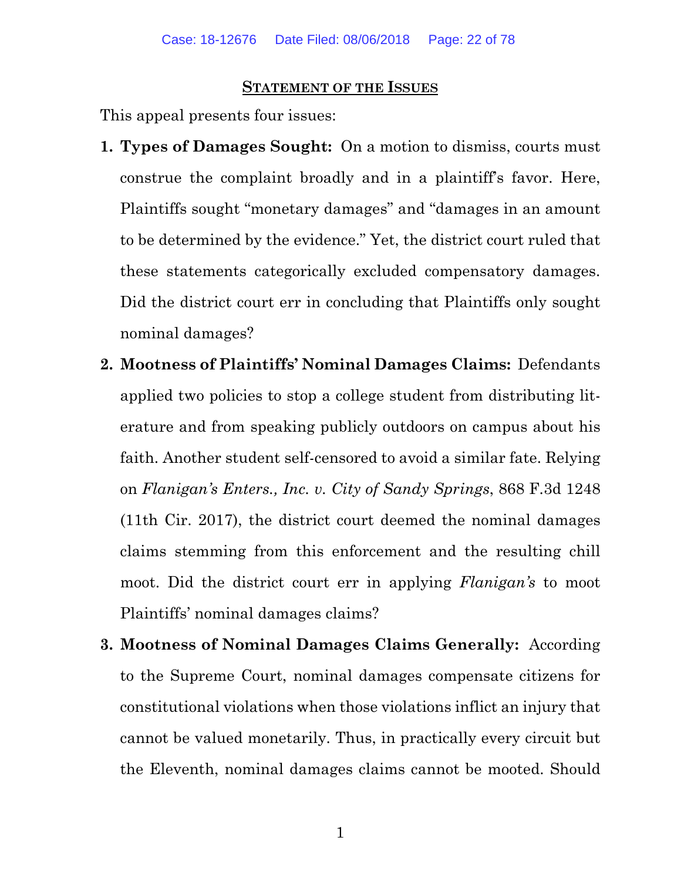## STATEMENT OF THE ISSUES

This appeal presents four issues:

1. **Types of Damages Sought:** On a motion to dismiss, courts must construe the complaint broadly and in a plaintiff's favor. Here, Plaintiffs sought "monetary damages" and "damages in an amount to be determined by the evidence." Yet, the district court ruled that these statements categorically excluded compensatory damages. Did the district court err in concluding that Plaintiffs only sought nominal damages?

2. **Mootness of Plaintiffs' Nominal Damages Claims:** Defendants applied two policies to stop a college student from distributing literature and from speaking publicly outdoors on campus about his faith. Another student self-censored to avoid a similar fate. Relying on *Flanigan's Enters., Inc. v. City of Sandy Springs*, 868 F.3d 1248 (11th Cir. 2017), the district court deemed the nominal damages claims stemming from this enforcement and the resulting chill moot. Did the district court err in applying *Flanigan's* to moot Plaintiffs' nominal damages claims?

3. **Mootness of Nominal Damages Claims Generally:** According to the Supreme Court, nominal damages compensate citizens for constitutional violations when those violations inflict an injury that cannot be valued monetarily. Thus, in practically every circuit but the Eleventh, nominal damages claims cannot be mooted. Should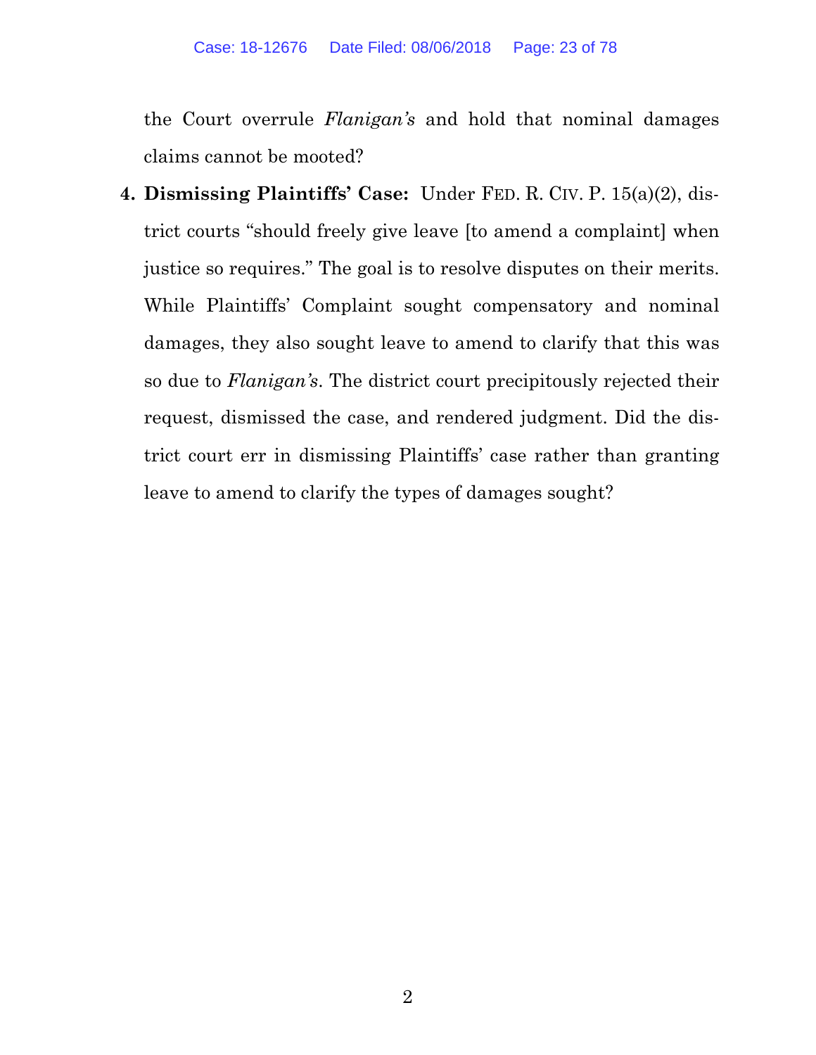the Court overrule *Flanigan's* and hold that nominal damages claims cannot be mooted?

4. **Dismissing Plaintiffs' Case:** Under FED. R. CIV. P. 15(a)(2), district courts "should freely give leave [to amend a complaint] when justice so requires." The goal is to resolve disputes on their merits. While Plaintiffs' Complaint sought compensatory and nominal damages, they also sought leave to amend to clarify that this was so due to *Flanigan's*. The district court precipitously rejected their request, dismissed the case, and rendered judgment. Did the district court err in dismissing Plaintiffs' case rather than granting leave to amend to clarify the types of damages sought?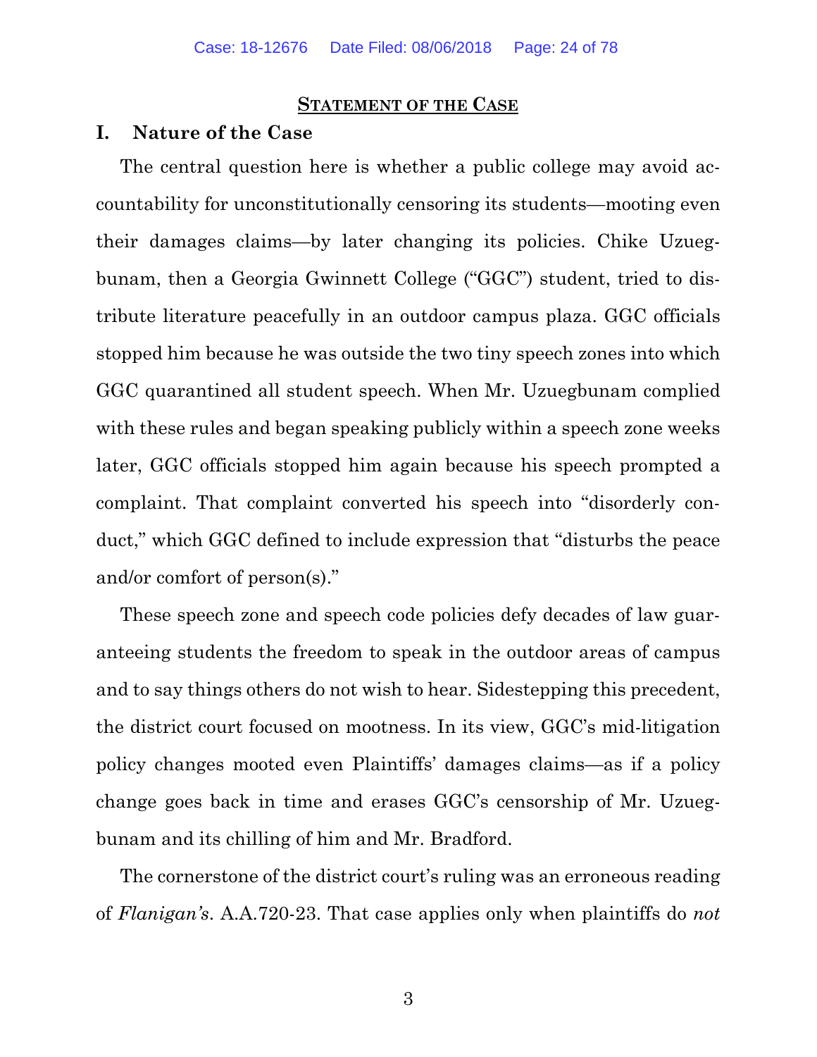## STATEMENT OF THE CASE

### I. Nature of the Case

The central question here is whether a public college may avoid accountability for unconstitutionally censoring its students—mooting even their damages claims—by later changing its policies. Chike Uzuegbunam, then a Georgia Gwinnett College ("GGC") student, tried to distribute literature peacefully in an outdoor campus plaza. GGC officials stopped him because he was outside the two tiny speech zones into which GGC quarantined all student speech. When Mr. Uzuegbunam complied with these rules and began speaking publicly within a speech zone weeks later, GGC officials stopped him again because his speech prompted a complaint. That complaint converted his speech into "disorderly conduct," which GGC defined to include expression that "disturbs the peace and/or comfort of person(s)."

These speech zone and speech code policies defy decades of law guaranteeing students the freedom to speak in the outdoor areas of campus and to say things others do not wish to hear. Sidestepping this precedent, the district court focused on mootness. In its view, GGC's mid-litigation policy changes mooted even Plaintiffs' damages claims—as if a policy change goes back in time and erases GGC's censorship of Mr. Uzuegbunam and its chilling of him and Mr. Bradford.

The cornerstone of the district court's ruling was an erroneous reading of *Flanigan's*. A.A.720-23. That case applies only when plaintiffs do *not*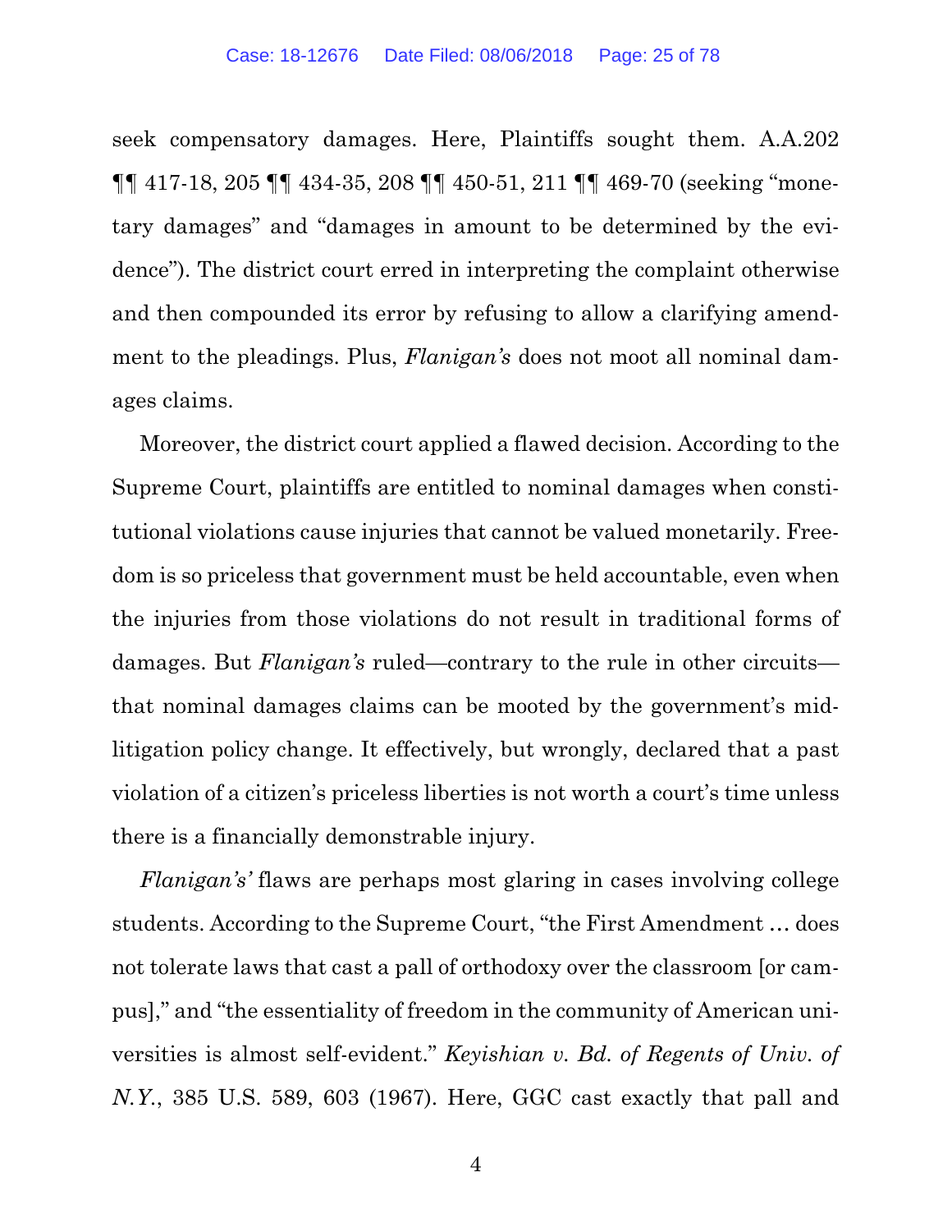seek compensatory damages. Here, Plaintiffs sought them. A.A.202 ¶¶ 417-18, 205 ¶¶ 434-35, 208 ¶¶ 450-51, 211 ¶¶ 469-70 (seeking "monetary damages" and "damages in amount to be determined by the evidence"). The district court erred in interpreting the complaint otherwise and then compounded its error by refusing to allow a clarifying amendment to the pleadings. Plus, *Flanigan's* does not moot all nominal damages claims.

Moreover, the district court applied a flawed decision. According to the Supreme Court, plaintiffs are entitled to nominal damages when constitutional violations cause injuries that cannot be valued monetarily. Freedom is so priceless that government must be held accountable, even when the injuries from those violations do not result in traditional forms of damages. But *Flanigan's* ruled—contrary to the rule in other circuits—that nominal damages claims can be mooted by the government's mid-litigation policy change. It effectively, but wrongly, declared that a past violation of a citizen's priceless liberties is not worth a court's time unless there is a financially demonstrable injury.

*Flanigan's'* flaws are perhaps most glaring in cases involving college students. According to the Supreme Court, "the First Amendment … does not tolerate laws that cast a pall of orthodoxy over the classroom [or campus]," and "the essentiality of freedom in the community of American universities is almost self-evident." *Keyishian v. Bd. of Regents of Univ. of N.Y.*, 385 U.S. 589, 603 (1967). Here, GGC cast exactly that pall and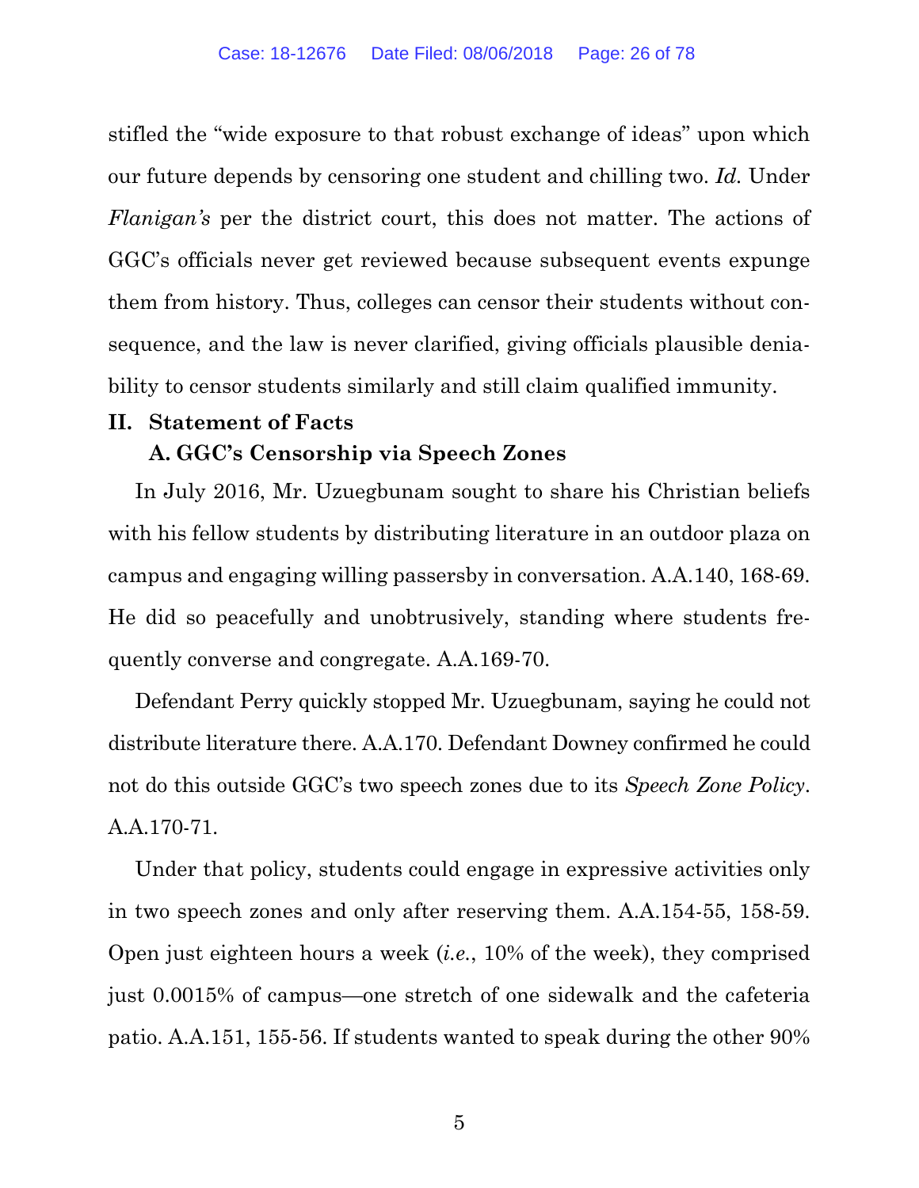stifled the "wide exposure to that robust exchange of ideas" upon which our future depends by censoring one student and chilling two. *Id.* Under *Flanigan's* per the district court, this does not matter. The actions of GGC's officials never get reviewed because subsequent events expunge them from history. Thus, colleges can censor their students without consequence, and the law is never clarified, giving officials plausible deniability to censor students similarly and still claim qualified immunity.

## II. Statement of Facts

### A. GGC's Censorship via Speech Zones

In July 2016, Mr. Uzuegbunam sought to share his Christian beliefs with his fellow students by distributing literature in an outdoor plaza on campus and engaging willing passersby in conversation. A.A.140, 168-69. He did so peacefully and unobtrusively, standing where students frequently converse and congregate. A.A.169-70.

Defendant Perry quickly stopped Mr. Uzuegbunam, saying he could not distribute literature there. A.A.170. Defendant Downey confirmed he could not do this outside GGC's two speech zones due to its *Speech Zone Policy*. A.A.170-71.

Under that policy, students could engage in expressive activities only in two speech zones and only after reserving them. A.A.154-55, 158-59. Open just eighteen hours a week (*i.e.*, 10% of the week), they comprised just 0.0015% of campus—one stretch of one sidewalk and the cafeteria patio. A.A.151, 155-56. If students wanted to speak during the other 90%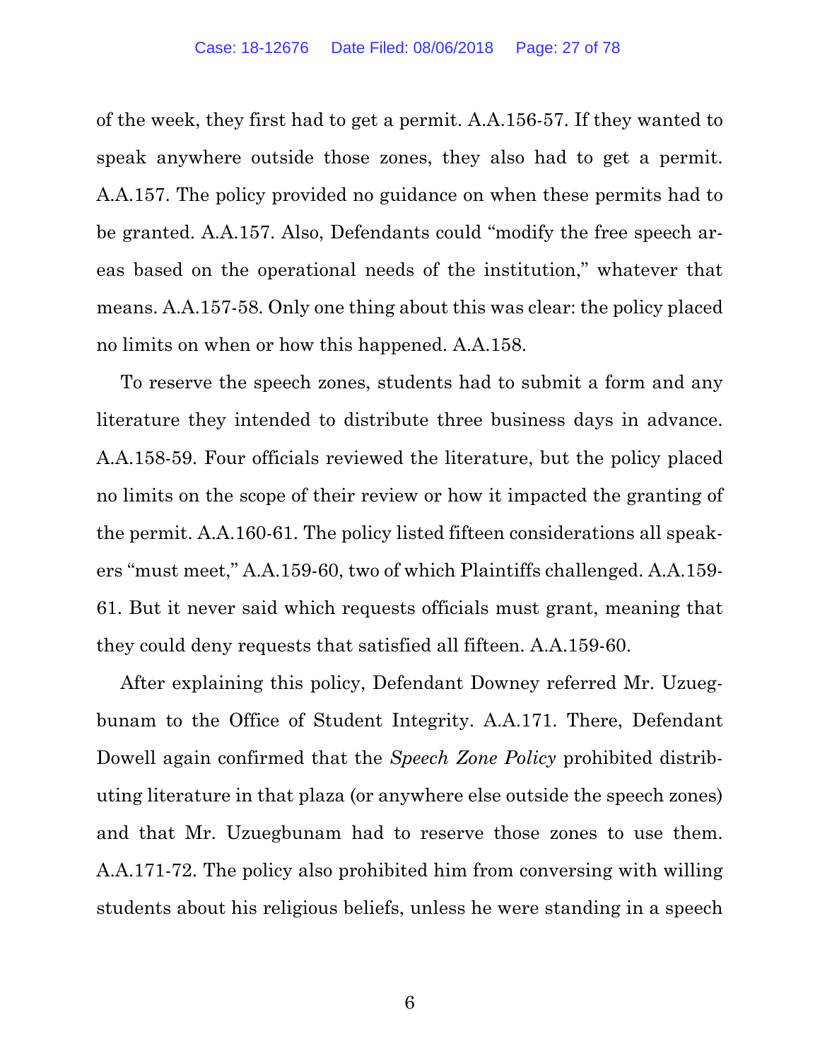of the week, they first had to get a permit. A.A.156-57. If they wanted to speak anywhere outside those zones, they also had to get a permit. A.A.157. The policy provided no guidance on when these permits had to be granted. A.A.157. Also, Defendants could "modify the free speech areas based on the operational needs of the institution," whatever that means. A.A.157-58. Only one thing about this was clear: the policy placed no limits on when or how this happened. A.A.158.

To reserve the speech zones, students had to submit a form and any literature they intended to distribute three business days in advance. A.A.158-59. Four officials reviewed the literature, but the policy placed no limits on the scope of their review or how it impacted the granting of the permit. A.A.160-61. The policy listed fifteen considerations all speakers "must meet," A.A.159-60, two of which Plaintiffs challenged. A.A.159-61. But it never said which requests officials must grant, meaning that they could deny requests that satisfied all fifteen. A.A.159-60.

After explaining this policy, Defendant Downey referred Mr. Uzuegbunam to the Office of Student Integrity. A.A.171. There, Defendant Dowell again confirmed that the *Speech Zone Policy* prohibited distributing literature in that plaza (or anywhere else outside the speech zones) and that Mr. Uzuegbunam had to reserve those zones to use them. A.A.171-72. The policy also prohibited him from conversing with willing students about his religious beliefs, unless he were standing in a speech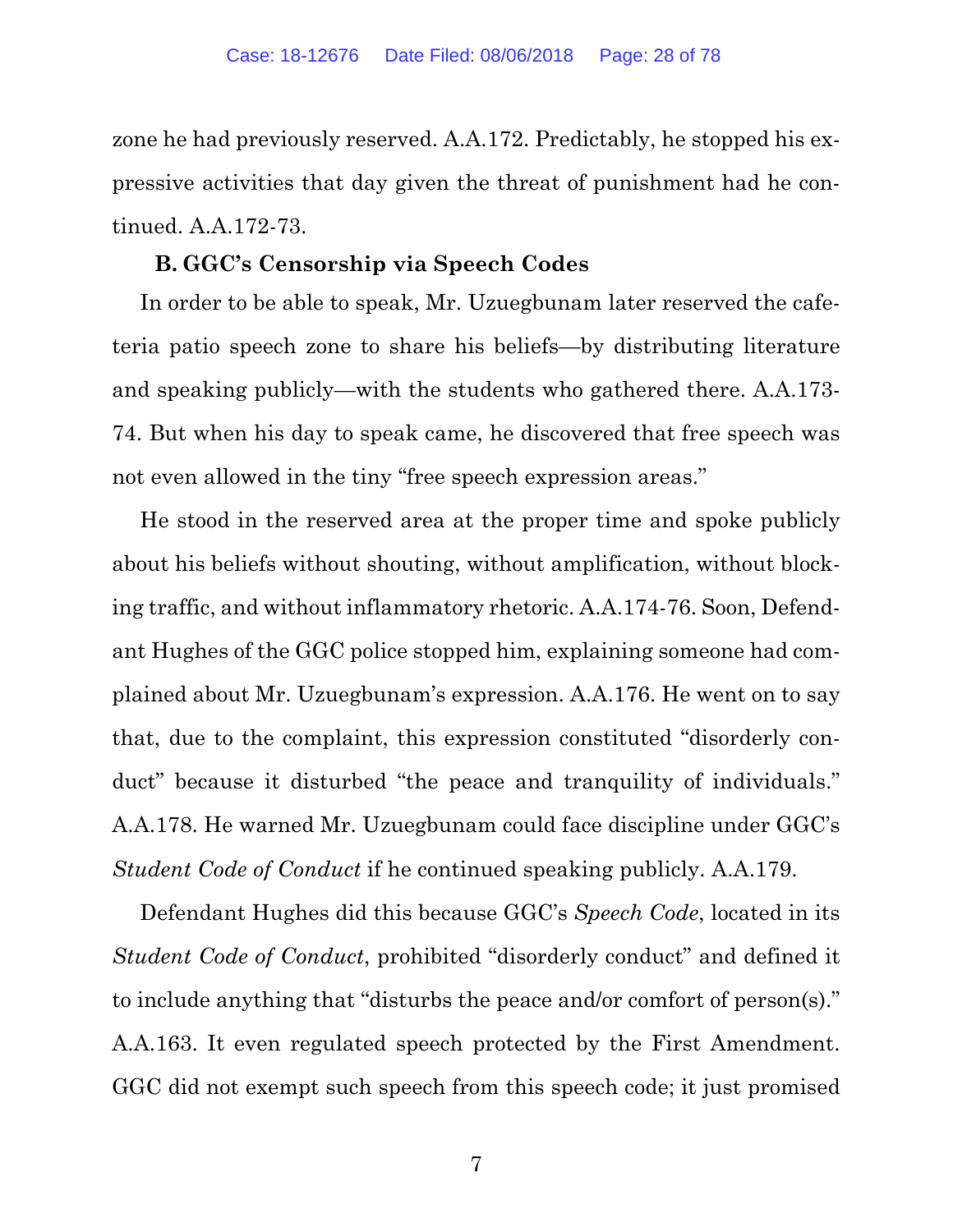zone he had previously reserved. A.A.172. Predictably, he stopped his expressive activities that day given the threat of punishment had he continued. A.A.172-73.

**B. GGC's Censorship via Speech Codes**

In order to be able to speak, Mr. Uzuegbunam later reserved the cafeteria patio speech zone to share his beliefs—by distributing literature and speaking publicly—with the students who gathered there. A.A.173-74. But when his day to speak came, he discovered that free speech was not even allowed in the tiny "free speech expression areas."

He stood in the reserved area at the proper time and spoke publicly about his beliefs without shouting, without amplification, without blocking traffic, and without inflammatory rhetoric. A.A.174-76. Soon, Defendant Hughes of the GGC police stopped him, explaining someone had complained about Mr. Uzuegbunam's expression. A.A.176. He went on to say that, due to the complaint, this expression constituted "disorderly conduct" because it disturbed "the peace and tranquility of individuals." A.A.178. He warned Mr. Uzuegbunam could face discipline under GGC's *Student Code of Conduct* if he continued speaking publicly. A.A.179.

Defendant Hughes did this because GGC's *Speech Code*, located in its *Student Code of Conduct*, prohibited "disorderly conduct" and defined it to include anything that "disturbs the peace and/or comfort of person(s)." A.A.163. It even regulated speech protected by the First Amendment. GGC did not exempt such speech from this speech code; it just promised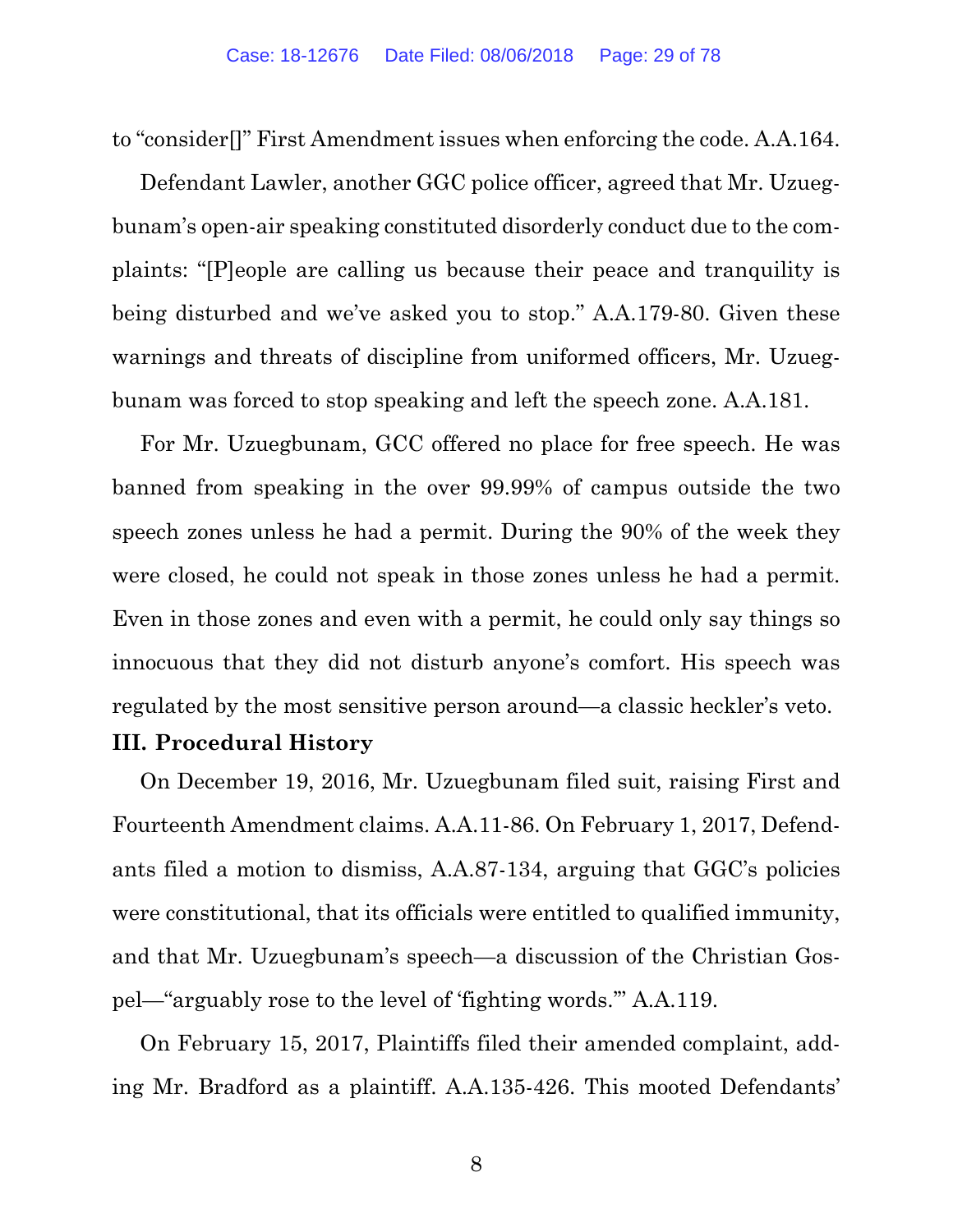to "consider[]" First Amendment issues when enforcing the code. A.A.164.

Defendant Lawler, another GGC police officer, agreed that Mr. Uzuegbunam's open-air speaking constituted disorderly conduct due to the complaints: "[P]eople are calling us because their peace and tranquility is being disturbed and we've asked you to stop." A.A.179-80. Given these warnings and threats of discipline from uniformed officers, Mr. Uzuegbunam was forced to stop speaking and left the speech zone. A.A.181.

For Mr. Uzuegbunam, GCC offered no place for free speech. He was banned from speaking in the over 99.99% of campus outside the two speech zones unless he had a permit. During the 90% of the week they were closed, he could not speak in those zones unless he had a permit. Even in those zones and even with a permit, he could only say things so innocuous that they did not disturb anyone's comfort. His speech was regulated by the most sensitive person around—a classic heckler's veto.

## III. Procedural History

On December 19, 2016, Mr. Uzuegbunam filed suit, raising First and Fourteenth Amendment claims. A.A.11-86. On February 1, 2017, Defendants filed a motion to dismiss, A.A.87-134, arguing that GGC's policies were constitutional, that its officials were entitled to qualified immunity, and that Mr. Uzuegbunam's speech—a discussion of the Christian Gospel—"arguably rose to the level of 'fighting words.'" A.A.119.

On February 15, 2017, Plaintiffs filed their amended complaint, adding Mr. Bradford as a plaintiff. A.A.135-426. This mooted Defendants'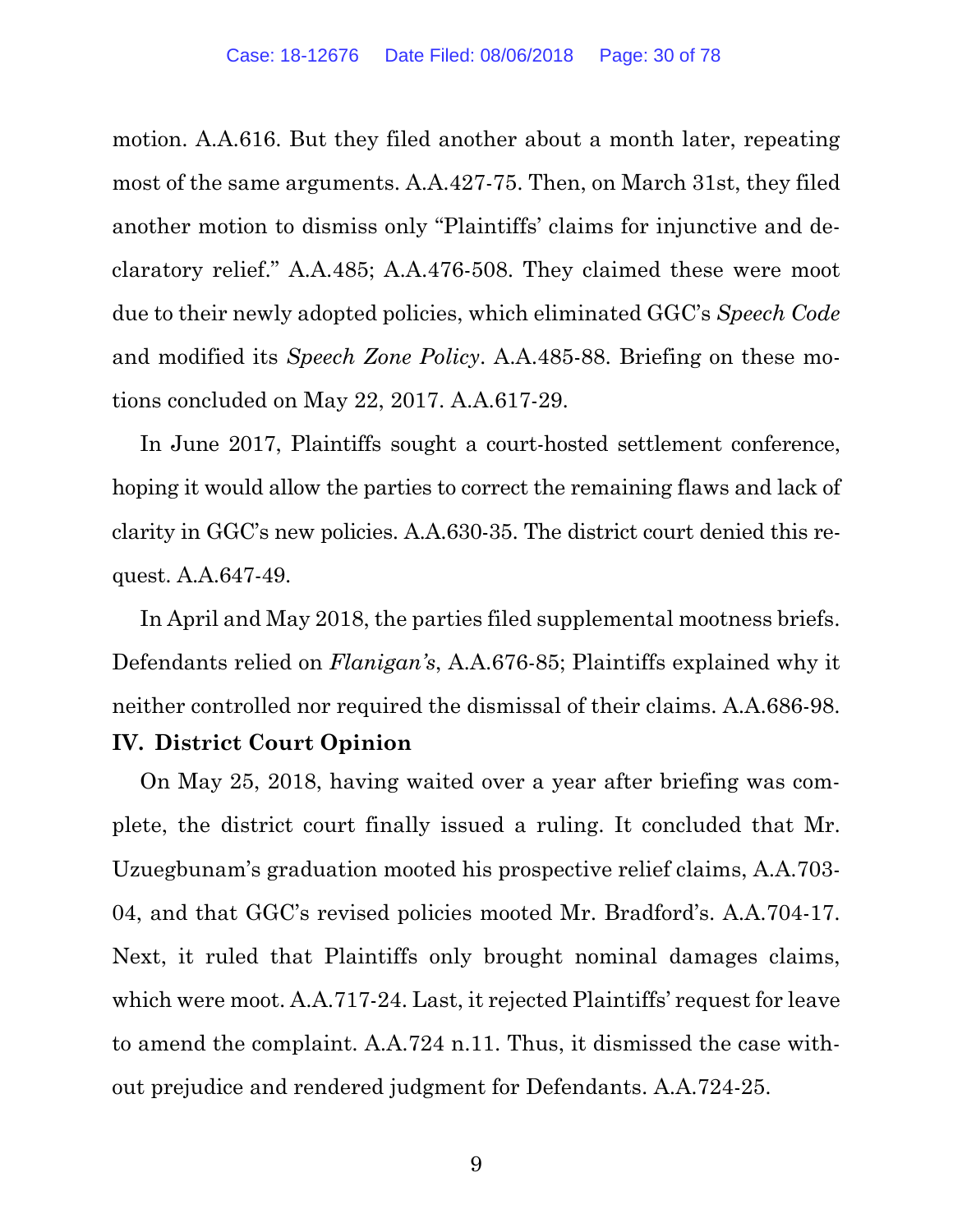motion. A.A.616. But they filed another about a month later, repeating most of the same arguments. A.A.427-75. Then, on March 31st, they filed another motion to dismiss only "Plaintiffs' claims for injunctive and declaratory relief." A.A.485; A.A.476-508. They claimed these were moot due to their newly adopted policies, which eliminated GGC's *Speech Code* and modified its *Speech Zone Policy*. A.A.485-88. Briefing on these motions concluded on May 22, 2017. A.A.617-29.

In June 2017, Plaintiffs sought a court-hosted settlement conference, hoping it would allow the parties to correct the remaining flaws and lack of clarity in GGC's new policies. A.A.630-35. The district court denied this request. A.A.647-49.

In April and May 2018, the parties filed supplemental mootness briefs. Defendants relied on *Flanigan's*, A.A.676-85; Plaintiffs explained why it neither controlled nor required the dismissal of their claims. A.A.686-98.

## IV. District Court Opinion

On May 25, 2018, having waited over a year after briefing was complete, the district court finally issued a ruling. It concluded that Mr. Uzuegbunam's graduation mooted his prospective relief claims, A.A.703-04, and that GGC's revised policies mooted Mr. Bradford's. A.A.704-17. Next, it ruled that Plaintiffs only brought nominal damages claims, which were moot. A.A.717-24. Last, it rejected Plaintiffs' request for leave to amend the complaint. A.A.724 n.11. Thus, it dismissed the case without prejudice and rendered judgment for Defendants. A.A.724-25.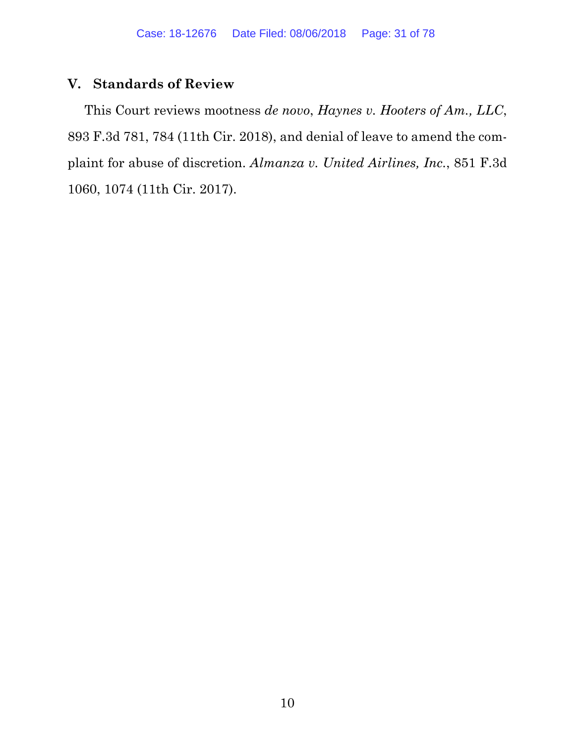## V. Standards of Review

This Court reviews mootness *de novo*, *Haynes v. Hooters of Am., LLC*, 893 F.3d 781, 784 (11th Cir. 2018), and denial of leave to amend the complaint for abuse of discretion. *Almanza v. United Airlines, Inc.*, 851 F.3d 1060, 1074 (11th Cir. 2017).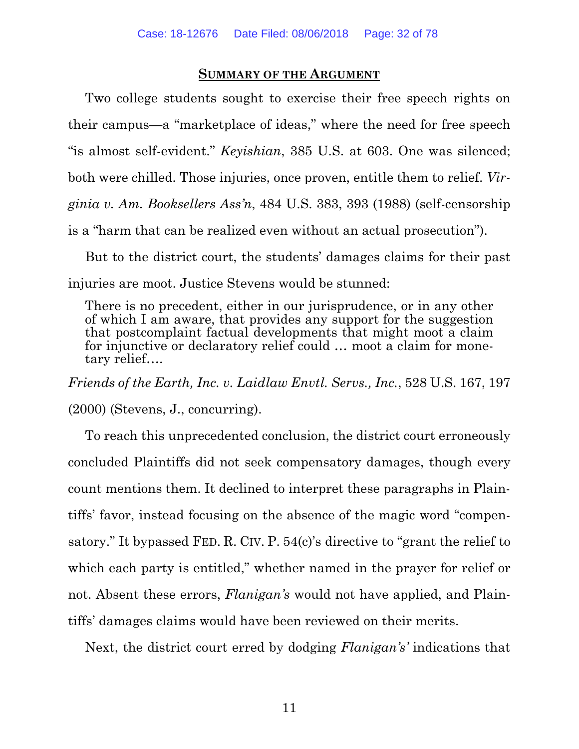## Summary of the Argument

Two college students sought to exercise their free speech rights on their campus—a "marketplace of ideas," where the need for free speech "is almost self-evident." *Keyishian*, 385 U.S. at 603. One was silenced; both were chilled. Those injuries, once proven, entitle them to relief. *Virginia v. Am. Booksellers Ass'n*, 484 U.S. 383, 393 (1988) (self-censorship is a "harm that can be realized even without an actual prosecution").

But to the district court, the students' damages claims for their past injuries are moot. Justice Stevens would be stunned:

> There is no precedent, either in our jurisprudence, or in any other of which I am aware, that provides any support for the suggestion that postcomplaint factual developments that might moot a claim for injunctive or declaratory relief could … moot a claim for monetary relief….

*Friends of the Earth, Inc. v. Laidlaw Envtl. Servs., Inc.*, 528 U.S. 167, 197 (2000) (Stevens, J., concurring).

To reach this unprecedented conclusion, the district court erroneously concluded Plaintiffs did not seek compensatory damages, though every count mentions them. It declined to interpret these paragraphs in Plaintiffs' favor, instead focusing on the absence of the magic word "compensatory." It bypassed FED. R. CIV. P. 54(c)'s directive to "grant the relief to which each party is entitled," whether named in the prayer for relief or not. Absent these errors, *Flanigan's* would not have applied, and Plaintiffs' damages claims would have been reviewed on their merits.

Next, the district court erred by dodging *Flanigan's'* indications that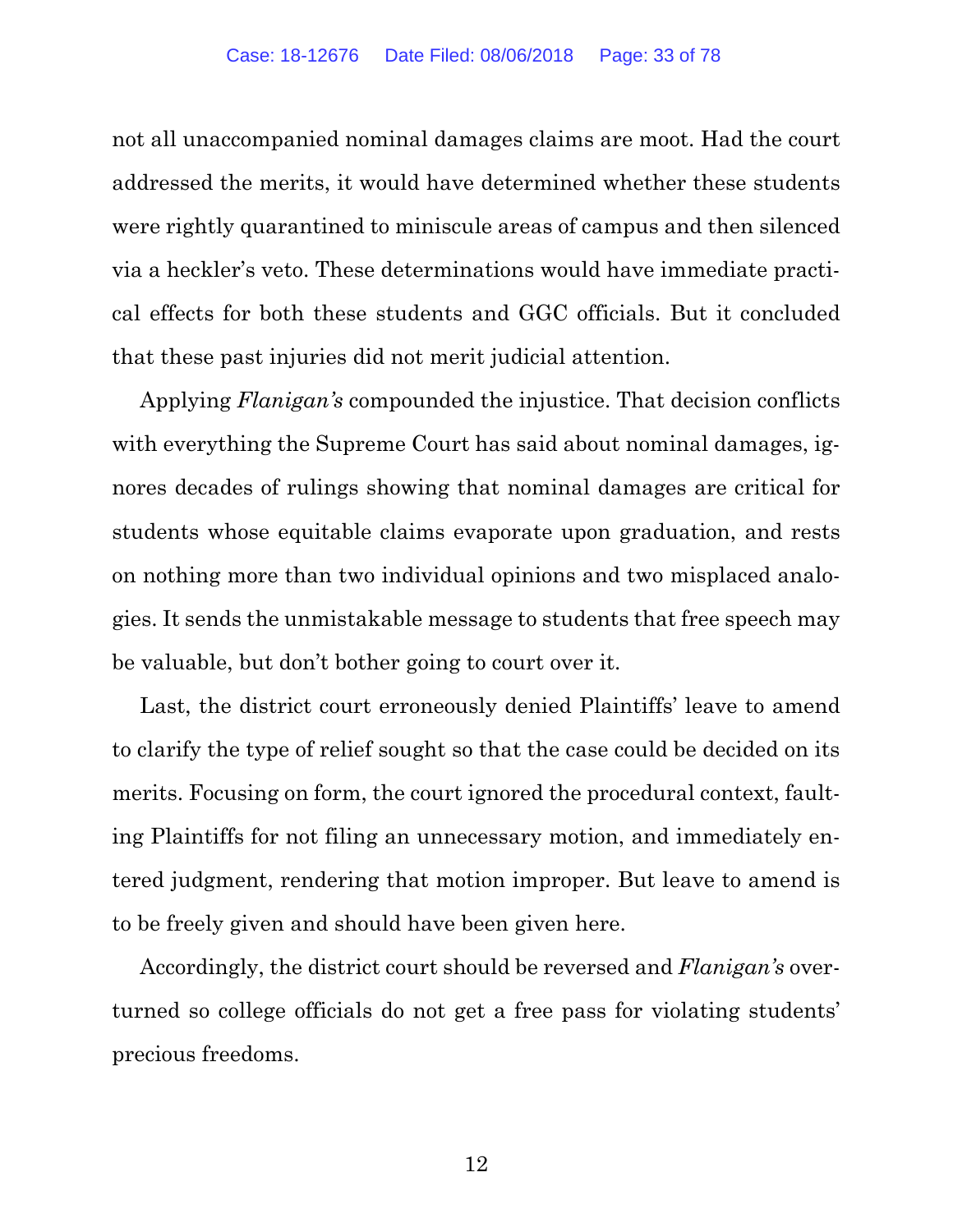not all unaccompanied nominal damages claims are moot. Had the court addressed the merits, it would have determined whether these students were rightly quarantined to miniscule areas of campus and then silenced via a heckler's veto. These determinations would have immediate practical effects for both these students and GGC officials. But it concluded that these past injuries did not merit judicial attention.

Applying *Flanigan's* compounded the injustice. That decision conflicts with everything the Supreme Court has said about nominal damages, ignores decades of rulings showing that nominal damages are critical for students whose equitable claims evaporate upon graduation, and rests on nothing more than two individual opinions and two misplaced analogies. It sends the unmistakable message to students that free speech may be valuable, but don't bother going to court over it.

Last, the district court erroneously denied Plaintiffs' leave to amend to clarify the type of relief sought so that the case could be decided on its merits. Focusing on form, the court ignored the procedural context, faulting Plaintiffs for not filing an unnecessary motion, and immediately entered judgment, rendering that motion improper. But leave to amend is to be freely given and should have been given here.

Accordingly, the district court should be reversed and *Flanigan's* overturned so college officials do not get a free pass for violating students' precious freedoms.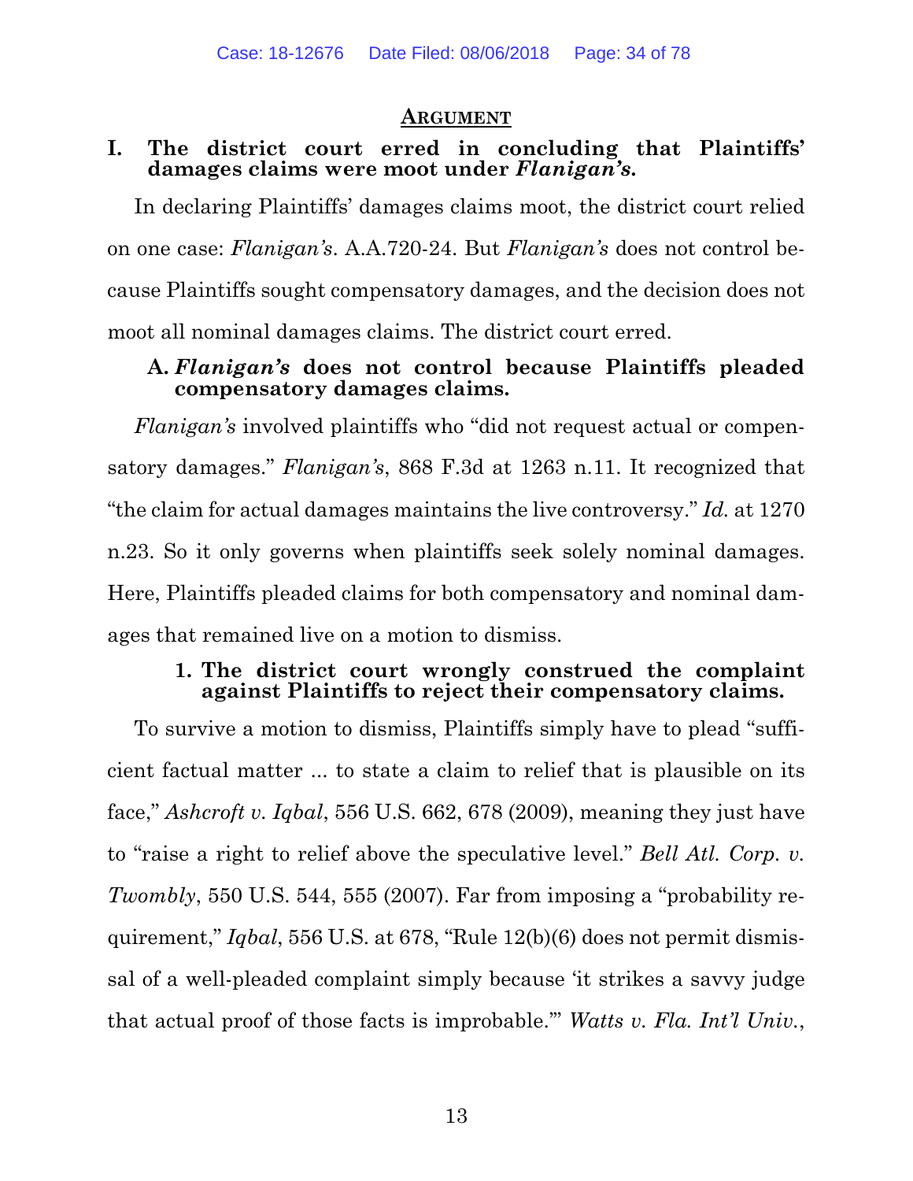## ARGUMENT

### I. The district court erred in concluding that Plaintiffs' damages claims were moot under *Flanigan's*.

In declaring Plaintiffs' damages claims moot, the district court relied on one case: *Flanigan's*. A.A.720-24. But *Flanigan's* does not control because Plaintiffs sought compensatory damages, and the decision does not moot all nominal damages claims. The district court erred.

#### A. *Flanigan's* does not control because Plaintiffs pleaded compensatory damages claims.

*Flanigan's* involved plaintiffs who "did not request actual or compensatory damages." *Flanigan's*, 868 F.3d at 1263 n.11. It recognized that "the claim for actual damages maintains the live controversy." *Id.* at 1270 n.23. So it only governs when plaintiffs seek solely nominal damages. Here, Plaintiffs pleaded claims for both compensatory and nominal damages that remained live on a motion to dismiss.

##### 1. The district court wrongly construed the complaint against Plaintiffs to reject their compensatory claims.

To survive a motion to dismiss, Plaintiffs simply have to plead "sufficient factual matter ... to state a claim to relief that is plausible on its face," *Ashcroft v. Iqbal*, 556 U.S. 662, 678 (2009), meaning they just have to "raise a right to relief above the speculative level." *Bell Atl. Corp. v. Twombly*, 550 U.S. 544, 555 (2007). Far from imposing a "probability requirement," *Iqbal*, 556 U.S. at 678, "Rule 12(b)(6) does not permit dismissal of a well-pleaded complaint simply because 'it strikes a savvy judge that actual proof of those facts is improbable.'" *Watts v. Fla. Int'l Univ.*,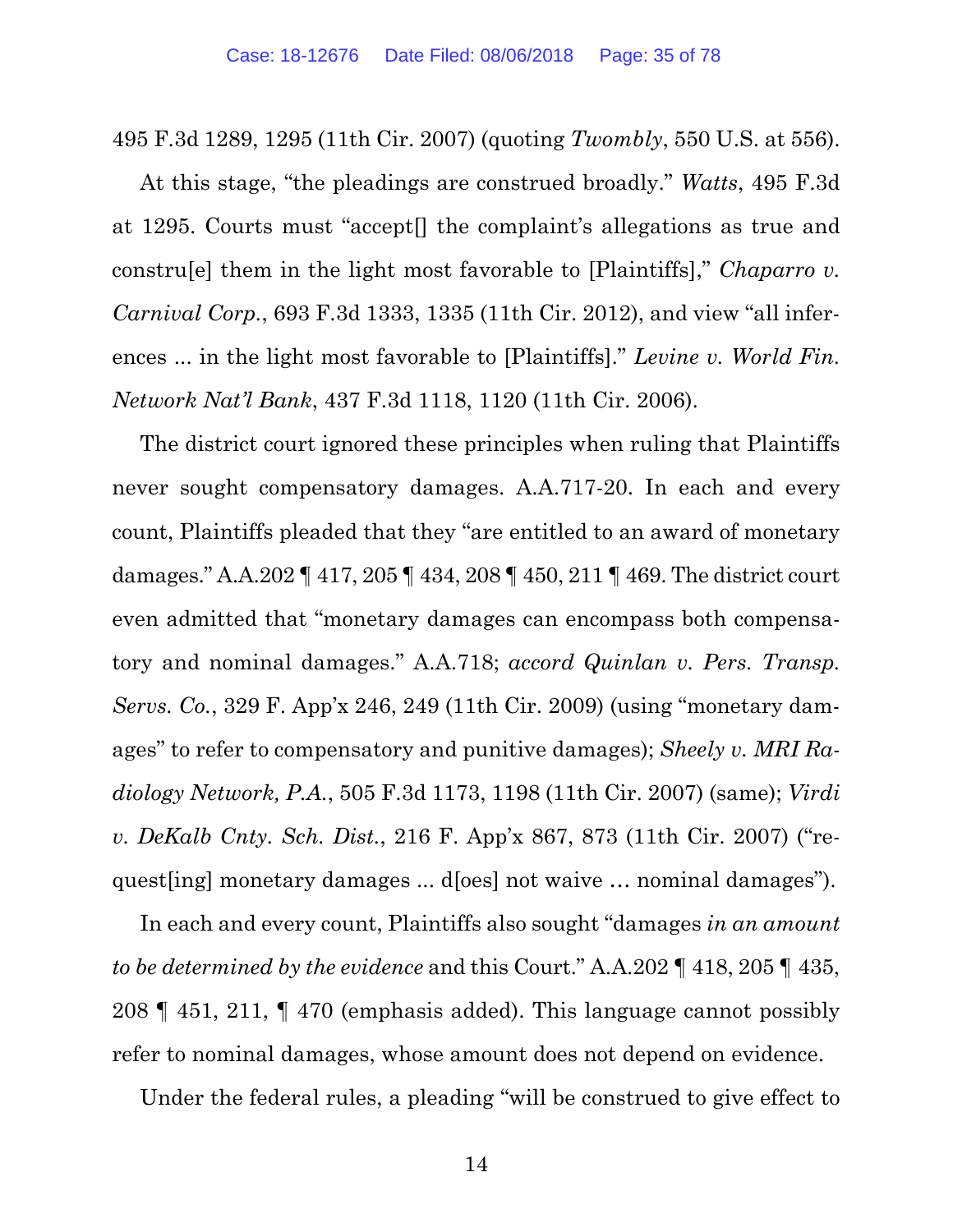495 F.3d 1289, 1295 (11th Cir. 2007) (quoting *Twombly*, 550 U.S. at 556).

At this stage, "the pleadings are construed broadly." *Watts*, 495 F.3d at 1295. Courts must "accept[] the complaint's allegations as true and constru[e] them in the light most favorable to [Plaintiffs]," *Chaparro v. Carnival Corp.*, 693 F.3d 1333, 1335 (11th Cir. 2012), and view "all inferences ... in the light most favorable to [Plaintiffs]." *Levine v. World Fin. Network Nat'l Bank*, 437 F.3d 1118, 1120 (11th Cir. 2006).

The district court ignored these principles when ruling that Plaintiffs never sought compensatory damages. A.A.717-20. In each and every count, Plaintiffs pleaded that they "are entitled to an award of monetary damages." A.A.202 ¶ 417, 205 ¶ 434, 208 ¶ 450, 211 ¶ 469. The district court even admitted that "monetary damages can encompass both compensatory and nominal damages." A.A.718; *accord Quinlan v. Pers. Transp. Servs. Co.*, 329 F. App'x 246, 249 (11th Cir. 2009) (using "monetary damages" to refer to compensatory and punitive damages); *Sheely v. MRI Radiology Network, P.A.*, 505 F.3d 1173, 1198 (11th Cir. 2007) (same); *Virdi v. DeKalb Cnty. Sch. Dist.*, 216 F. App'x 867, 873 (11th Cir. 2007) ("request[ing] monetary damages ... d[oes] not waive … nominal damages").

In each and every count, Plaintiffs also sought "damages *in an amount to be determined by the evidence* and this Court." A.A.202 ¶ 418, 205 ¶ 435, 208 ¶ 451, 211, ¶ 470 (emphasis added). This language cannot possibly refer to nominal damages, whose amount does not depend on evidence.

Under the federal rules, a pleading "will be construed to give effect to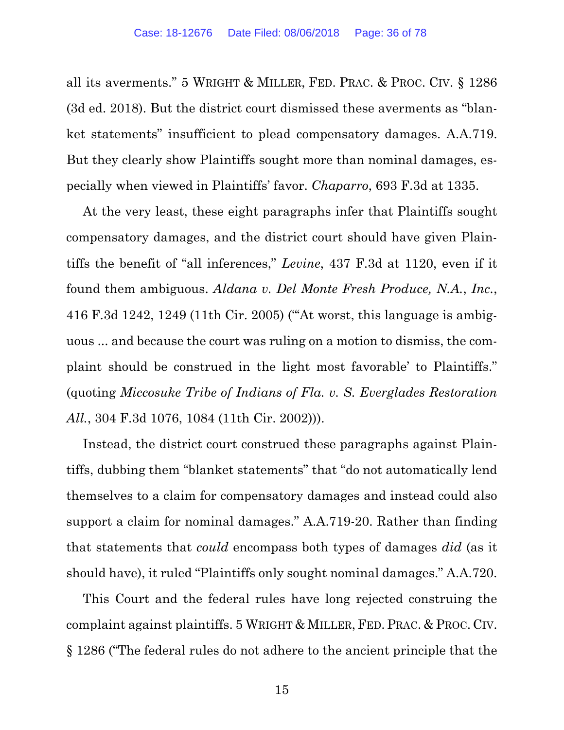all its averments." 5 WRIGHT & MILLER, FED. PRAC. & PROC. CIV. § 1286 (3d ed. 2018). But the district court dismissed these averments as "blanket statements" insufficient to plead compensatory damages. A.A.719. But they clearly show Plaintiffs sought more than nominal damages, especially when viewed in Plaintiffs' favor. *Chaparro*, 693 F.3d at 1335.

At the very least, these eight paragraphs infer that Plaintiffs sought compensatory damages, and the district court should have given Plaintiffs the benefit of "all inferences," *Levine*, 437 F.3d at 1120, even if it found them ambiguous. *Aldana v. Del Monte Fresh Produce, N.A.*, *Inc.*, 416 F.3d 1242, 1249 (11th Cir. 2005) ("'At worst, this language is ambiguous ... and because the court was ruling on a motion to dismiss, the complaint should be construed in the light most favorable' to Plaintiffs." (quoting *Miccosuke Tribe of Indians of Fla. v. S. Everglades Restoration All.*, 304 F.3d 1076, 1084 (11th Cir. 2002))).

Instead, the district court construed these paragraphs against Plaintiffs, dubbing them "blanket statements" that "do not automatically lend themselves to a claim for compensatory damages and instead could also support a claim for nominal damages." A.A.719-20. Rather than finding that statements that *could* encompass both types of damages *did* (as it should have), it ruled "Plaintiffs only sought nominal damages." A.A.720.

This Court and the federal rules have long rejected construing the complaint against plaintiffs. 5 WRIGHT & MILLER, FED. PRAC. & PROC. CIV. § 1286 ("The federal rules do not adhere to the ancient principle that the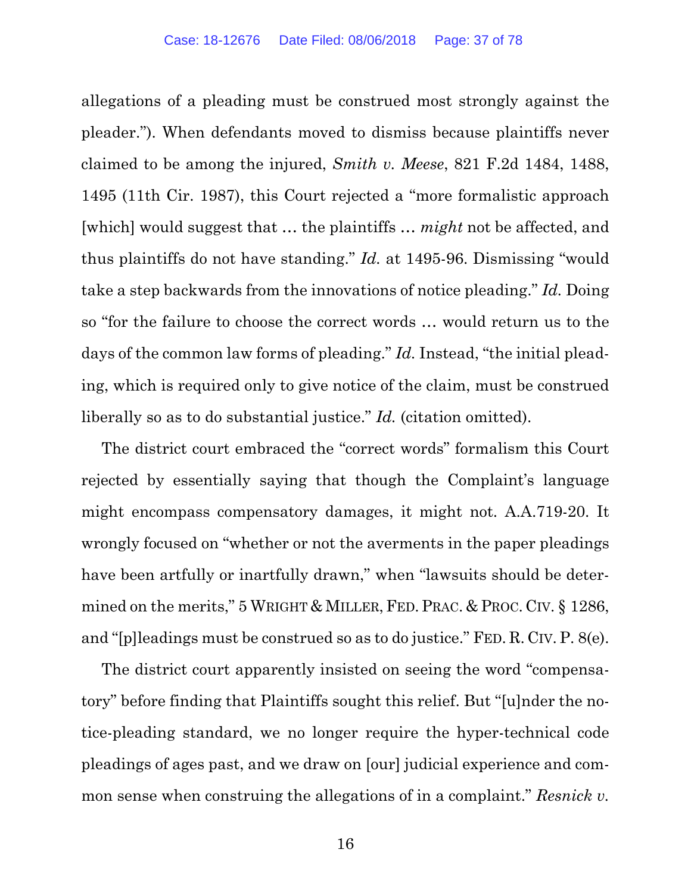allegations of a pleading must be construed most strongly against the pleader."). When defendants moved to dismiss because plaintiffs never claimed to be among the injured, *Smith v. Meese*, 821 F.2d 1484, 1488, 1495 (11th Cir. 1987), this Court rejected a "more formalistic approach [which] would suggest that … the plaintiffs … *might* not be affected, and thus plaintiffs do not have standing." *Id.* at 1495-96. Dismissing "would take a step backwards from the innovations of notice pleading." *Id.* Doing so "for the failure to choose the correct words … would return us to the days of the common law forms of pleading." *Id.* Instead, "the initial pleading, which is required only to give notice of the claim, must be construed liberally so as to do substantial justice." *Id.* (citation omitted).

The district court embraced the "correct words" formalism this Court rejected by essentially saying that though the Complaint's language might encompass compensatory damages, it might not. A.A.719-20. It wrongly focused on "whether or not the averments in the paper pleadings have been artfully or inartfully drawn," when "lawsuits should be determined on the merits," 5 WRIGHT & MILLER, FED. PRAC. & PROC. CIV. § 1286, and "[p]leadings must be construed so as to do justice." FED. R. CIV. P. 8(e).

The district court apparently insisted on seeing the word "compensatory" before finding that Plaintiffs sought this relief. But "[u]nder the notice-pleading standard, we no longer require the hyper-technical code pleadings of ages past, and we draw on [our] judicial experience and common sense when construing the allegations of in a complaint." *Resnick v.*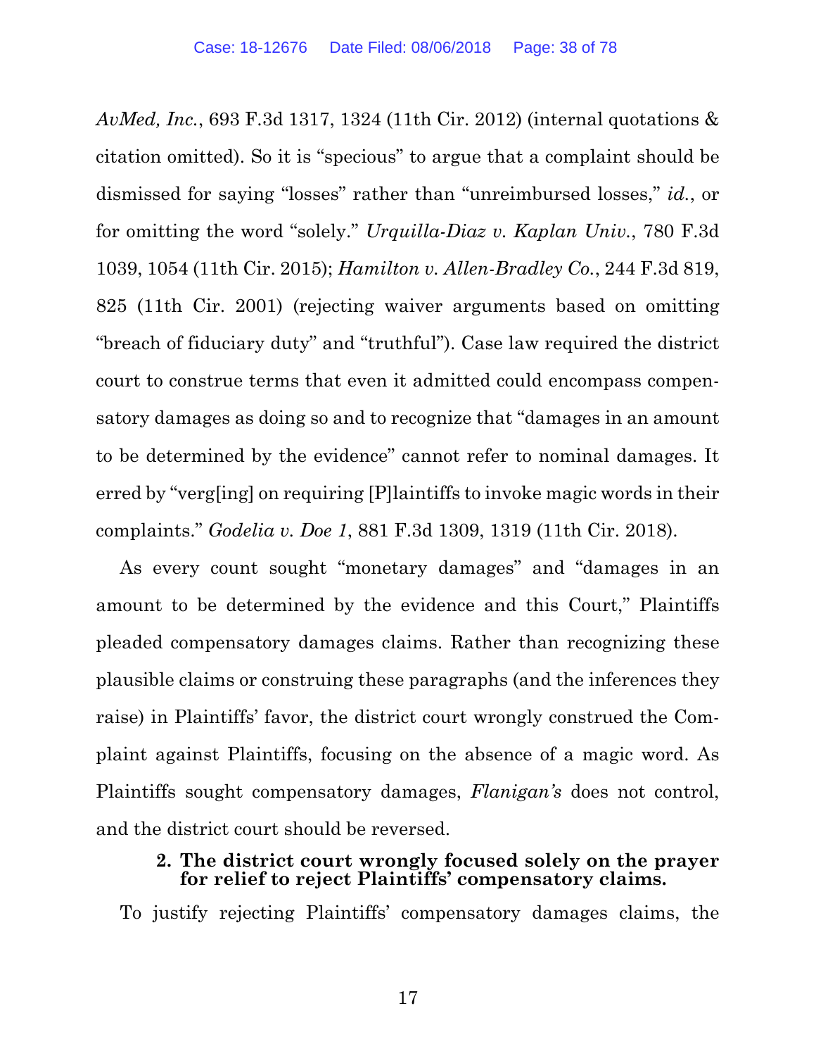*AvMed, Inc.*, 693 F.3d 1317, 1324 (11th Cir. 2012) (internal quotations & citation omitted). So it is "specious" to argue that a complaint should be dismissed for saying "losses" rather than "unreimbursed losses," *id.*, or for omitting the word "solely." *Urquilla-Diaz v. Kaplan Univ.*, 780 F.3d 1039, 1054 (11th Cir. 2015); *Hamilton v. Allen-Bradley Co.*, 244 F.3d 819, 825 (11th Cir. 2001) (rejecting waiver arguments based on omitting "breach of fiduciary duty" and "truthful"). Case law required the district court to construe terms that even it admitted could encompass compensatory damages as doing so and to recognize that "damages in an amount to be determined by the evidence" cannot refer to nominal damages. It erred by "verg[ing] on requiring [P]laintiffs to invoke magic words in their complaints." *Godelia v. Doe 1*, 881 F.3d 1309, 1319 (11th Cir. 2018).

As every count sought "monetary damages" and "damages in an amount to be determined by the evidence and this Court," Plaintiffs pleaded compensatory damages claims. Rather than recognizing these plausible claims or construing these paragraphs (and the inferences they raise) in Plaintiffs' favor, the district court wrongly construed the Complaint against Plaintiffs, focusing on the absence of a magic word. As Plaintiffs sought compensatory damages, *Flanigan's* does not control, and the district court should be reversed.

### 2. The district court wrongly focused solely on the prayer for relief to reject Plaintiffs' compensatory claims.

To justify rejecting Plaintiffs' compensatory damages claims, the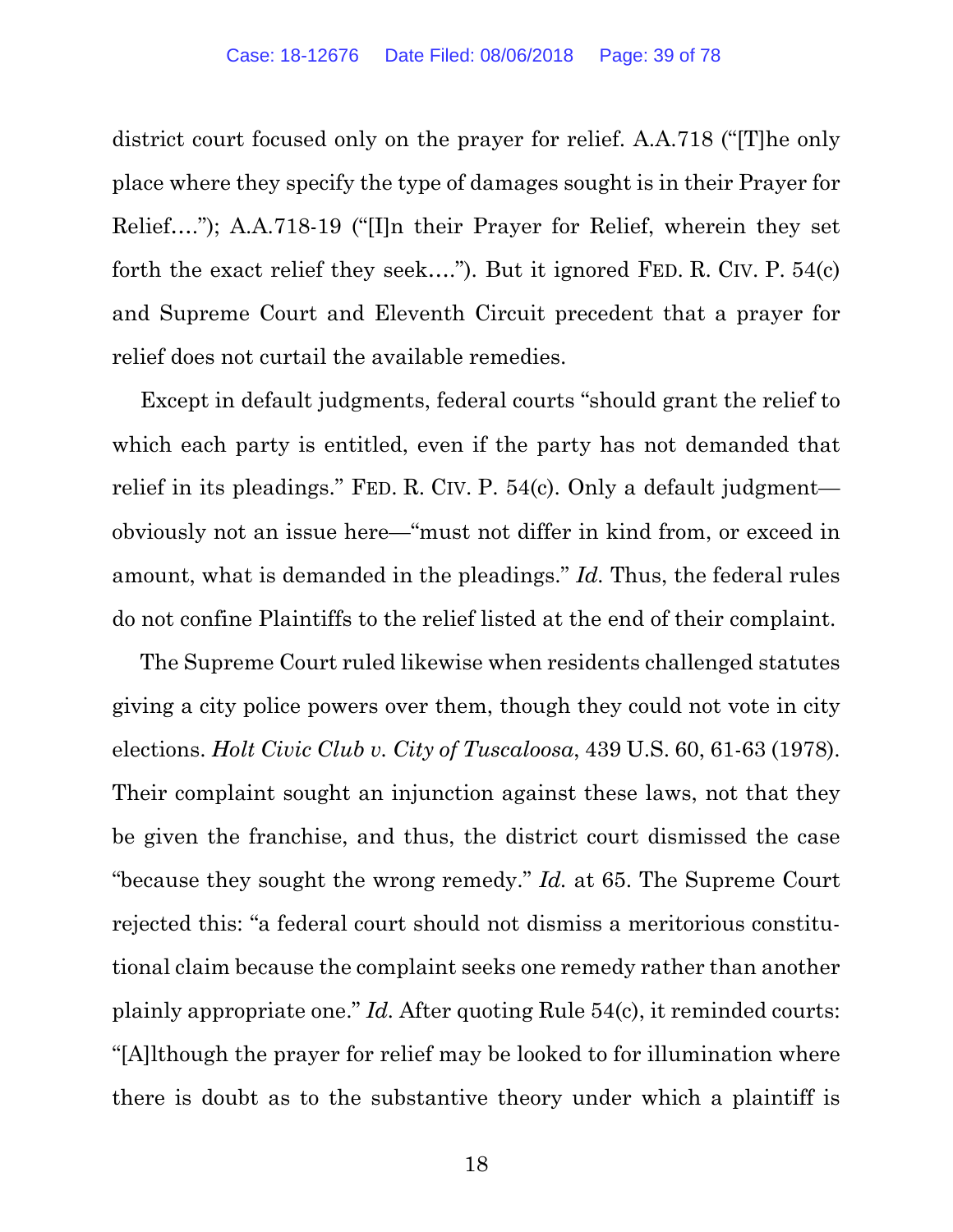district court focused only on the prayer for relief. A.A.718 ("[T]he only place where they specify the type of damages sought is in their Prayer for Relief…."); A.A.718-19 ("[I]n their Prayer for Relief, wherein they set forth the exact relief they seek…."). But it ignored FED. R. CIV. P. 54(c) and Supreme Court and Eleventh Circuit precedent that a prayer for relief does not curtail the available remedies.

Except in default judgments, federal courts "should grant the relief to which each party is entitled, even if the party has not demanded that relief in its pleadings." FED. R. CIV. P. 54(c). Only a default judgment—obviously not an issue here—"must not differ in kind from, or exceed in amount, what is demanded in the pleadings." *Id.* Thus, the federal rules do not confine Plaintiffs to the relief listed at the end of their complaint.

The Supreme Court ruled likewise when residents challenged statutes giving a city police powers over them, though they could not vote in city elections. *Holt Civic Club v. City of Tuscaloosa*, 439 U.S. 60, 61-63 (1978). Their complaint sought an injunction against these laws, not that they be given the franchise, and thus, the district court dismissed the case "because they sought the wrong remedy." *Id.* at 65. The Supreme Court rejected this: "a federal court should not dismiss a meritorious constitutional claim because the complaint seeks one remedy rather than another plainly appropriate one." *Id.* After quoting Rule 54(c), it reminded courts: "[A]lthough the prayer for relief may be looked to for illumination where there is doubt as to the substantive theory under which a plaintiff is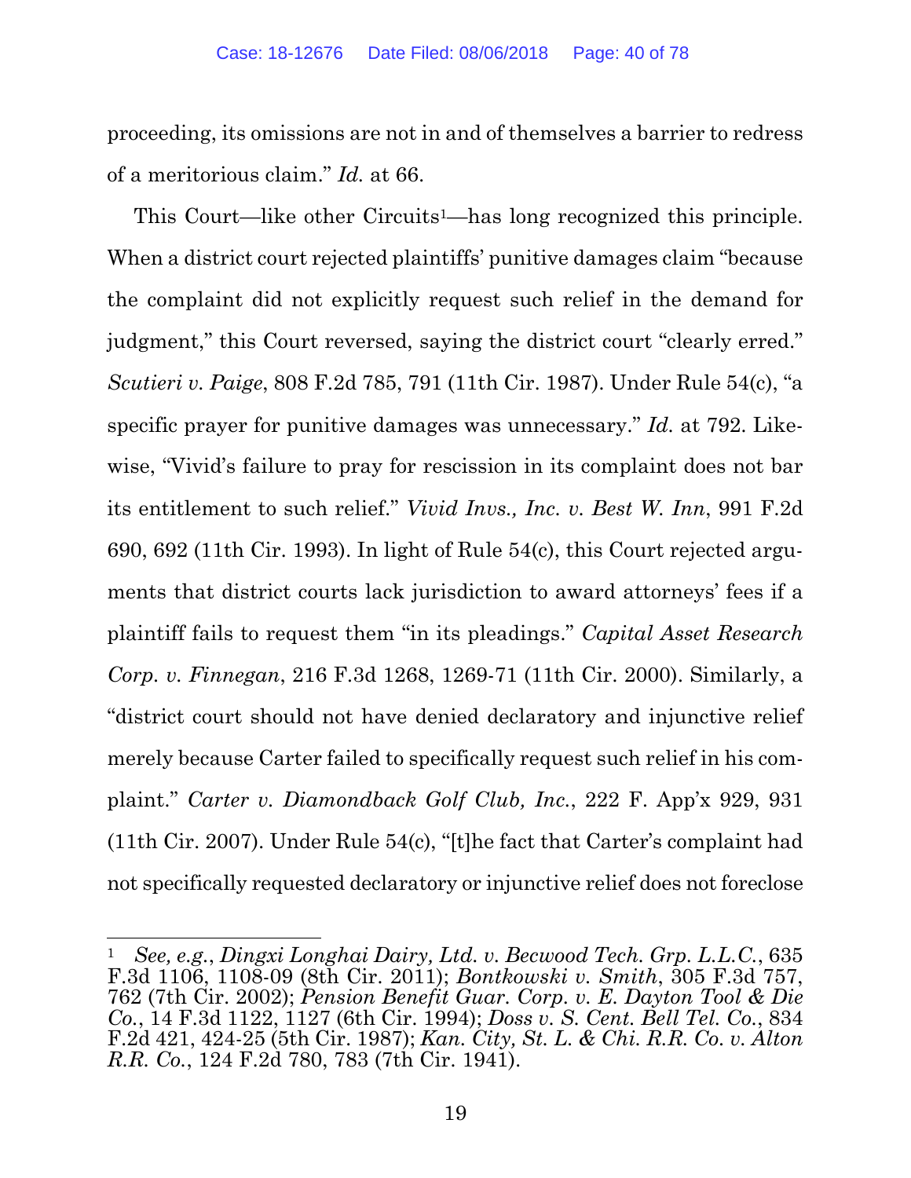proceeding, its omissions are not in and of themselves a barrier to redress of a meritorious claim." *Id.* at 66.

This Court—like other Circuits[1]—has long recognized this principle. When a district court rejected plaintiffs' punitive damages claim "because the complaint did not explicitly request such relief in the demand for judgment," this Court reversed, saying the district court "clearly erred." *Scutieri v. Paige*, 808 F.2d 785, 791 (11th Cir. 1987). Under Rule 54(c), "a specific prayer for punitive damages was unnecessary." *Id.* at 792. Likewise, "Vivid's failure to pray for rescission in its complaint does not bar its entitlement to such relief." *Vivid Invs., Inc. v. Best W. Inn*, 991 F.2d 690, 692 (11th Cir. 1993). In light of Rule 54(c), this Court rejected arguments that district courts lack jurisdiction to award attorneys' fees if a plaintiff fails to request them "in its pleadings." *Capital Asset Research Corp. v. Finnegan*, 216 F.3d 1268, 1269-71 (11th Cir. 2000). Similarly, a "district court should not have denied declaratory and injunctive relief merely because Carter failed to specifically request such relief in his complaint." *Carter v. Diamondback Golf Club, Inc.*, 222 F. App'x 929, 931 (11th Cir. 2007). Under Rule 54(c), "[t]he fact that Carter's complaint had not specifically requested declaratory or injunctive relief does not foreclose

---

[1] *See, e.g.*, *Dingxi Longhai Dairy, Ltd. v. Becwood Tech. Grp. L.L.C.*, 635 F.3d 1106, 1108-09 (8th Cir. 2011); *Bontkowski v. Smith*, 305 F.3d 757, 762 (7th Cir. 2002); *Pension Benefit Guar. Corp. v. E. Dayton Tool & Die Co.*, 14 F.3d 1122, 1127 (6th Cir. 1994); *Doss v. S. Cent. Bell Tel. Co.*, 834 F.2d 421, 424-25 (5th Cir. 1987); *Kan. City, St. L. & Chi. R.R. Co. v. Alton R.R. Co.*, 124 F.2d 780, 783 (7th Cir. 1941).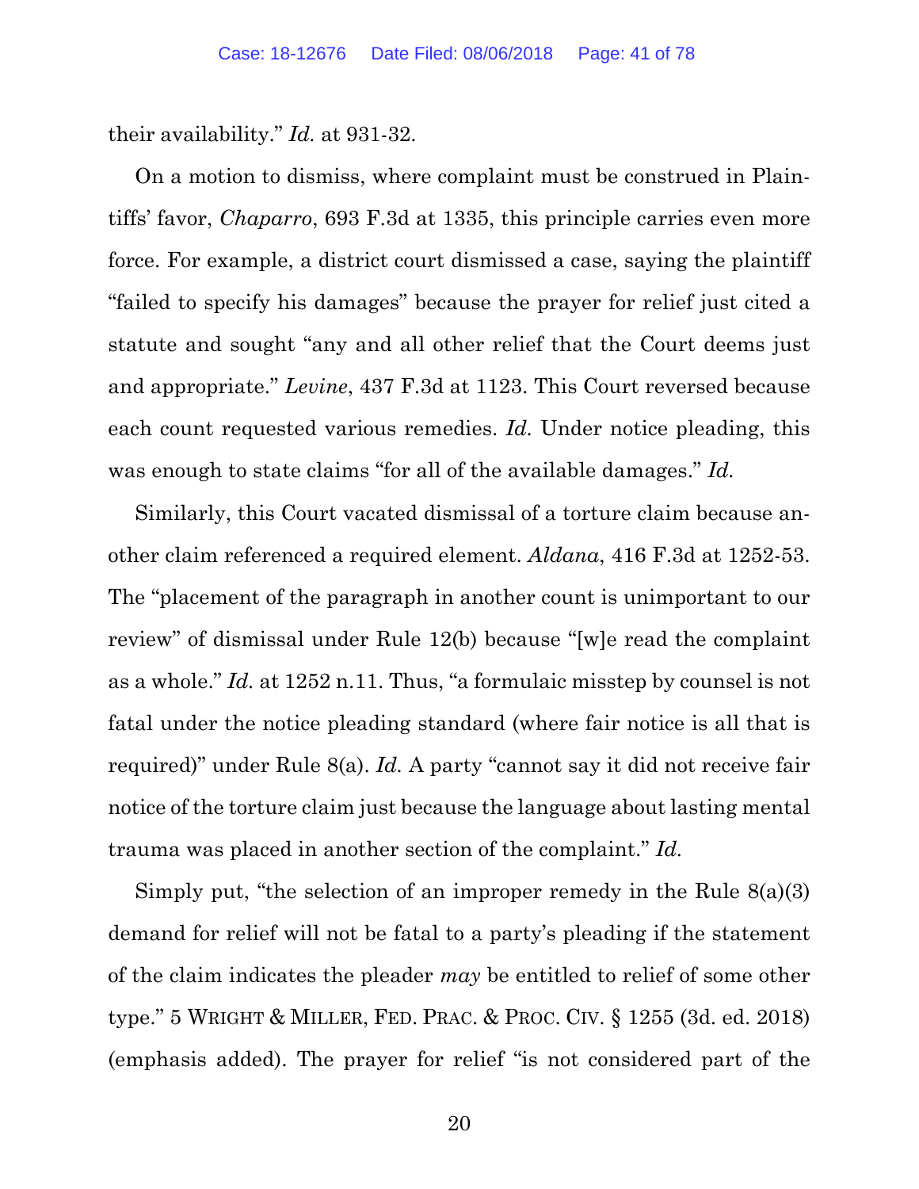their availability." *Id.* at 931-32.

On a motion to dismiss, where complaint must be construed in Plaintiffs' favor, *Chaparro*, 693 F.3d at 1335, this principle carries even more force. For example, a district court dismissed a case, saying the plaintiff "failed to specify his damages" because the prayer for relief just cited a statute and sought "any and all other relief that the Court deems just and appropriate." *Levine*, 437 F.3d at 1123. This Court reversed because each count requested various remedies. *Id.* Under notice pleading, this was enough to state claims "for all of the available damages." *Id.*

Similarly, this Court vacated dismissal of a torture claim because another claim referenced a required element. *Aldana*, 416 F.3d at 1252-53. The "placement of the paragraph in another count is unimportant to our review" of dismissal under Rule 12(b) because "[w]e read the complaint as a whole." *Id.* at 1252 n.11. Thus, "a formulaic misstep by counsel is not fatal under the notice pleading standard (where fair notice is all that is required)" under Rule 8(a). *Id.* A party "cannot say it did not receive fair notice of the torture claim just because the language about lasting mental trauma was placed in another section of the complaint." *Id.*

Simply put, "the selection of an improper remedy in the Rule 8(a)(3) demand for relief will not be fatal to a party's pleading if the statement of the claim indicates the pleader *may* be entitled to relief of some other type." 5 WRIGHT & MILLER, FED. PRAC. & PROC. CIV. § 1255 (3d. ed. 2018) (emphasis added). The prayer for relief "is not considered part of the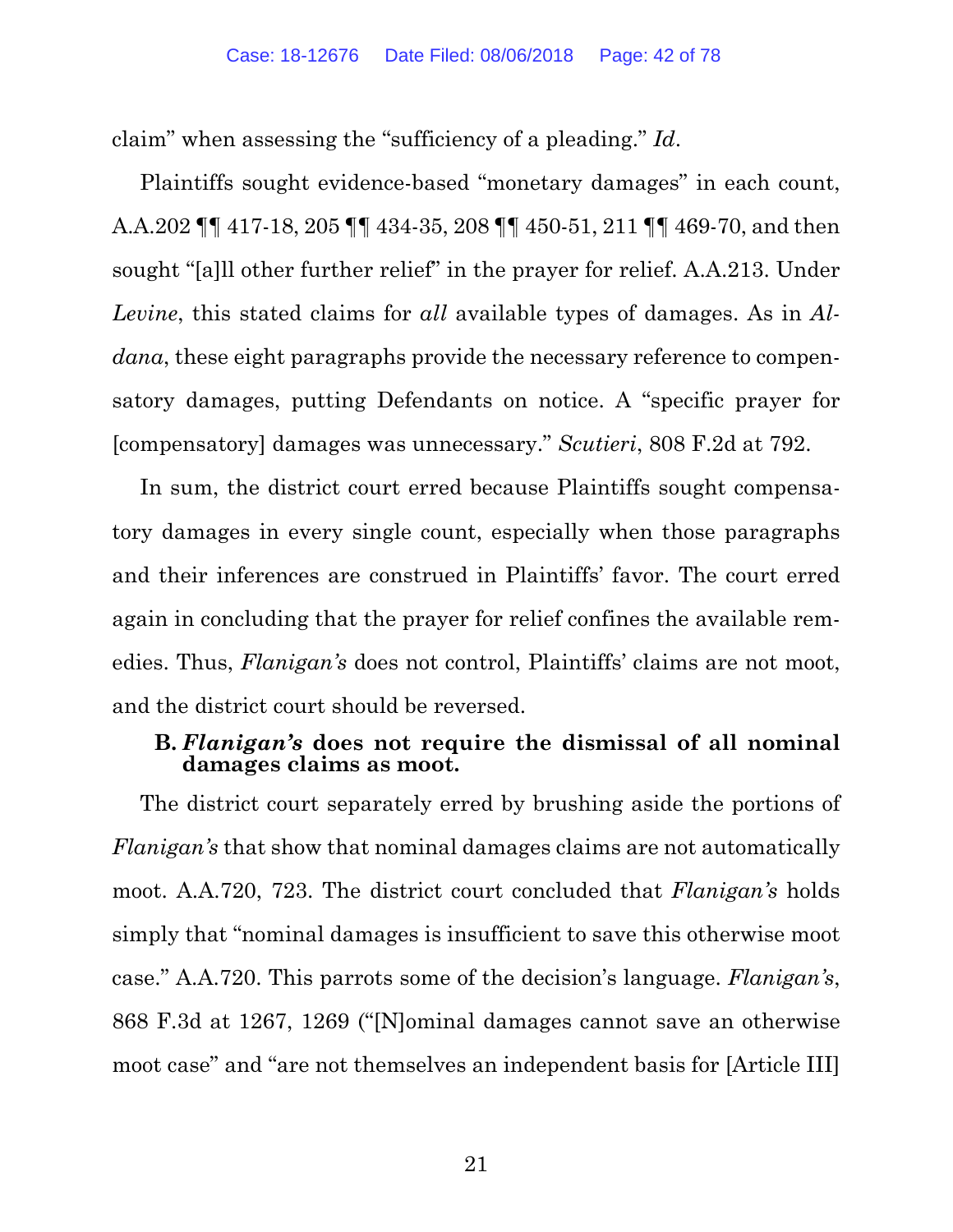claim" when assessing the "sufficiency of a pleading." *Id*.

Plaintiffs sought evidence-based "monetary damages" in each count, A.A.202 ¶¶ 417-18, 205 ¶¶ 434-35, 208 ¶¶ 450-51, 211 ¶¶ 469-70, and then sought "[a]ll other further relief" in the prayer for relief. A.A.213. Under *Levine*, this stated claims for *all* available types of damages. As in *Aldana*, these eight paragraphs provide the necessary reference to compensatory damages, putting Defendants on notice. A "specific prayer for [compensatory] damages was unnecessary." *Scutieri*, 808 F.2d at 792.

In sum, the district court erred because Plaintiffs sought compensatory damages in every single count, especially when those paragraphs and their inferences are construed in Plaintiffs' favor. The court erred again in concluding that the prayer for relief confines the available remedies. Thus, *Flanigan's* does not control, Plaintiffs' claims are not moot, and the district court should be reversed.

### B. *Flanigan's* does not require the dismissal of all nominal damages claims as moot.

The district court separately erred by brushing aside the portions of *Flanigan's* that show that nominal damages claims are not automatically moot. A.A.720, 723. The district court concluded that *Flanigan's* holds simply that "nominal damages is insufficient to save this otherwise moot case." A.A.720. This parrots some of the decision's language. *Flanigan's*, 868 F.3d at 1267, 1269 ("[N]ominal damages cannot save an otherwise moot case" and "are not themselves an independent basis for [Article III]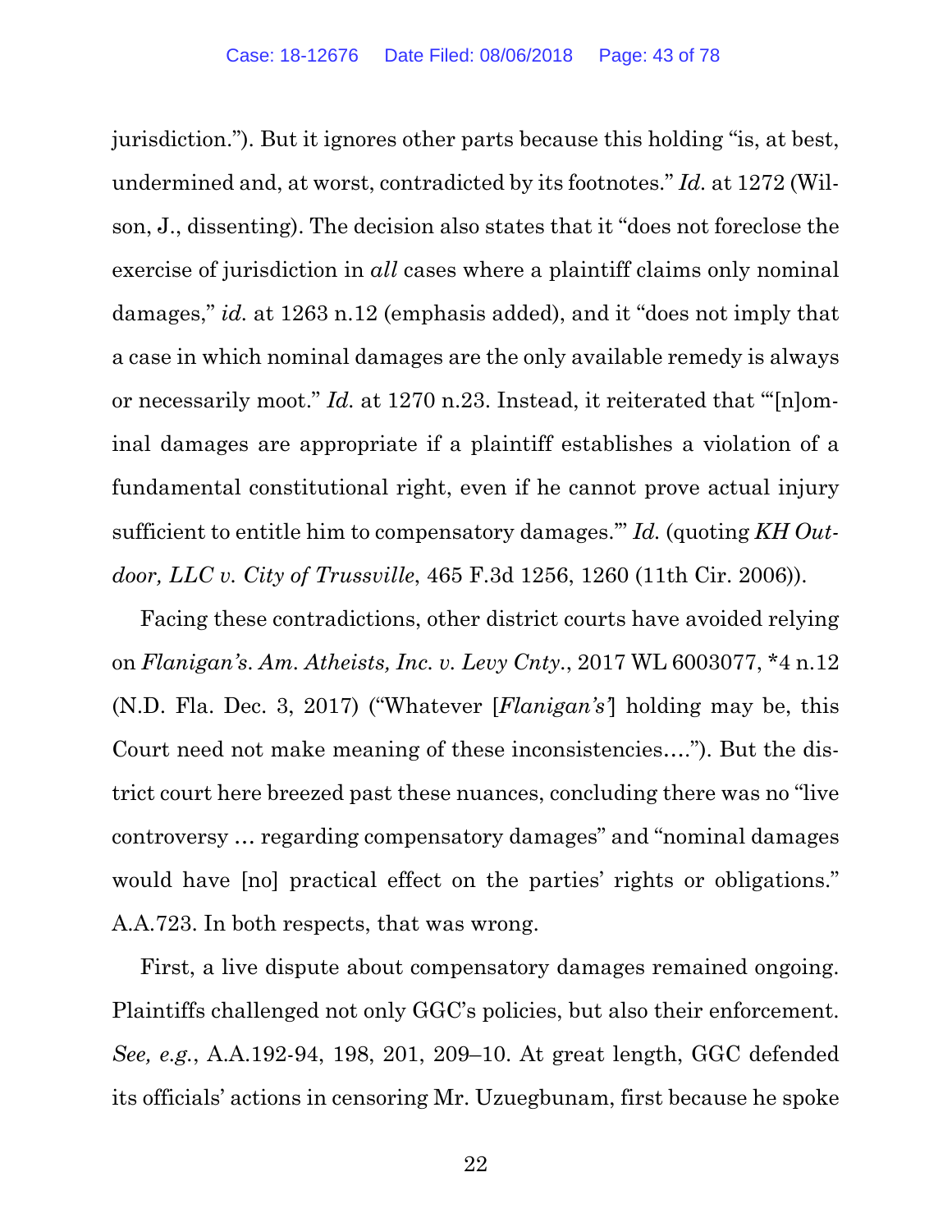jurisdiction."). But it ignores other parts because this holding "is, at best, undermined and, at worst, contradicted by its footnotes." *Id.* at 1272 (Wilson, J., dissenting). The decision also states that it "does not foreclose the exercise of jurisdiction in *all* cases where a plaintiff claims only nominal damages," *id.* at 1263 n.12 (emphasis added), and it "does not imply that a case in which nominal damages are the only available remedy is always or necessarily moot." *Id.* at 1270 n.23. Instead, it reiterated that "'[n]ominal damages are appropriate if a plaintiff establishes a violation of a fundamental constitutional right, even if he cannot prove actual injury sufficient to entitle him to compensatory damages.'" *Id.* (quoting *KH Outdoor, LLC v. City of Trussville*, 465 F.3d 1256, 1260 (11th Cir. 2006)).

Facing these contradictions, other district courts have avoided relying on *Flanigan's*. *Am. Atheists, Inc. v. Levy Cnty.*, 2017 WL 6003077, *4 n.12 (N.D. Fla. Dec. 3, 2017) ("Whatever [*Flanigan's*'] holding may be, this Court need not make meaning of these inconsistencies…."). But the district court here breezed past these nuances, concluding there was no "live controversy … regarding compensatory damages" and "nominal damages would have [no] practical effect on the parties' rights or obligations." A.A.723. In both respects, that was wrong.

First, a live dispute about compensatory damages remained ongoing. Plaintiffs challenged not only GGC's policies, but also their enforcement. *See, e.g.*, A.A.192-94, 198, 201, 209–10. At great length, GGC defended its officials' actions in censoring Mr. Uzuegbunam, first because he spoke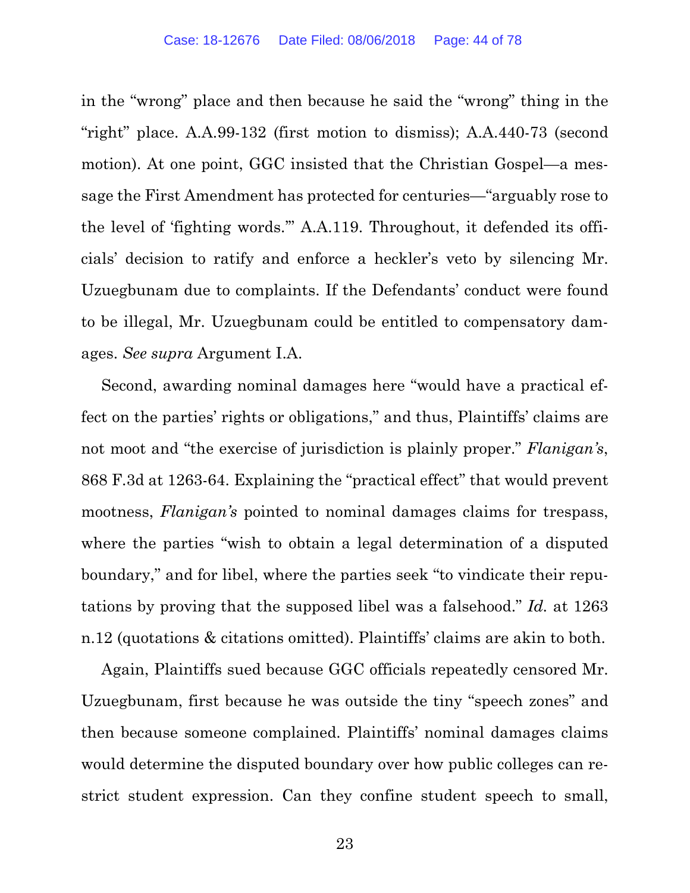in the "wrong" place and then because he said the "wrong" thing in the "right" place. A.A.99-132 (first motion to dismiss); A.A.440-73 (second motion). At one point, GGC insisted that the Christian Gospel—a message the First Amendment has protected for centuries—"arguably rose to the level of 'fighting words.'" A.A.119. Throughout, it defended its officials' decision to ratify and enforce a heckler's veto by silencing Mr. Uzuegbunam due to complaints. If the Defendants' conduct were found to be illegal, Mr. Uzuegbunam could be entitled to compensatory damages. *See supra* Argument I.A.

Second, awarding nominal damages here "would have a practical effect on the parties' rights or obligations," and thus, Plaintiffs' claims are not moot and "the exercise of jurisdiction is plainly proper." *Flanigan's*, 868 F.3d at 1263-64. Explaining the "practical effect" that would prevent mootness, *Flanigan's* pointed to nominal damages claims for trespass, where the parties "wish to obtain a legal determination of a disputed boundary," and for libel, where the parties seek "to vindicate their reputations by proving that the supposed libel was a falsehood." *Id.* at 1263 n.12 (quotations & citations omitted). Plaintiffs' claims are akin to both.

Again, Plaintiffs sued because GGC officials repeatedly censored Mr. Uzuegbunam, first because he was outside the tiny "speech zones" and then because someone complained. Plaintiffs' nominal damages claims would determine the disputed boundary over how public colleges can restrict student expression. Can they confine student speech to small,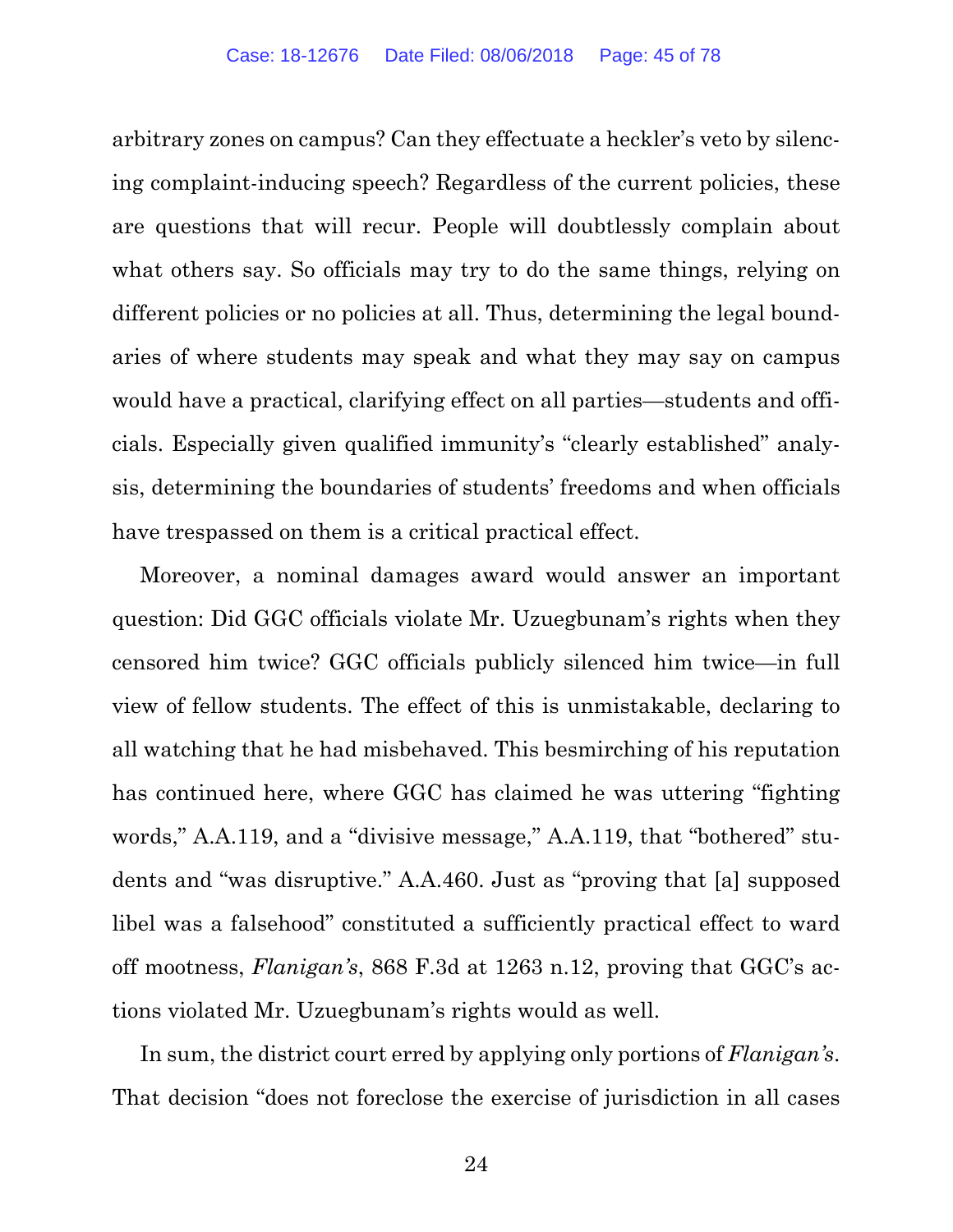arbitrary zones on campus? Can they effectuate a heckler's veto by silencing complaint-inducing speech? Regardless of the current policies, these are questions that will recur. People will doubtlessly complain about what others say. So officials may try to do the same things, relying on different policies or no policies at all. Thus, determining the legal boundaries of where students may speak and what they may say on campus would have a practical, clarifying effect on all parties—students and officials. Especially given qualified immunity's "clearly established" analysis, determining the boundaries of students' freedoms and when officials have trespassed on them is a critical practical effect.

Moreover, a nominal damages award would answer an important question: Did GGC officials violate Mr. Uzuegbunam's rights when they censored him twice? GGC officials publicly silenced him twice—in full view of fellow students. The effect of this is unmistakable, declaring to all watching that he had misbehaved. This besmirching of his reputation has continued here, where GGC has claimed he was uttering "fighting words," A.A.119, and a "divisive message," A.A.119, that "bothered" students and "was disruptive." A.A.460. Just as "proving that [a] supposed libel was a falsehood" constituted a sufficiently practical effect to ward off mootness, *Flanigan's*, 868 F.3d at 1263 n.12, proving that GGC's actions violated Mr. Uzuegbunam's rights would as well.

In sum, the district court erred by applying only portions of *Flanigan's*. That decision "does not foreclose the exercise of jurisdiction in all cases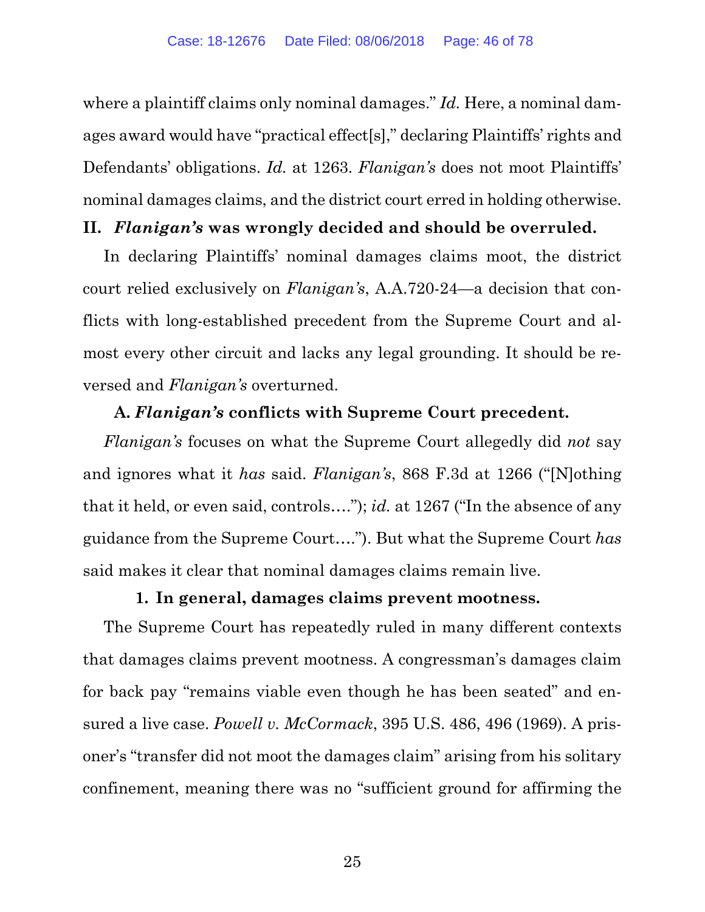where a plaintiff claims only nominal damages." *Id.* Here, a nominal damages award would have "practical effect[s]," declaring Plaintiffs' rights and Defendants' obligations. *Id.* at 1263. *Flanigan's* does not moot Plaintiffs' nominal damages claims, and the district court erred in holding otherwise.

## II. *Flanigan's* was wrongly decided and should be overruled.

In declaring Plaintiffs' nominal damages claims moot, the district court relied exclusively on *Flanigan's*, A.A.720-24—a decision that conflicts with long-established precedent from the Supreme Court and almost every other circuit and lacks any legal grounding. It should be reversed and *Flanigan's* overturned.

### A. *Flanigan's* conflicts with Supreme Court precedent.

*Flanigan's* focuses on what the Supreme Court allegedly did *not* say and ignores what it *has* said. *Flanigan's*, 868 F.3d at 1266 ("[N]othing that it held, or even said, controls…."); *id.* at 1267 ("In the absence of any guidance from the Supreme Court…."). But what the Supreme Court *has* said makes it clear that nominal damages claims remain live.

#### 1. In general, damages claims prevent mootness.

The Supreme Court has repeatedly ruled in many different contexts that damages claims prevent mootness. A congressman's damages claim for back pay "remains viable even though he has been seated" and ensured a live case. *Powell v. McCormack*, 395 U.S. 486, 496 (1969). A prisoner's "transfer did not moot the damages claim" arising from his solitary confinement, meaning there was no "sufficient ground for affirming the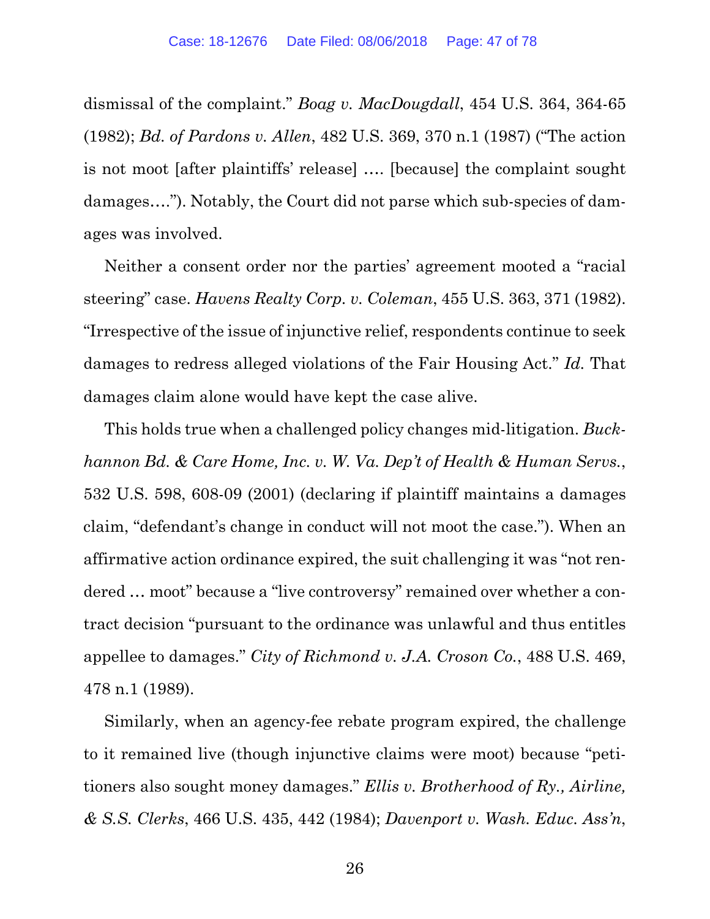dismissal of the complaint." *Boag v. MacDougdall*, 454 U.S. 364, 364-65 (1982); *Bd. of Pardons v. Allen*, 482 U.S. 369, 370 n.1 (1987) ("The action is not moot [after plaintiffs' release] …. [because] the complaint sought damages…."). Notably, the Court did not parse which sub-species of damages was involved.

Neither a consent order nor the parties' agreement mooted a "racial steering" case. *Havens Realty Corp. v. Coleman*, 455 U.S. 363, 371 (1982). "Irrespective of the issue of injunctive relief, respondents continue to seek damages to redress alleged violations of the Fair Housing Act." *Id.* That damages claim alone would have kept the case alive.

This holds true when a challenged policy changes mid-litigation. *Buckhannon Bd. & Care Home, Inc. v. W. Va. Dep't of Health & Human Servs.*, 532 U.S. 598, 608-09 (2001) (declaring if plaintiff maintains a damages claim, "defendant's change in conduct will not moot the case."). When an affirmative action ordinance expired, the suit challenging it was "not rendered … moot" because a "live controversy" remained over whether a contract decision "pursuant to the ordinance was unlawful and thus entitles appellee to damages." *City of Richmond v. J.A. Croson Co.*, 488 U.S. 469, 478 n.1 (1989).

Similarly, when an agency-fee rebate program expired, the challenge to it remained live (though injunctive claims were moot) because "petitioners also sought money damages." *Ellis v. Brotherhood of Ry., Airline, & S.S. Clerks*, 466 U.S. 435, 442 (1984); *Davenport v. Wash. Educ. Ass'n*,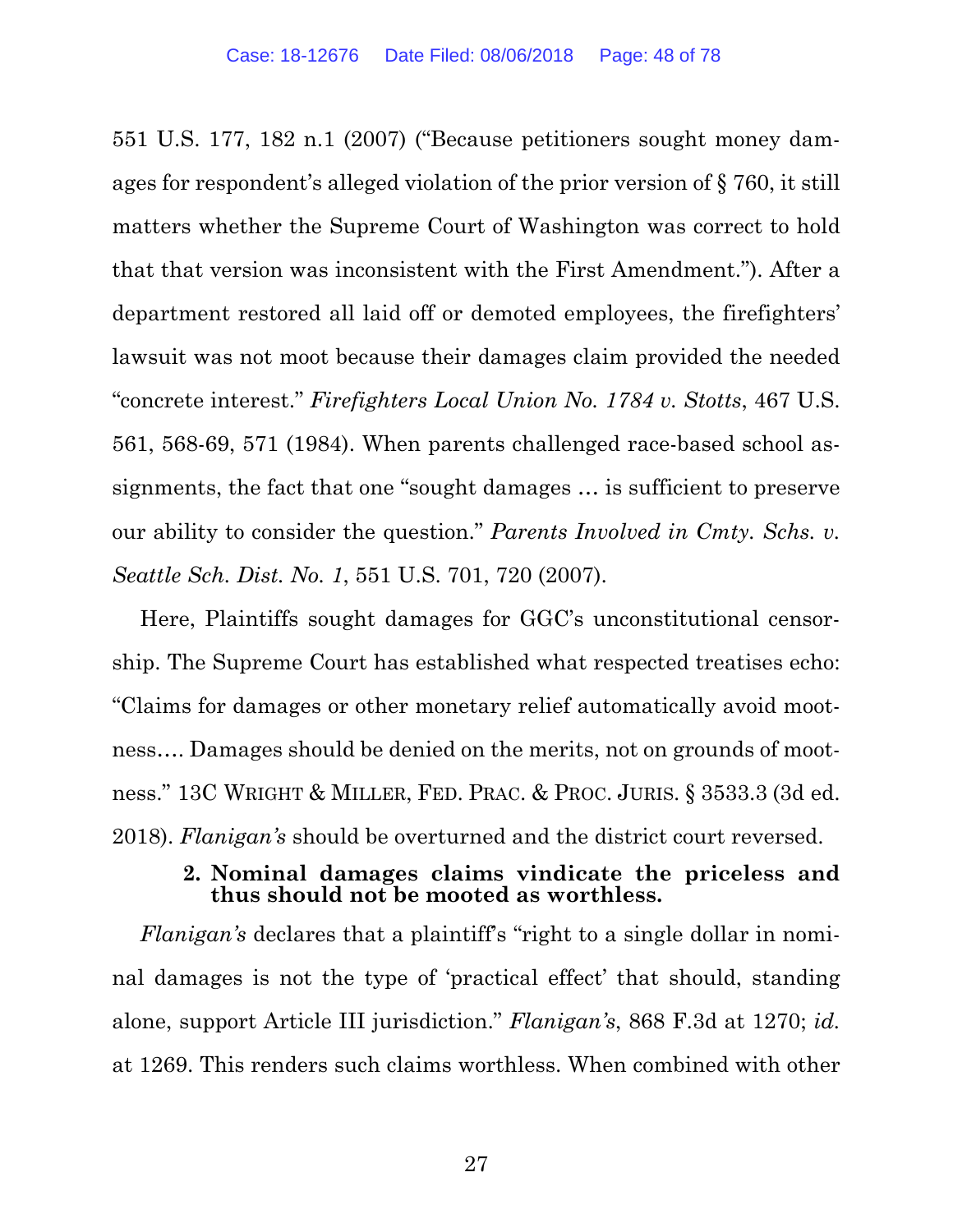551 U.S. 177, 182 n.1 (2007) ("Because petitioners sought money damages for respondent's alleged violation of the prior version of § 760, it still matters whether the Supreme Court of Washington was correct to hold that that version was inconsistent with the First Amendment."). After a department restored all laid off or demoted employees, the firefighters' lawsuit was not moot because their damages claim provided the needed "concrete interest." *Firefighters Local Union No. 1784 v. Stotts*, 467 U.S. 561, 568-69, 571 (1984). When parents challenged race-based school assignments, the fact that one "sought damages … is sufficient to preserve our ability to consider the question." *Parents Involved in Cmty. Schs. v. Seattle Sch. Dist. No. 1*, 551 U.S. 701, 720 (2007).

Here, Plaintiffs sought damages for GGC's unconstitutional censorship. The Supreme Court has established what respected treatises echo: "Claims for damages or other monetary relief automatically avoid mootness…. Damages should be denied on the merits, not on grounds of mootness." 13C WRIGHT & MILLER, FED. PRAC. & PROC. JURIS. § 3533.3 (3d ed. 2018). *Flanigan's* should be overturned and the district court reversed.

### 2. Nominal damages claims vindicate the priceless and thus should not be mooted as worthless.

*Flanigan's* declares that a plaintiff's "right to a single dollar in nominal damages is not the type of 'practical effect' that should, standing alone, support Article III jurisdiction." *Flanigan's*, 868 F.3d at 1270; *id.* at 1269. This renders such claims worthless. When combined with other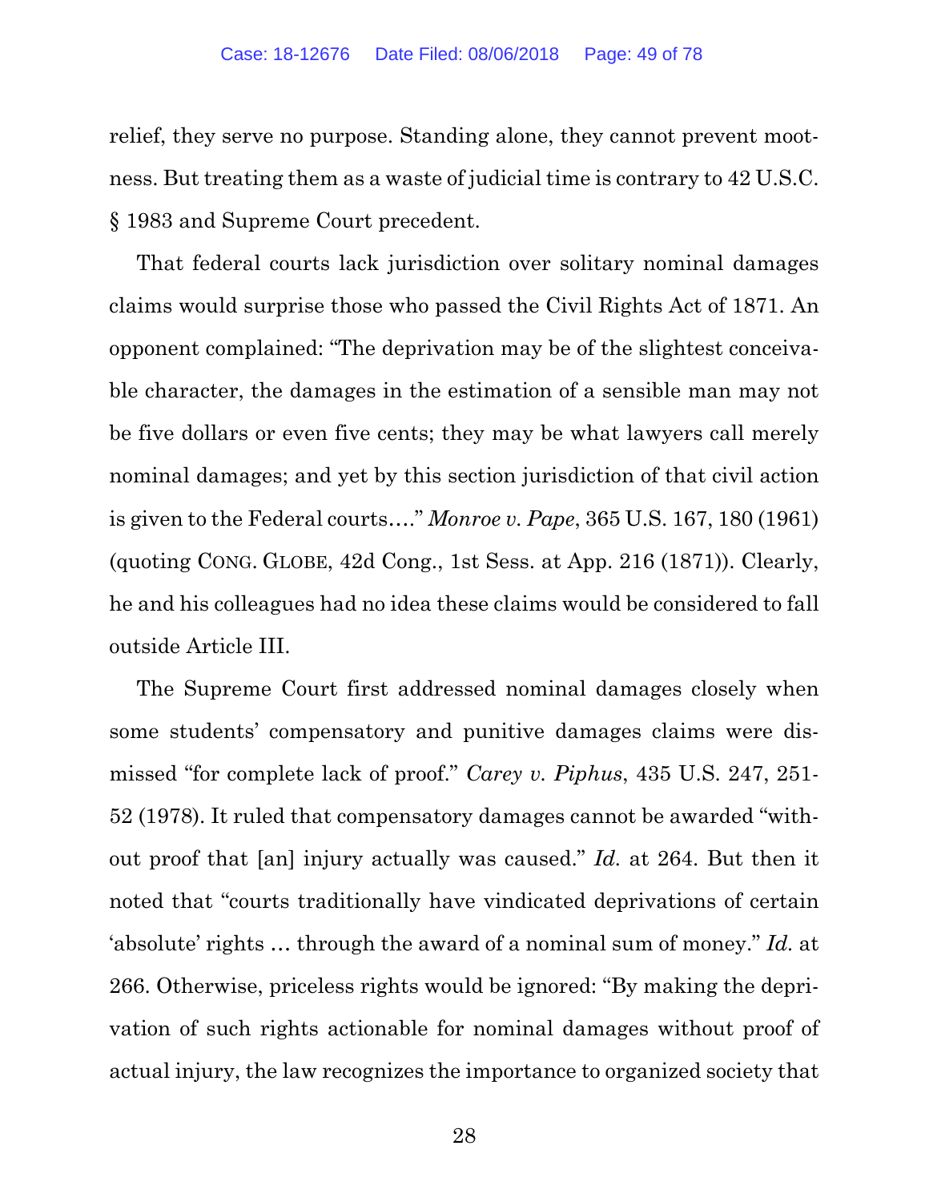relief, they serve no purpose. Standing alone, they cannot prevent mootness. But treating them as a waste of judicial time is contrary to 42 U.S.C. § 1983 and Supreme Court precedent.

That federal courts lack jurisdiction over solitary nominal damages claims would surprise those who passed the Civil Rights Act of 1871. An opponent complained: "The deprivation may be of the slightest conceivable character, the damages in the estimation of a sensible man may not be five dollars or even five cents; they may be what lawyers call merely nominal damages; and yet by this section jurisdiction of that civil action is given to the Federal courts…." *Monroe v. Pape*, 365 U.S. 167, 180 (1961) (quoting CONG. GLOBE, 42d Cong., 1st Sess. at App. 216 (1871)). Clearly, he and his colleagues had no idea these claims would be considered to fall outside Article III.

The Supreme Court first addressed nominal damages closely when some students' compensatory and punitive damages claims were dismissed "for complete lack of proof." *Carey v. Piphus*, 435 U.S. 247, 251-52 (1978). It ruled that compensatory damages cannot be awarded "without proof that [an] injury actually was caused." *Id.* at 264. But then it noted that "courts traditionally have vindicated deprivations of certain 'absolute' rights … through the award of a nominal sum of money." *Id.* at 266. Otherwise, priceless rights would be ignored: "By making the deprivation of such rights actionable for nominal damages without proof of actual injury, the law recognizes the importance to organized society that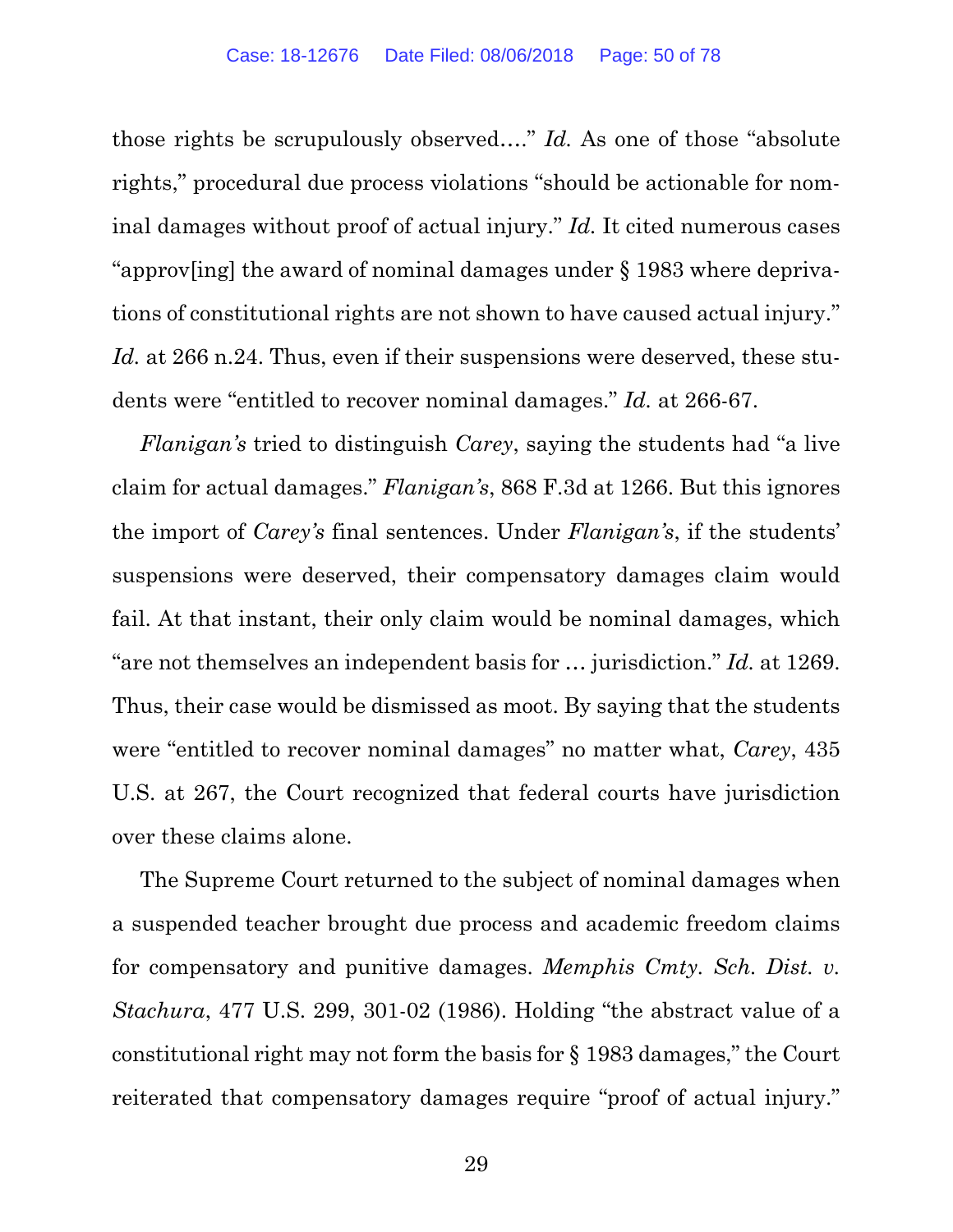those rights be scrupulously observed…." *Id.* As one of those "absolute rights," procedural due process violations "should be actionable for nominal damages without proof of actual injury." *Id.* It cited numerous cases "approv[ing] the award of nominal damages under § 1983 where deprivations of constitutional rights are not shown to have caused actual injury." *Id.* at 266 n.24. Thus, even if their suspensions were deserved, these students were "entitled to recover nominal damages." *Id.* at 266-67.

*Flanigan's* tried to distinguish *Carey*, saying the students had "a live claim for actual damages." *Flanigan's*, 868 F.3d at 1266. But this ignores the import of *Carey's* final sentences. Under *Flanigan's*, if the students' suspensions were deserved, their compensatory damages claim would fail. At that instant, their only claim would be nominal damages, which "are not themselves an independent basis for … jurisdiction." *Id.* at 1269. Thus, their case would be dismissed as moot. By saying that the students were "entitled to recover nominal damages" no matter what, *Carey*, 435 U.S. at 267, the Court recognized that federal courts have jurisdiction over these claims alone.

The Supreme Court returned to the subject of nominal damages when a suspended teacher brought due process and academic freedom claims for compensatory and punitive damages. *Memphis Cmty. Sch. Dist. v. Stachura*, 477 U.S. 299, 301-02 (1986). Holding "the abstract value of a constitutional right may not form the basis for § 1983 damages," the Court reiterated that compensatory damages require "proof of actual injury."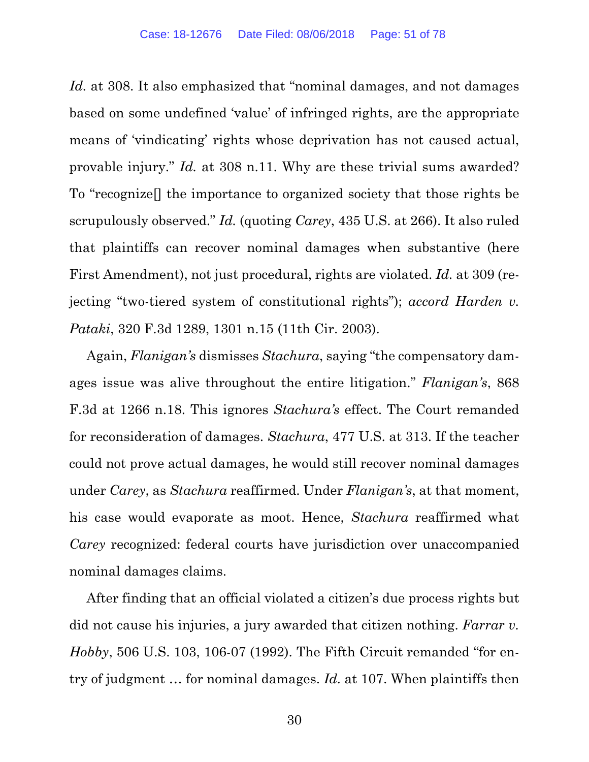*Id.* at 308. It also emphasized that "nominal damages, and not damages based on some undefined 'value' of infringed rights, are the appropriate means of 'vindicating' rights whose deprivation has not caused actual, provable injury." *Id.* at 308 n.11. Why are these trivial sums awarded? To "recognize[] the importance to organized society that those rights be scrupulously observed." *Id.* (quoting *Carey*, 435 U.S. at 266). It also ruled that plaintiffs can recover nominal damages when substantive (here First Amendment), not just procedural, rights are violated. *Id.* at 309 (rejecting "two-tiered system of constitutional rights"); *accord Harden v. Pataki*, 320 F.3d 1289, 1301 n.15 (11th Cir. 2003).

Again, *Flanigan's* dismisses *Stachura*, saying "the compensatory damages issue was alive throughout the entire litigation." *Flanigan's*, 868 F.3d at 1266 n.18. This ignores *Stachura's* effect. The Court remanded for reconsideration of damages. *Stachura*, 477 U.S. at 313. If the teacher could not prove actual damages, he would still recover nominal damages under *Carey*, as *Stachura* reaffirmed. Under *Flanigan's*, at that moment, his case would evaporate as moot. Hence, *Stachura* reaffirmed what *Carey* recognized: federal courts have jurisdiction over unaccompanied nominal damages claims.

After finding that an official violated a citizen's due process rights but did not cause his injuries, a jury awarded that citizen nothing. *Farrar v. Hobby*, 506 U.S. 103, 106-07 (1992). The Fifth Circuit remanded "for entry of judgment … for nominal damages. *Id.* at 107. When plaintiffs then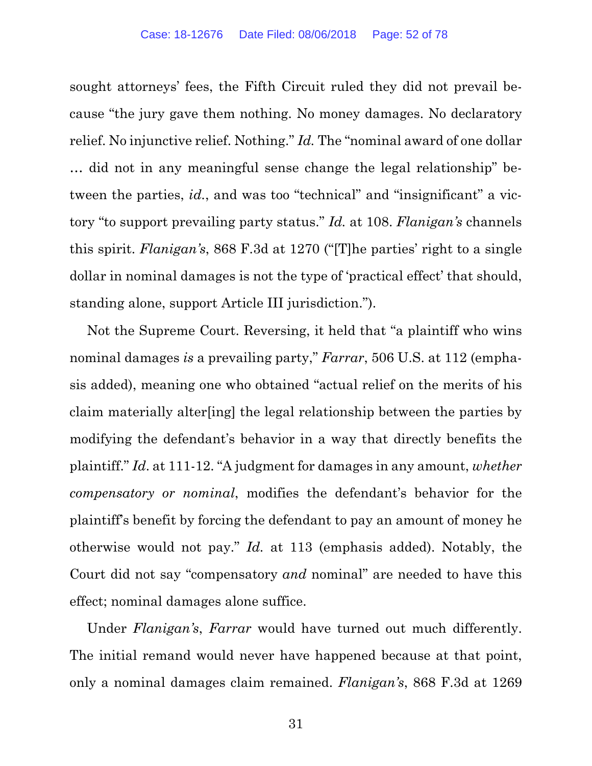sought attorneys' fees, the Fifth Circuit ruled they did not prevail because "the jury gave them nothing. No money damages. No declaratory relief. No injunctive relief. Nothing." *Id.* The "nominal award of one dollar … did not in any meaningful sense change the legal relationship" between the parties, *id.*, and was too "technical" and "insignificant" a victory "to support prevailing party status." *Id.* at 108. *Flanigan's* channels this spirit. *Flanigan's*, 868 F.3d at 1270 ("[T]he parties' right to a single dollar in nominal damages is not the type of 'practical effect' that should, standing alone, support Article III jurisdiction.").

Not the Supreme Court. Reversing, it held that "a plaintiff who wins nominal damages *is* a prevailing party," *Farrar*, 506 U.S. at 112 (emphasis added), meaning one who obtained "actual relief on the merits of his claim materially alter[ing] the legal relationship between the parties by modifying the defendant's behavior in a way that directly benefits the plaintiff." *Id.* at 111-12. "A judgment for damages in any amount, *whether compensatory or nominal*, modifies the defendant's behavior for the plaintiff's benefit by forcing the defendant to pay an amount of money he otherwise would not pay." *Id.* at 113 (emphasis added). Notably, the Court did not say "compensatory *and* nominal" are needed to have this effect; nominal damages alone suffice.

Under *Flanigan's*, *Farrar* would have turned out much differently. The initial remand would never have happened because at that point, only a nominal damages claim remained. *Flanigan's*, 868 F.3d at 1269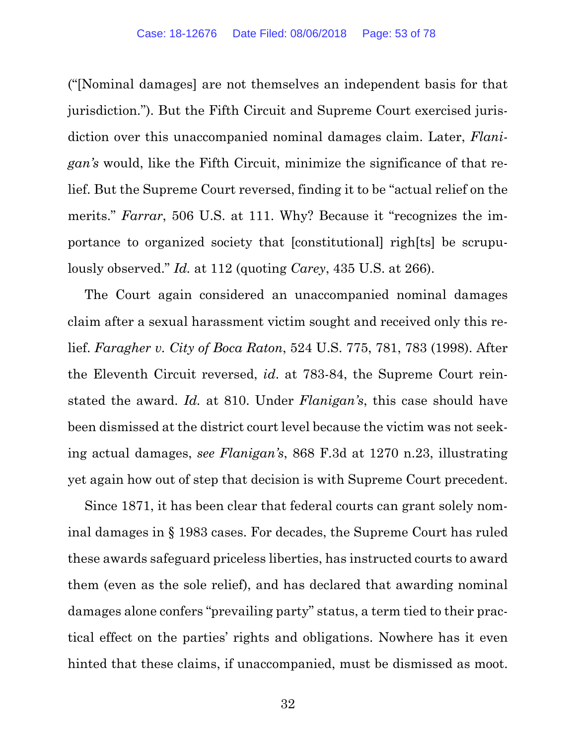("[Nominal damages] are not themselves an independent basis for that jurisdiction."). But the Fifth Circuit and Supreme Court exercised jurisdiction over this unaccompanied nominal damages claim. Later, *Flanigan's* would, like the Fifth Circuit, minimize the significance of that relief. But the Supreme Court reversed, finding it to be "actual relief on the merits." *Farrar*, 506 U.S. at 111. Why? Because it "recognizes the importance to organized society that [constitutional] righ[ts] be scrupulously observed." *Id.* at 112 (quoting *Carey*, 435 U.S. at 266).

The Court again considered an unaccompanied nominal damages claim after a sexual harassment victim sought and received only this relief. *Faragher v. City of Boca Raton*, 524 U.S. 775, 781, 783 (1998). After the Eleventh Circuit reversed, *id*. at 783-84, the Supreme Court reinstated the award. *Id.* at 810. Under *Flanigan's*, this case should have been dismissed at the district court level because the victim was not seeking actual damages, *see Flanigan's*, 868 F.3d at 1270 n.23, illustrating yet again how out of step that decision is with Supreme Court precedent.

Since 1871, it has been clear that federal courts can grant solely nominal damages in § 1983 cases. For decades, the Supreme Court has ruled these awards safeguard priceless liberties, has instructed courts to award them (even as the sole relief), and has declared that awarding nominal damages alone confers "prevailing party" status, a term tied to their practical effect on the parties' rights and obligations. Nowhere has it even hinted that these claims, if unaccompanied, must be dismissed as moot.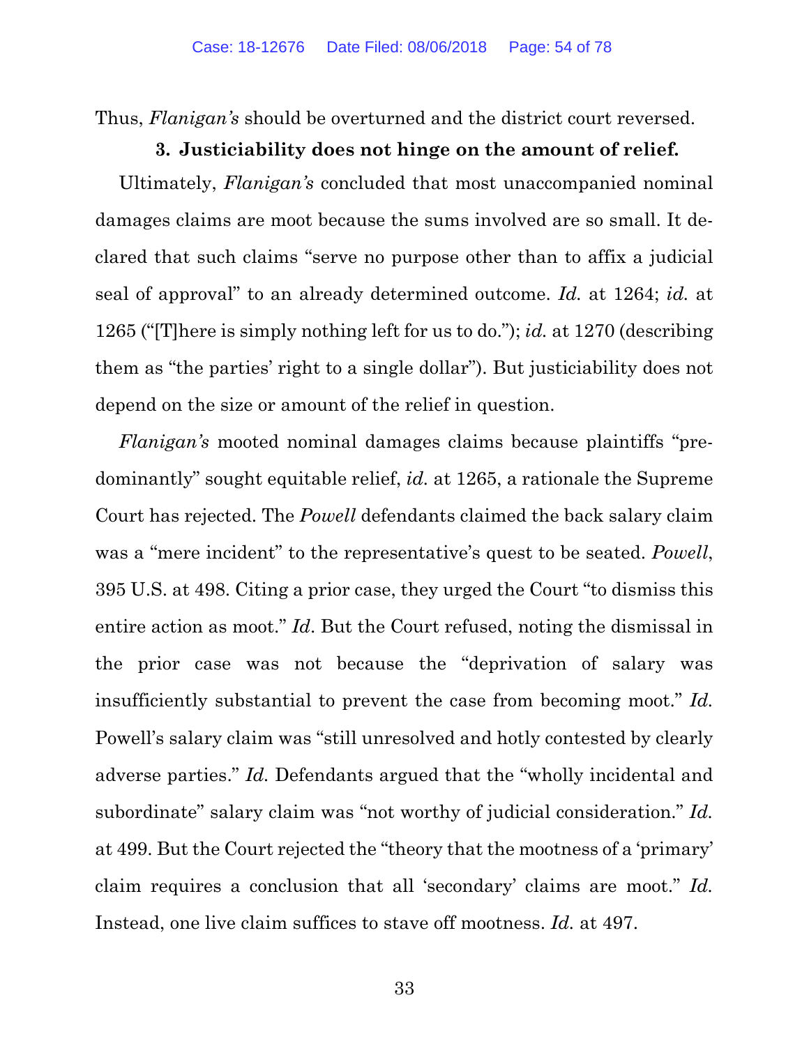Thus, *Flanigan's* should be overturned and the district court reversed.

### 3. Justiciability does not hinge on the amount of relief.

Ultimately, *Flanigan's* concluded that most unaccompanied nominal damages claims are moot because the sums involved are so small. It declared that such claims "serve no purpose other than to affix a judicial seal of approval" to an already determined outcome. *Id.* at 1264; *id.* at 1265 ("[T]here is simply nothing left for us to do."); *id.* at 1270 (describing them as "the parties' right to a single dollar"). But justiciability does not depend on the size or amount of the relief in question.

*Flanigan's* mooted nominal damages claims because plaintiffs "predominantly" sought equitable relief, *id.* at 1265, a rationale the Supreme Court has rejected. The *Powell* defendants claimed the back salary claim was a "mere incident" to the representative's quest to be seated. *Powell*, 395 U.S. at 498. Citing a prior case, they urged the Court "to dismiss this entire action as moot." *Id*. But the Court refused, noting the dismissal in the prior case was not because the "deprivation of salary was insufficiently substantial to prevent the case from becoming moot." *Id.* Powell's salary claim was "still unresolved and hotly contested by clearly adverse parties." *Id.* Defendants argued that the "wholly incidental and subordinate" salary claim was "not worthy of judicial consideration." *Id.* at 499. But the Court rejected the "theory that the mootness of a 'primary' claim requires a conclusion that all 'secondary' claims are moot." *Id.* Instead, one live claim suffices to stave off mootness. *Id.* at 497.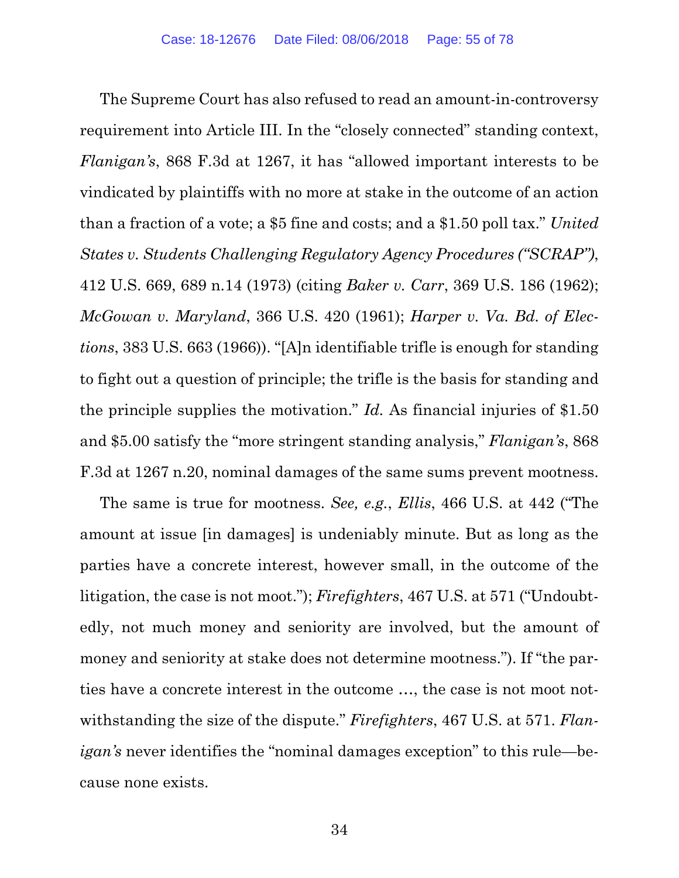The Supreme Court has also refused to read an amount-in-controversy requirement into Article III. In the "closely connected" standing context, *Flanigan's*, 868 F.3d at 1267, it has "allowed important interests to be vindicated by plaintiffs with no more at stake in the outcome of an action than a fraction of a vote; a $5 fine and costs; and a $1.50 poll tax." *United States v. Students Challenging Regulatory Agency Procedures ("SCRAP")*, 412 U.S. 669, 689 n.14 (1973) (citing *Baker v. Carr*, 369 U.S. 186 (1962); *McGowan v. Maryland*, 366 U.S. 420 (1961); *Harper v. Va. Bd. of Elections*, 383 U.S. 663 (1966)). "[A]n identifiable trifle is enough for standing to fight out a question of principle; the trifle is the basis for standing and the principle supplies the motivation." *Id.* As financial injuries of $1.50 and $5.00 satisfy the "more stringent standing analysis," *Flanigan's*, 868 F.3d at 1267 n.20, nominal damages of the same sums prevent mootness.

The same is true for mootness. *See, e.g.*, *Ellis*, 466 U.S. at 442 ("The amount at issue [in damages] is undeniably minute. But as long as the parties have a concrete interest, however small, in the outcome of the litigation, the case is not moot."); *Firefighters*, 467 U.S. at 571 ("Undoubtedly, not much money and seniority are involved, but the amount of money and seniority at stake does not determine mootness."). If "the parties have a concrete interest in the outcome …, the case is not moot notwithstanding the size of the dispute." *Firefighters*, 467 U.S. at 571. *Flanigan's* never identifies the "nominal damages exception" to this rule—because none exists.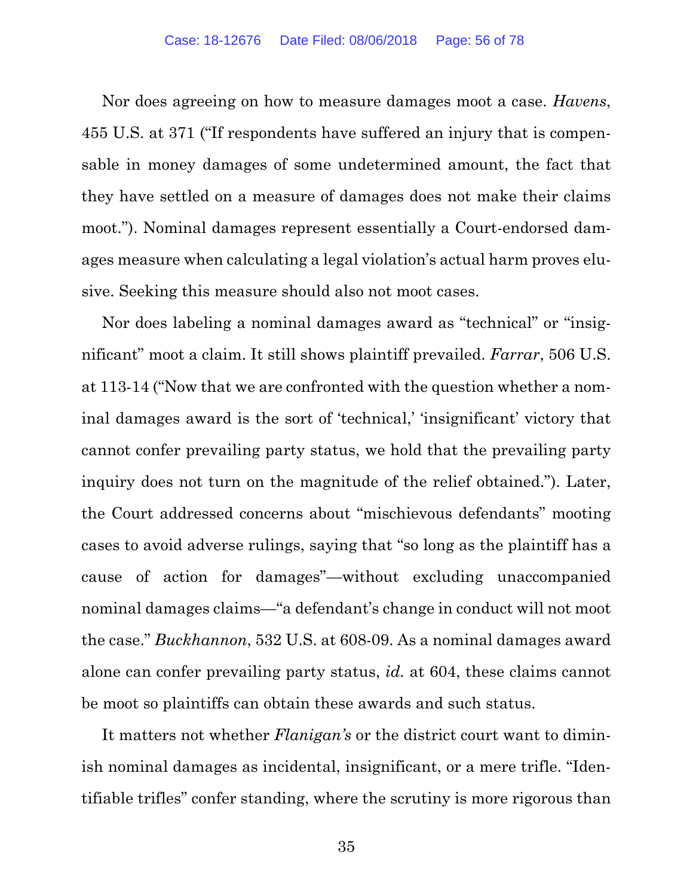Nor does agreeing on how to measure damages moot a case. *Havens*, 455 U.S. at 371 ("If respondents have suffered an injury that is compensable in money damages of some undetermined amount, the fact that they have settled on a measure of damages does not make their claims moot."). Nominal damages represent essentially a Court-endorsed damages measure when calculating a legal violation's actual harm proves elusive. Seeking this measure should also not moot cases.

Nor does labeling a nominal damages award as "technical" or "insignificant" moot a claim. It still shows plaintiff prevailed. *Farrar*, 506 U.S. at 113-14 ("Now that we are confronted with the question whether a nominal damages award is the sort of 'technical,' 'insignificant' victory that cannot confer prevailing party status, we hold that the prevailing party inquiry does not turn on the magnitude of the relief obtained."). Later, the Court addressed concerns about "mischievous defendants" mooting cases to avoid adverse rulings, saying that "so long as the plaintiff has a cause of action for damages"—without excluding unaccompanied nominal damages claims—"a defendant's change in conduct will not moot the case." *Buckhannon*, 532 U.S. at 608-09. As a nominal damages award alone can confer prevailing party status, *id.* at 604, these claims cannot be moot so plaintiffs can obtain these awards and such status.

It matters not whether *Flanigan's* or the district court want to diminish nominal damages as incidental, insignificant, or a mere trifle. "Identifiable trifles" confer standing, where the scrutiny is more rigorous than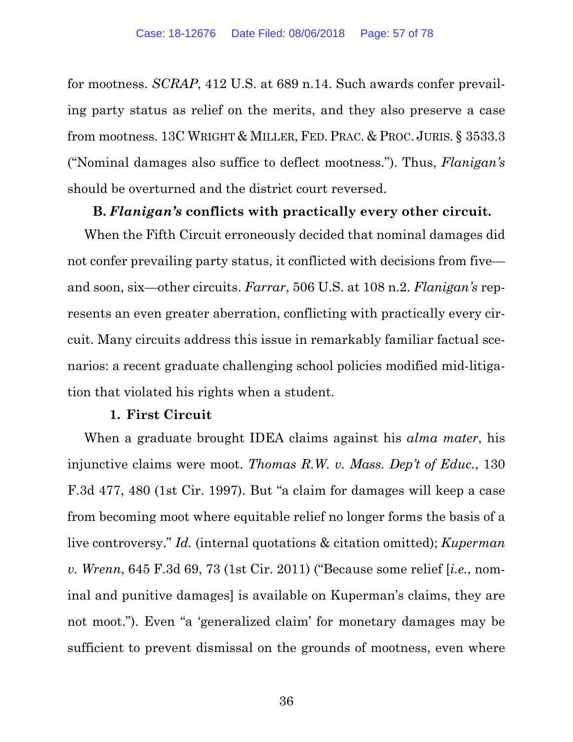for mootness. *SCRAP*, 412 U.S. at 689 n.14. Such awards confer prevailing party status as relief on the merits, and they also preserve a case from mootness. 13C WRIGHT & MILLER, FED. PRAC. & PROC. JURIS. § 3533.3 ("Nominal damages also suffice to deflect mootness."). Thus, *Flanigan's* should be overturned and the district court reversed.

**B. *Flanigan's* conflicts with practically every other circuit.**

When the Fifth Circuit erroneously decided that nominal damages did not confer prevailing party status, it conflicted with decisions from five—and soon, six—other circuits. *Farrar*, 506 U.S. at 108 n.2. *Flanigan's* represents an even greater aberration, conflicting with practically every circuit. Many circuits address this issue in remarkably familiar factual scenarios: a recent graduate challenging school policies modified mid-litigation that violated his rights when a student.

**1. First Circuit**

When a graduate brought IDEA claims against his *alma mater*, his injunctive claims were moot. *Thomas R.W. v. Mass. Dep't of Educ.*, 130 F.3d 477, 480 (1st Cir. 1997). But "a claim for damages will keep a case from becoming moot where equitable relief no longer forms the basis of a live controversy." *Id.* (internal quotations & citation omitted); *Kuperman v. Wrenn*, 645 F.3d 69, 73 (1st Cir. 2011) ("Because some relief [*i.e.*, nominal and punitive damages] is available on Kuperman's claims, they are not moot."). Even "a 'generalized claim' for monetary damages may be sufficient to prevent dismissal on the grounds of mootness, even where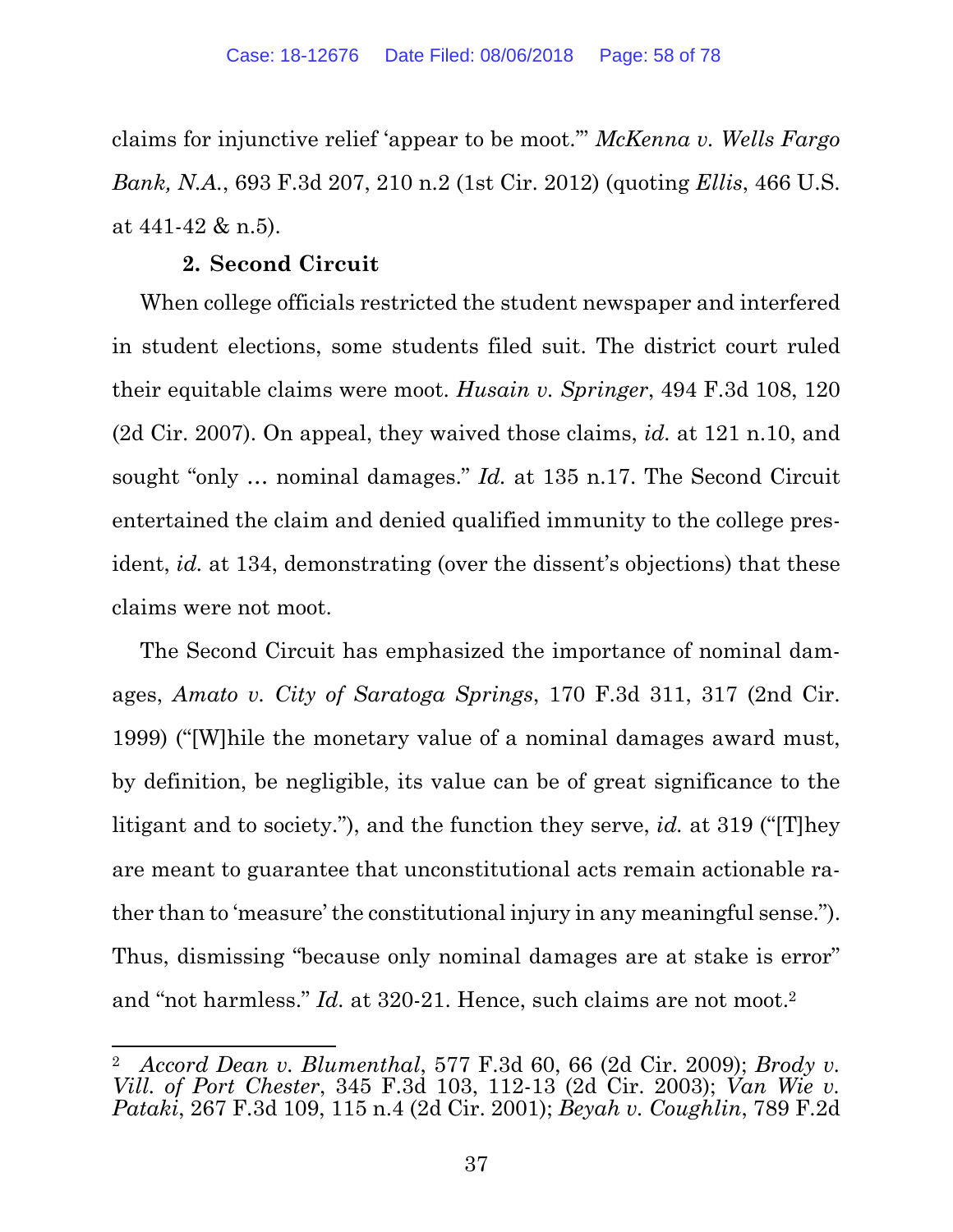claims for injunctive relief 'appear to be moot.'" *McKenna v. Wells Fargo Bank, N.A.*, 693 F.3d 207, 210 n.2 (1st Cir. 2012) (quoting *Ellis*, 466 U.S. at 441-42 & n.5).

**2. Second Circuit**

When college officials restricted the student newspaper and interfered in student elections, some students filed suit. The district court ruled their equitable claims were moot. *Husain v. Springer*, 494 F.3d 108, 120 (2d Cir. 2007). On appeal, they waived those claims, *id.* at 121 n.10, and sought "only … nominal damages." *Id.* at 135 n.17. The Second Circuit entertained the claim and denied qualified immunity to the college president, *id.* at 134, demonstrating (over the dissent's objections) that these claims were not moot.

The Second Circuit has emphasized the importance of nominal damages, *Amato v. City of Saratoga Springs*, 170 F.3d 311, 317 (2nd Cir. 1999) ("[W]hile the monetary value of a nominal damages award must, by definition, be negligible, its value can be of great significance to the litigant and to society."), and the function they serve, *id.* at 319 ("[T]hey are meant to guarantee that unconstitutional acts remain actionable rather than to 'measure' the constitutional injury in any meaningful sense."). Thus, dismissing "because only nominal damages are at stake is error" and "not harmless." *Id.* at 320-21. Hence, such claims are not moot.[2]

---

[2] *Accord Dean v. Blumenthal*, 577 F.3d 60, 66 (2d Cir. 2009); *Brody v. Vill. of Port Chester*, 345 F.3d 103, 112-13 (2d Cir. 2003); *Van Wie v. Pataki*, 267 F.3d 109, 115 n.4 (2d Cir. 2001); *Beyah v. Coughlin*, 789 F.2d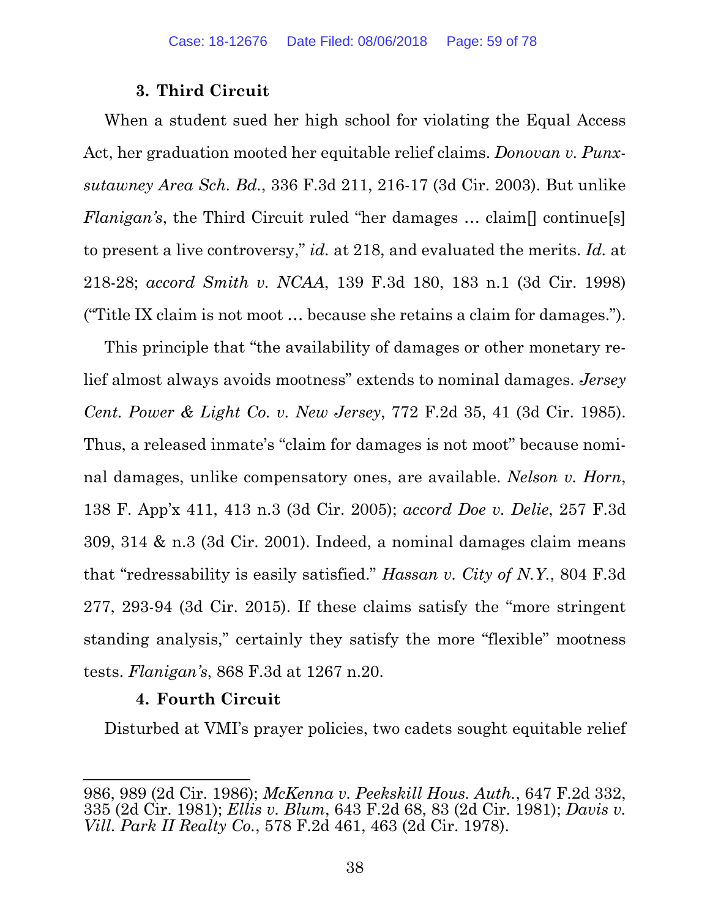### 3. Third Circuit

When a student sued her high school for violating the Equal Access Act, her graduation mooted her equitable relief claims. *Donovan v. Punxsutawney Area Sch. Bd.*, 336 F.3d 211, 216-17 (3d Cir. 2003). But unlike *Flanigan's*, the Third Circuit ruled "her damages … claim[] continue[s] to present a live controversy," *id.* at 218, and evaluated the merits. *Id.* at 218-28; *accord Smith v. NCAA*, 139 F.3d 180, 183 n.1 (3d Cir. 1998) ("Title IX claim is not moot … because she retains a claim for damages.").

This principle that "the availability of damages or other monetary relief almost always avoids mootness" extends to nominal damages. *Jersey Cent. Power & Light Co. v. New Jersey*, 772 F.2d 35, 41 (3d Cir. 1985). Thus, a released inmate's "claim for damages is not moot" because nominal damages, unlike compensatory ones, are available. *Nelson v. Horn*, 138 F. App'x 411, 413 n.3 (3d Cir. 2005); *accord Doe v. Delie*, 257 F.3d 309, 314 & n.3 (3d Cir. 2001). Indeed, a nominal damages claim means that "redressability is easily satisfied." *Hassan v. City of N.Y.*, 804 F.3d 277, 293-94 (3d Cir. 2015). If these claims satisfy the "more stringent standing analysis," certainly they satisfy the more "flexible" mootness tests. *Flanigan's*, 868 F.3d at 1267 n.20.

### 4. Fourth Circuit

Disturbed at VMI's prayer policies, two cadets sought equitable relief

---

986, 989 (2d Cir. 1986); *McKenna v. Peekskill Hous. Auth.*, 647 F.2d 332, 335 (2d Cir. 1981); *Ellis v. Blum*, 643 F.2d 68, 83 (2d Cir. 1981); *Davis v. Vill. Park II Realty Co.*, 578 F.2d 461, 463 (2d Cir. 1978).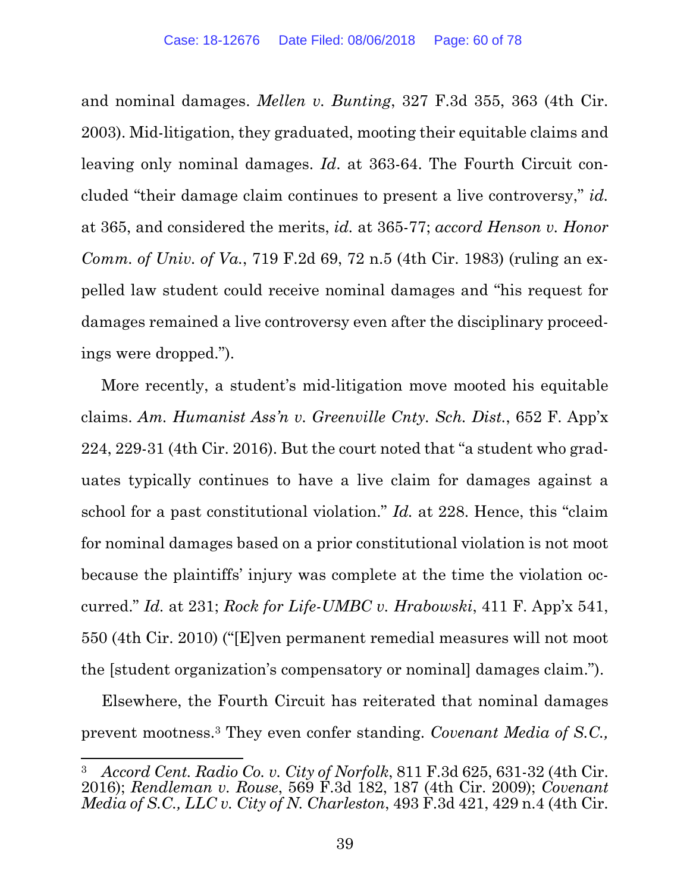and nominal damages. *Mellen v. Bunting*, 327 F.3d 355, 363 (4th Cir. 2003). Mid-litigation, they graduated, mooting their equitable claims and leaving only nominal damages. *Id*. at 363-64. The Fourth Circuit concluded "their damage claim continues to present a live controversy," *id.* at 365, and considered the merits, *id.* at 365-77; *accord Henson v. Honor Comm. of Univ. of Va.*, 719 F.2d 69, 72 n.5 (4th Cir. 1983) (ruling an expelled law student could receive nominal damages and "his request for damages remained a live controversy even after the disciplinary proceedings were dropped.").

More recently, a student's mid-litigation move mooted his equitable claims. *Am. Humanist Ass'n v. Greenville Cnty. Sch. Dist.*, 652 F. App'x 224, 229-31 (4th Cir. 2016). But the court noted that "a student who graduates typically continues to have a live claim for damages against a school for a past constitutional violation." *Id.* at 228. Hence, this "claim for nominal damages based on a prior constitutional violation is not moot because the plaintiffs' injury was complete at the time the violation occurred." *Id.* at 231; *Rock for Life-UMBC v. Hrabowski*, 411 F. App'x 541, 550 (4th Cir. 2010) ("[E]ven permanent remedial measures will not moot the [student organization's compensatory or nominal] damages claim.").

Elsewhere, the Fourth Circuit has reiterated that nominal damages prevent mootness.[3] They even confer standing. *Covenant Media of S.C.,*

---

[3] *Accord Cent. Radio Co. v. City of Norfolk*, 811 F.3d 625, 631-32 (4th Cir. 2016); *Rendleman v. Rouse*, 569 F.3d 182, 187 (4th Cir. 2009); *Covenant Media of S.C., LLC v. City of N. Charleston*, 493 F.3d 421, 429 n.4 (4th Cir.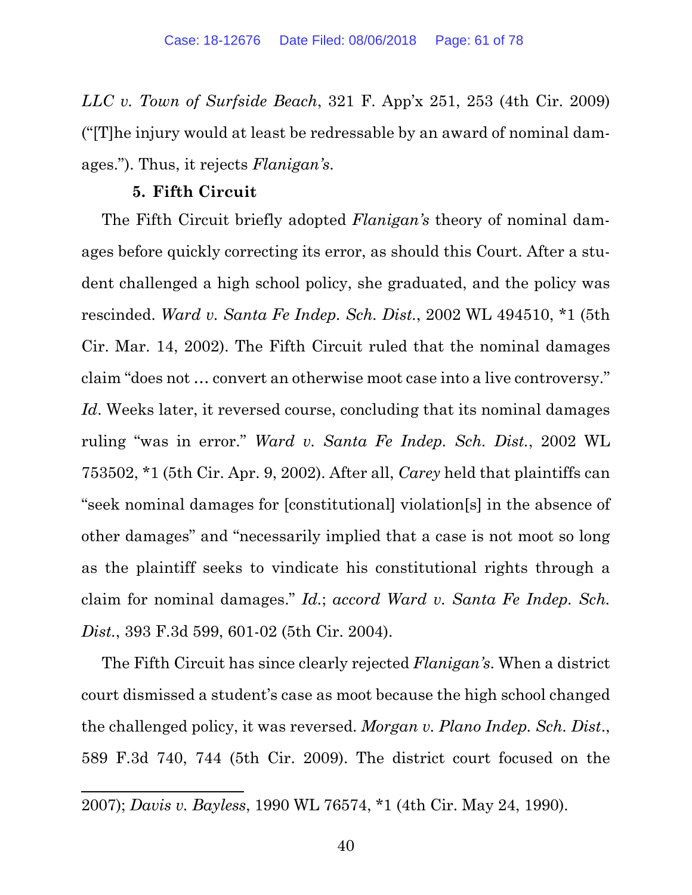*LLC v. Town of Surfside Beach*, 321 F. App'x 251, 253 (4th Cir. 2009) ("[T]he injury would at least be redressable by an award of nominal damages."). Thus, it rejects *Flanigan's*.

**5. Fifth Circuit**

The Fifth Circuit briefly adopted *Flanigan's* theory of nominal damages before quickly correcting its error, as should this Court. After a student challenged a high school policy, she graduated, and the policy was rescinded. *Ward v. Santa Fe Indep. Sch. Dist.*, 2002 WL 494510, *1 (5th Cir. Mar. 14, 2002). The Fifth Circuit ruled that the nominal damages claim "does not … convert an otherwise moot case into a live controversy." *Id*. Weeks later, it reversed course, concluding that its nominal damages ruling "was in error." *Ward v. Santa Fe Indep. Sch. Dist.*, 2002 WL 753502, *1 (5th Cir. Apr. 9, 2002). After all, *Carey* held that plaintiffs can "seek nominal damages for [constitutional] violation[s] in the absence of other damages" and "necessarily implied that a case is not moot so long as the plaintiff seeks to vindicate his constitutional rights through a claim for nominal damages." *Id.*; *accord Ward v. Santa Fe Indep. Sch. Dist.*, 393 F.3d 599, 601-02 (5th Cir. 2004).

The Fifth Circuit has since clearly rejected *Flanigan's*. When a district court dismissed a student's case as moot because the high school changed the challenged policy, it was reversed. *Morgan v. Plano Indep. Sch. Dist.*, 589 F.3d 740, 744 (5th Cir. 2009). The district court focused on the

2007); *Davis v. Bayless*, 1990 WL 76574, *1 (4th Cir. May 24, 1990).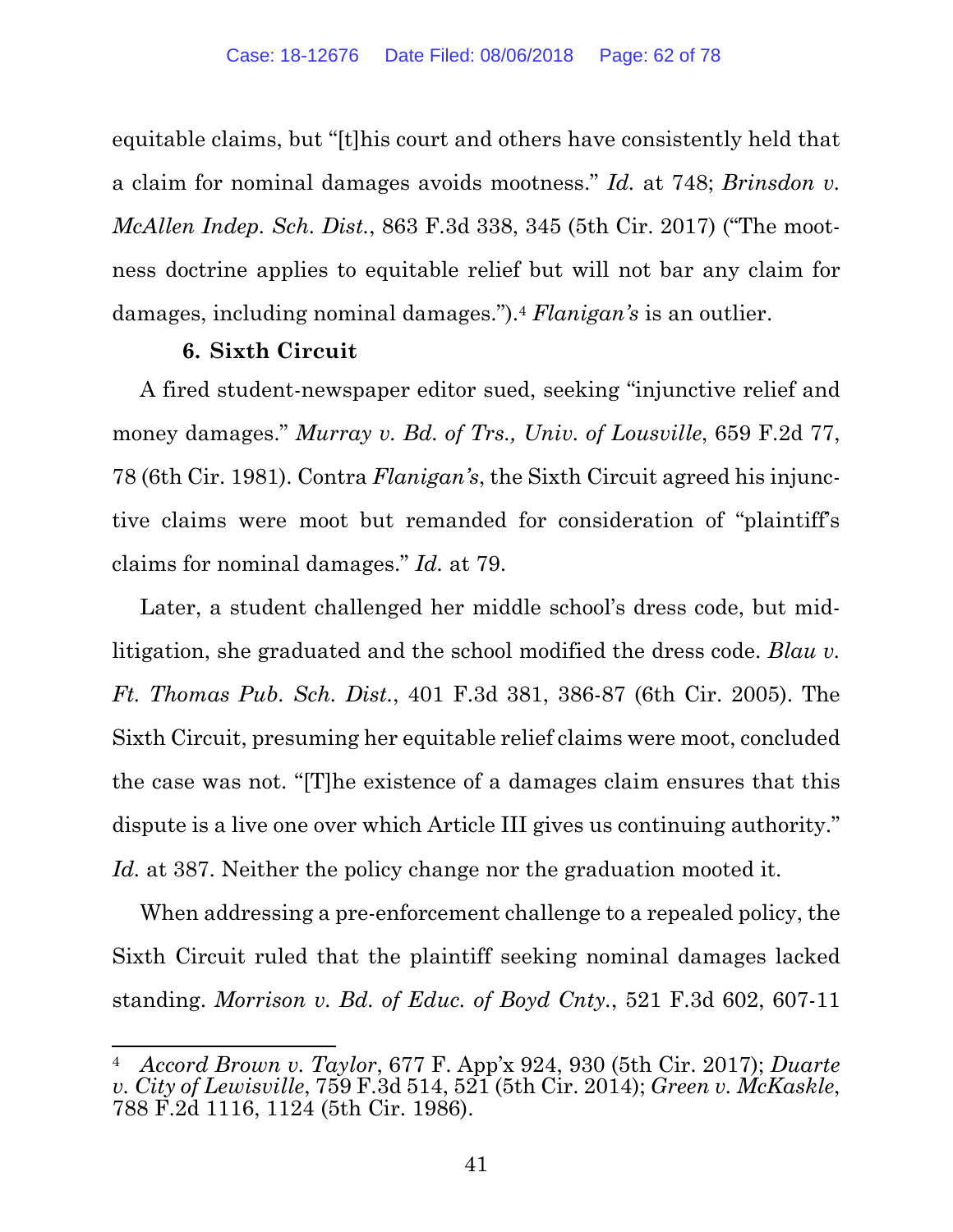equitable claims, but "[t]his court and others have consistently held that a claim for nominal damages avoids mootness." *Id.* at 748; *Brinsdon v. McAllen Indep. Sch. Dist.*, 863 F.3d 338, 345 (5th Cir. 2017) ("The mootness doctrine applies to equitable relief but will not bar any claim for damages, including nominal damages.").[4] *Flanigan's* is an outlier.

**6. Sixth Circuit**

A fired student-newspaper editor sued, seeking "injunctive relief and money damages." *Murray v. Bd. of Trs., Univ. of Lousville*, 659 F.2d 77, 78 (6th Cir. 1981). Contra *Flanigan's*, the Sixth Circuit agreed his injunctive claims were moot but remanded for consideration of "plaintiff's claims for nominal damages." *Id.* at 79.

Later, a student challenged her middle school's dress code, but mid-litigation, she graduated and the school modified the dress code. *Blau v. Ft. Thomas Pub. Sch. Dist.*, 401 F.3d 381, 386-87 (6th Cir. 2005). The Sixth Circuit, presuming her equitable relief claims were moot, concluded the case was not. "[T]he existence of a damages claim ensures that this dispute is a live one over which Article III gives us continuing authority." *Id.* at 387. Neither the policy change nor the graduation mooted it.

When addressing a pre-enforcement challenge to a repealed policy, the Sixth Circuit ruled that the plaintiff seeking nominal damages lacked standing. *Morrison v. Bd. of Educ. of Boyd Cnty.*, 521 F.3d 602, 607-11

---

[4] *Accord Brown v. Taylor*, 677 F. App'x 924, 930 (5th Cir. 2017); *Duarte v. City of Lewisville*, 759 F.3d 514, 521 (5th Cir. 2014); *Green v. McKaskle*, 788 F.2d 1116, 1124 (5th Cir. 1986).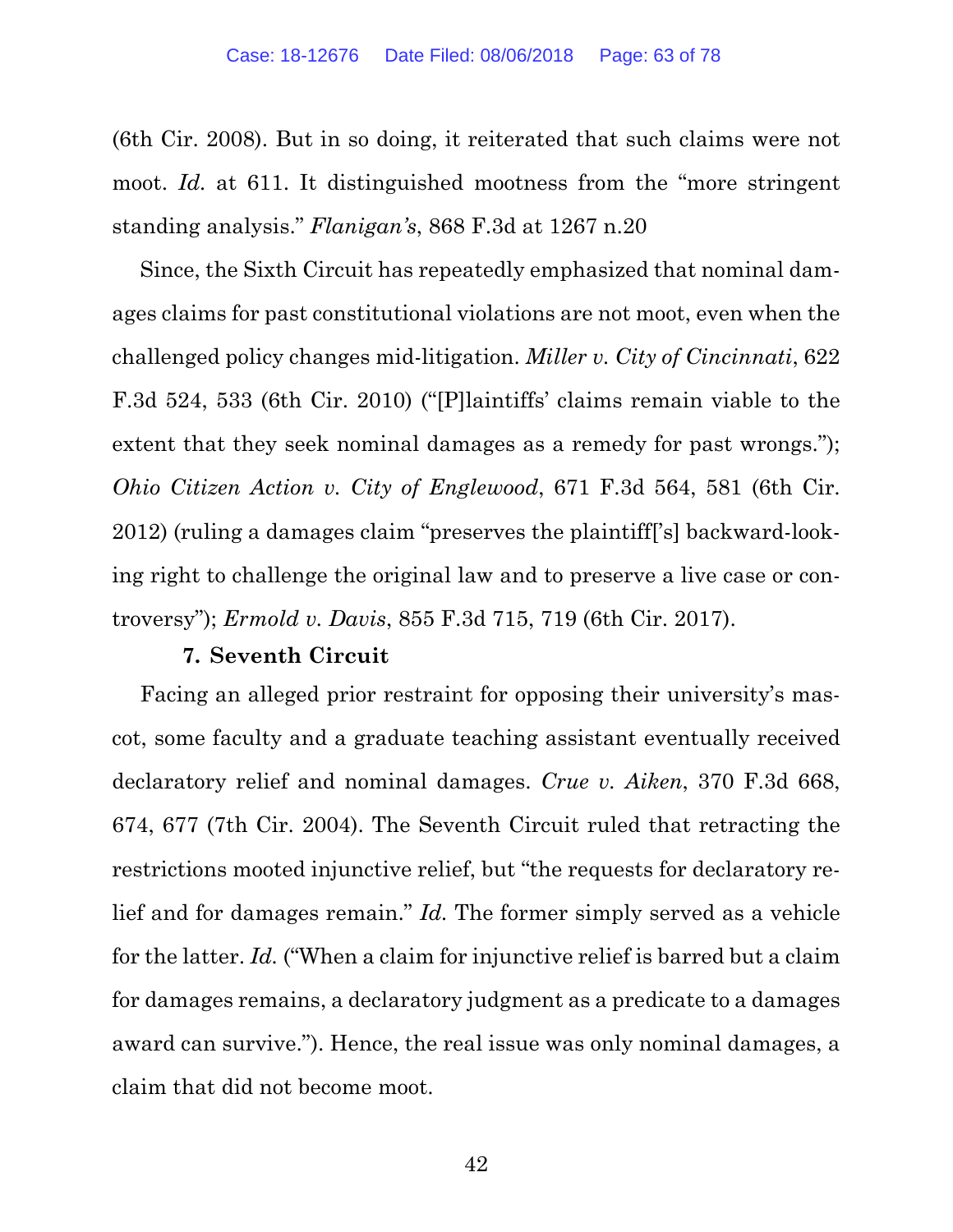(6th Cir. 2008). But in so doing, it reiterated that such claims were not moot. *Id.* at 611. It distinguished mootness from the "more stringent standing analysis." *Flanigan's*, 868 F.3d at 1267 n.20

Since, the Sixth Circuit has repeatedly emphasized that nominal damages claims for past constitutional violations are not moot, even when the challenged policy changes mid-litigation. *Miller v. City of Cincinnati*, 622 F.3d 524, 533 (6th Cir. 2010) ("[P]laintiffs' claims remain viable to the extent that they seek nominal damages as a remedy for past wrongs."); *Ohio Citizen Action v. City of Englewood*, 671 F.3d 564, 581 (6th Cir. 2012) (ruling a damages claim "preserves the plaintiff['s] backward-looking right to challenge the original law and to preserve a live case or controversy"); *Ermold v. Davis*, 855 F.3d 715, 719 (6th Cir. 2017).

**7. Seventh Circuit**

Facing an alleged prior restraint for opposing their university's mascot, some faculty and a graduate teaching assistant eventually received declaratory relief and nominal damages. *Crue v. Aiken*, 370 F.3d 668, 674, 677 (7th Cir. 2004). The Seventh Circuit ruled that retracting the restrictions mooted injunctive relief, but "the requests for declaratory relief and for damages remain." *Id.* The former simply served as a vehicle for the latter. *Id.* ("When a claim for injunctive relief is barred but a claim for damages remains, a declaratory judgment as a predicate to a damages award can survive."). Hence, the real issue was only nominal damages, a claim that did not become moot.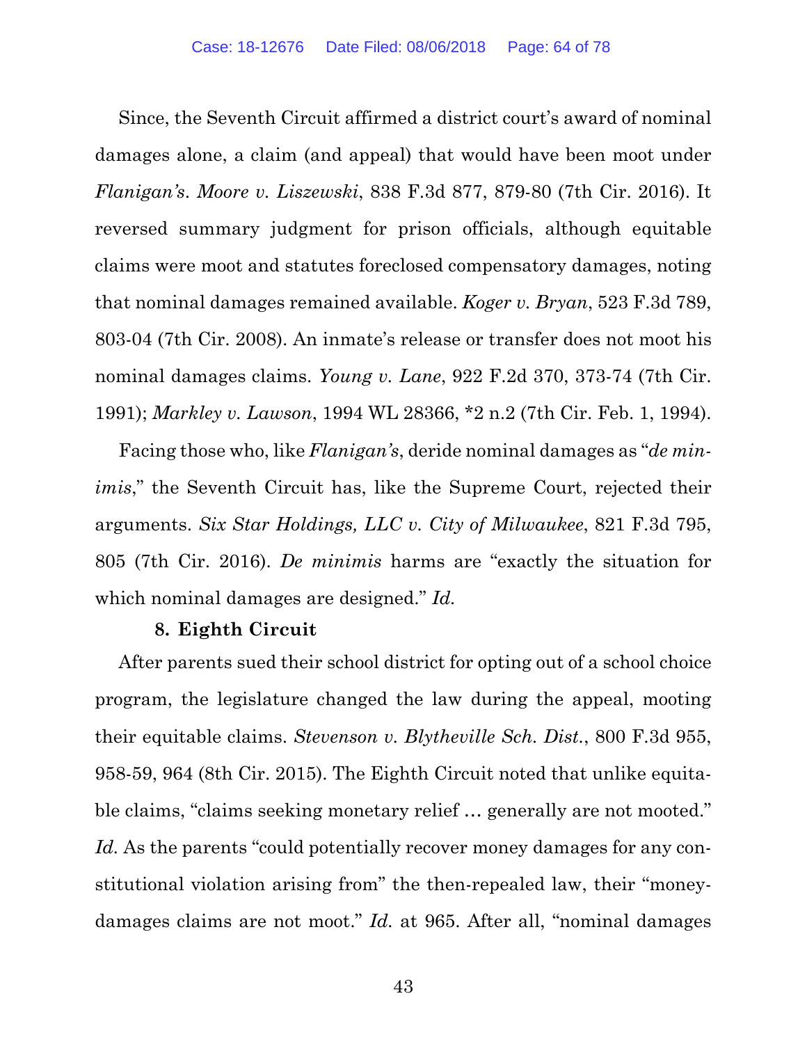Since, the Seventh Circuit affirmed a district court's award of nominal damages alone, a claim (and appeal) that would have been moot under *Flanigan's*. *Moore v. Liszewski*, 838 F.3d 877, 879-80 (7th Cir. 2016). It reversed summary judgment for prison officials, although equitable claims were moot and statutes foreclosed compensatory damages, noting that nominal damages remained available. *Koger v. Bryan*, 523 F.3d 789, 803-04 (7th Cir. 2008). An inmate's release or transfer does not moot his nominal damages claims. *Young v. Lane*, 922 F.2d 370, 373-74 (7th Cir. 1991); *Markley v. Lawson*, 1994 WL 28366, *2 n.2 (7th Cir. Feb. 1, 1994).

Facing those who, like *Flanigan's*, deride nominal damages as "*de minimis*," the Seventh Circuit has, like the Supreme Court, rejected their arguments. *Six Star Holdings, LLC v. City of Milwaukee*, 821 F.3d 795, 805 (7th Cir. 2016). *De minimis* harms are "exactly the situation for which nominal damages are designed." *Id.*

### 8. Eighth Circuit

After parents sued their school district for opting out of a school choice program, the legislature changed the law during the appeal, mooting their equitable claims. *Stevenson v. Blytheville Sch. Dist.*, 800 F.3d 955, 958-59, 964 (8th Cir. 2015). The Eighth Circuit noted that unlike equitable claims, "claims seeking monetary relief … generally are not mooted." *Id.* As the parents "could potentially recover money damages for any constitutional violation arising from" the then-repealed law, their "money-damages claims are not moot." *Id.* at 965. After all, "nominal damages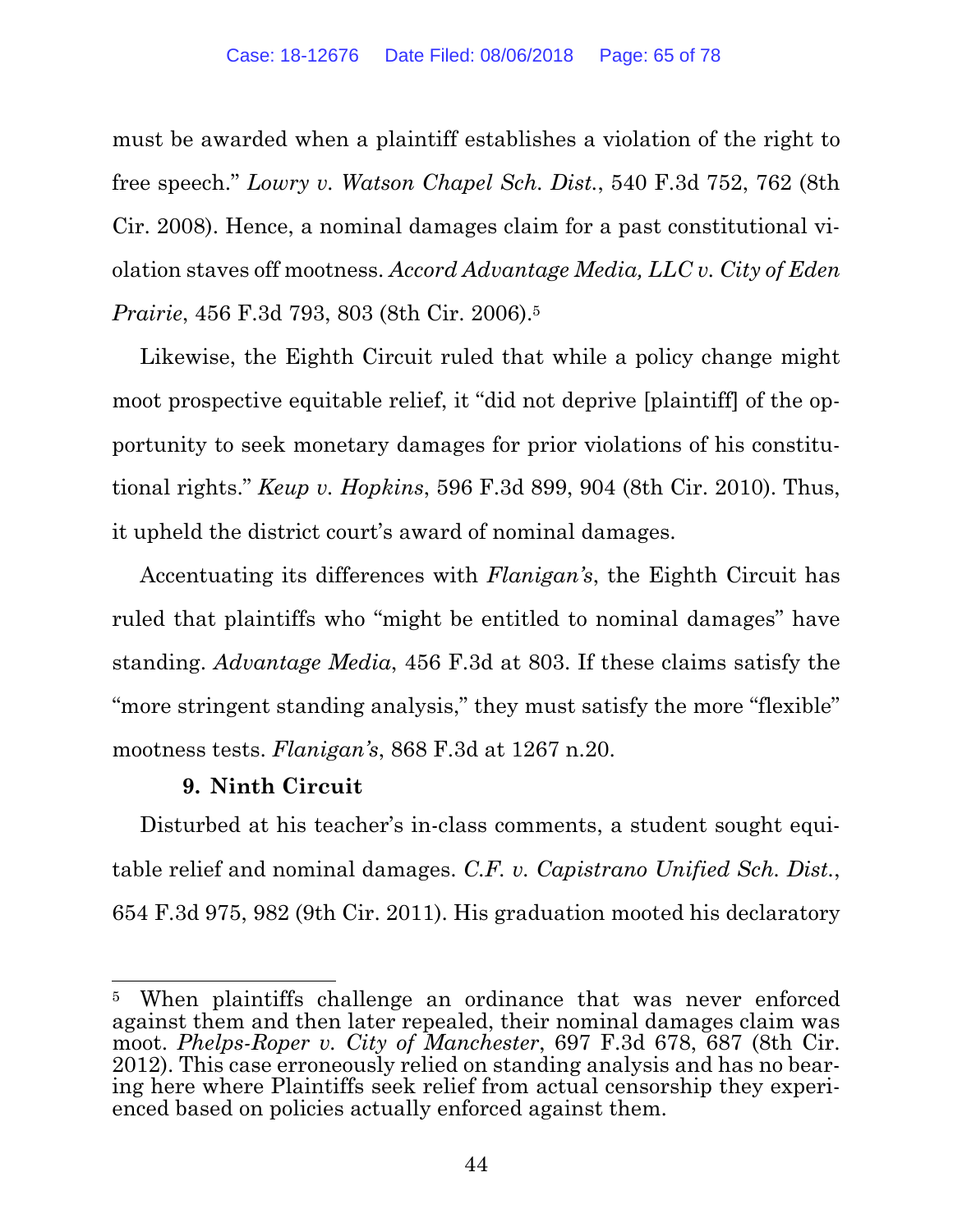must be awarded when a plaintiff establishes a violation of the right to free speech." *Lowry v. Watson Chapel Sch. Dist.*, 540 F.3d 752, 762 (8th Cir. 2008). Hence, a nominal damages claim for a past constitutional violation staves off mootness. *Accord Advantage Media, LLC v. City of Eden Prairie*, 456 F.3d 793, 803 (8th Cir. 2006).[5]

Likewise, the Eighth Circuit ruled that while a policy change might moot prospective equitable relief, it "did not deprive [plaintiff] of the opportunity to seek monetary damages for prior violations of his constitutional rights." *Keup v. Hopkins*, 596 F.3d 899, 904 (8th Cir. 2010). Thus, it upheld the district court's award of nominal damages.

Accentuating its differences with *Flanigan's*, the Eighth Circuit has ruled that plaintiffs who "might be entitled to nominal damages" have standing. *Advantage Media*, 456 F.3d at 803. If these claims satisfy the "more stringent standing analysis," they must satisfy the more "flexible" mootness tests. *Flanigan's*, 868 F.3d at 1267 n.20.

### 9. Ninth Circuit

Disturbed at his teacher's in-class comments, a student sought equitable relief and nominal damages. *C.F. v. Capistrano Unified Sch. Dist.*, 654 F.3d 975, 982 (9th Cir. 2011). His graduation mooted his declaratory

---

[5] When plaintiffs challenge an ordinance that was never enforced against them and then later repealed, their nominal damages claim was moot. *Phelps-Roper v. City of Manchester*, 697 F.3d 678, 687 (8th Cir. 2012). This case erroneously relied on standing analysis and has no bearing here where Plaintiffs seek relief from actual censorship they experienced based on policies actually enforced against them.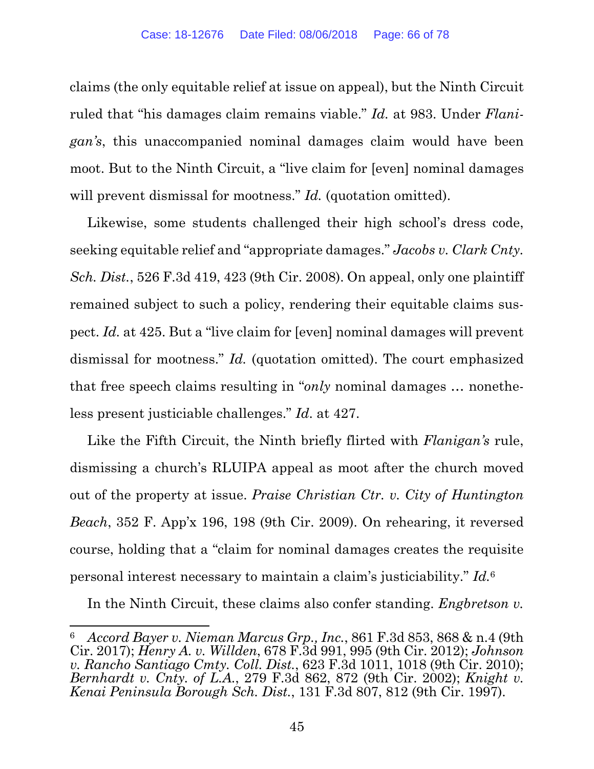claims (the only equitable relief at issue on appeal), but the Ninth Circuit ruled that "his damages claim remains viable." *Id.* at 983. Under *Flanigan's*, this unaccompanied nominal damages claim would have been moot. But to the Ninth Circuit, a "live claim for [even] nominal damages will prevent dismissal for mootness." *Id.* (quotation omitted).

Likewise, some students challenged their high school's dress code, seeking equitable relief and "appropriate damages." *Jacobs v. Clark Cnty. Sch. Dist.*, 526 F.3d 419, 423 (9th Cir. 2008). On appeal, only one plaintiff remained subject to such a policy, rendering their equitable claims suspect. *Id.* at 425. But a "live claim for [even] nominal damages will prevent dismissal for mootness." *Id.* (quotation omitted). The court emphasized that free speech claims resulting in "*only* nominal damages … nonetheless present justiciable challenges." *Id*. at 427.

Like the Fifth Circuit, the Ninth briefly flirted with *Flanigan's* rule, dismissing a church's RLUIPA appeal as moot after the church moved out of the property at issue. *Praise Christian Ctr. v. City of Huntington Beach*, 352 F. App'x 196, 198 (9th Cir. 2009). On rehearing, it reversed course, holding that a "claim for nominal damages creates the requisite personal interest necessary to maintain a claim's justiciability." *Id.*[6]

In the Ninth Circuit, these claims also confer standing. *Engbretson v.*

[6] *Accord Bayer v. Nieman Marcus Grp., Inc.*, 861 F.3d 853, 868 & n.4 (9th Cir. 2017); *Henry A. v. Willden*, 678 F.3d 991, 995 (9th Cir. 2012); *Johnson v. Rancho Santiago Cmty. Coll. Dist.*, 623 F.3d 1011, 1018 (9th Cir. 2010); *Bernhardt v. Cnty. of L.A.*, 279 F.3d 862, 872 (9th Cir. 2002); *Knight v. Kenai Peninsula Borough Sch. Dist.*, 131 F.3d 807, 812 (9th Cir. 1997).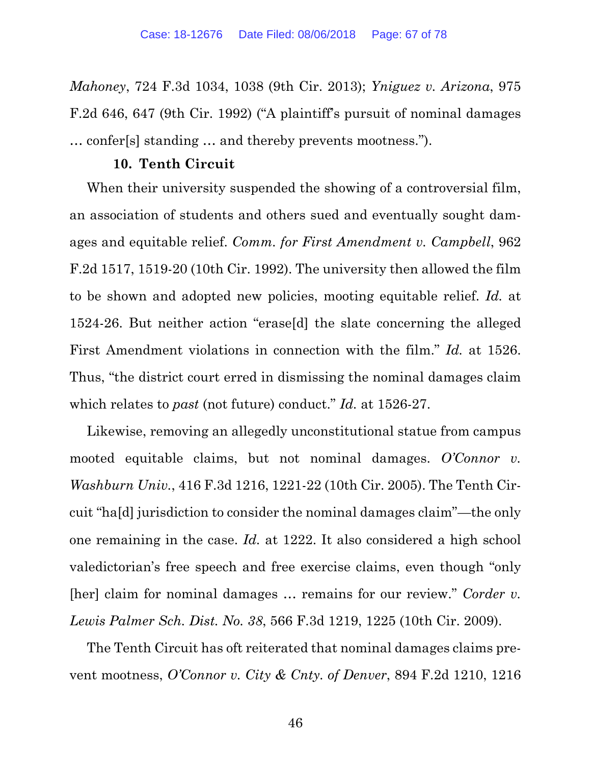*Mahoney*, 724 F.3d 1034, 1038 (9th Cir. 2013); *Yniguez v. Arizona*, 975 F.2d 646, 647 (9th Cir. 1992) ("A plaintiff's pursuit of nominal damages … confer[s] standing … and thereby prevents mootness.").

**10. Tenth Circuit**

When their university suspended the showing of a controversial film, an association of students and others sued and eventually sought damages and equitable relief. *Comm. for First Amendment v. Campbell*, 962 F.2d 1517, 1519-20 (10th Cir. 1992). The university then allowed the film to be shown and adopted new policies, mooting equitable relief. *Id.* at 1524-26. But neither action "erase[d] the slate concerning the alleged First Amendment violations in connection with the film." *Id.* at 1526. Thus, "the district court erred in dismissing the nominal damages claim which relates to *past* (not future) conduct." *Id.* at 1526-27.

Likewise, removing an allegedly unconstitutional statue from campus mooted equitable claims, but not nominal damages. *O'Connor v. Washburn Univ.*, 416 F.3d 1216, 1221-22 (10th Cir. 2005). The Tenth Circuit "ha[d] jurisdiction to consider the nominal damages claim"—the only one remaining in the case. *Id.* at 1222. It also considered a high school valedictorian's free speech and free exercise claims, even though "only [her] claim for nominal damages … remains for our review." *Corder v. Lewis Palmer Sch. Dist. No. 38*, 566 F.3d 1219, 1225 (10th Cir. 2009).

The Tenth Circuit has oft reiterated that nominal damages claims prevent mootness, *O'Connor v. City & Cnty. of Denver*, 894 F.2d 1210, 1216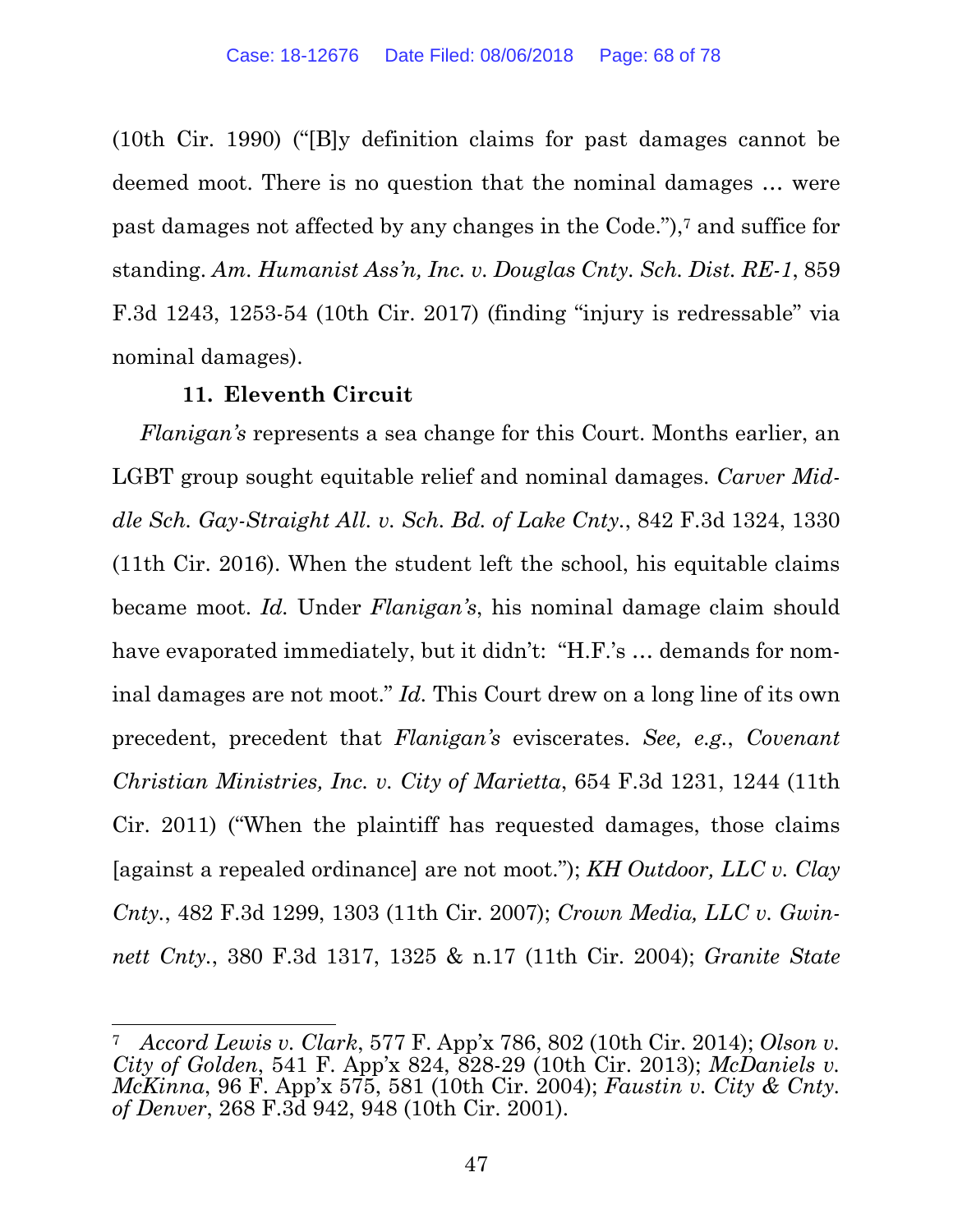(10th Cir. 1990) ("[B]y definition claims for past damages cannot be deemed moot. There is no question that the nominal damages … were past damages not affected by any changes in the Code."),[7] and suffice for standing. *Am. Humanist Ass'n, Inc. v. Douglas Cnty. Sch. Dist. RE-1*, 859 F.3d 1243, 1253-54 (10th Cir. 2017) (finding "injury is redressable" via nominal damages).

### 11. Eleventh Circuit

*Flanigan's* represents a sea change for this Court. Months earlier, an LGBT group sought equitable relief and nominal damages. *Carver Middle Sch. Gay-Straight All. v. Sch. Bd. of Lake Cnty.*, 842 F.3d 1324, 1330 (11th Cir. 2016). When the student left the school, his equitable claims became moot. *Id.* Under *Flanigan's*, his nominal damage claim should have evaporated immediately, but it didn't: "H.F.'s … demands for nominal damages are not moot." *Id.* This Court drew on a long line of its own precedent, precedent that *Flanigan's* eviscerates. *See, e.g.*, *Covenant Christian Ministries, Inc. v. City of Marietta*, 654 F.3d 1231, 1244 (11th Cir. 2011) ("When the plaintiff has requested damages, those claims [against a repealed ordinance] are not moot."); *KH Outdoor, LLC v. Clay Cnty.*, 482 F.3d 1299, 1303 (11th Cir. 2007); *Crown Media, LLC v. Gwinnett Cnty.*, 380 F.3d 1317, 1325 & n.17 (11th Cir. 2004); *Granite State*

---

[7] *Accord Lewis v. Clark*, 577 F. App'x 786, 802 (10th Cir. 2014); *Olson v. City of Golden*, 541 F. App'x 824, 828-29 (10th Cir. 2013); *McDaniels v. McKinna*, 96 F. App'x 575, 581 (10th Cir. 2004); *Faustin v. City & Cnty. of Denver*, 268 F.3d 942, 948 (10th Cir. 2001).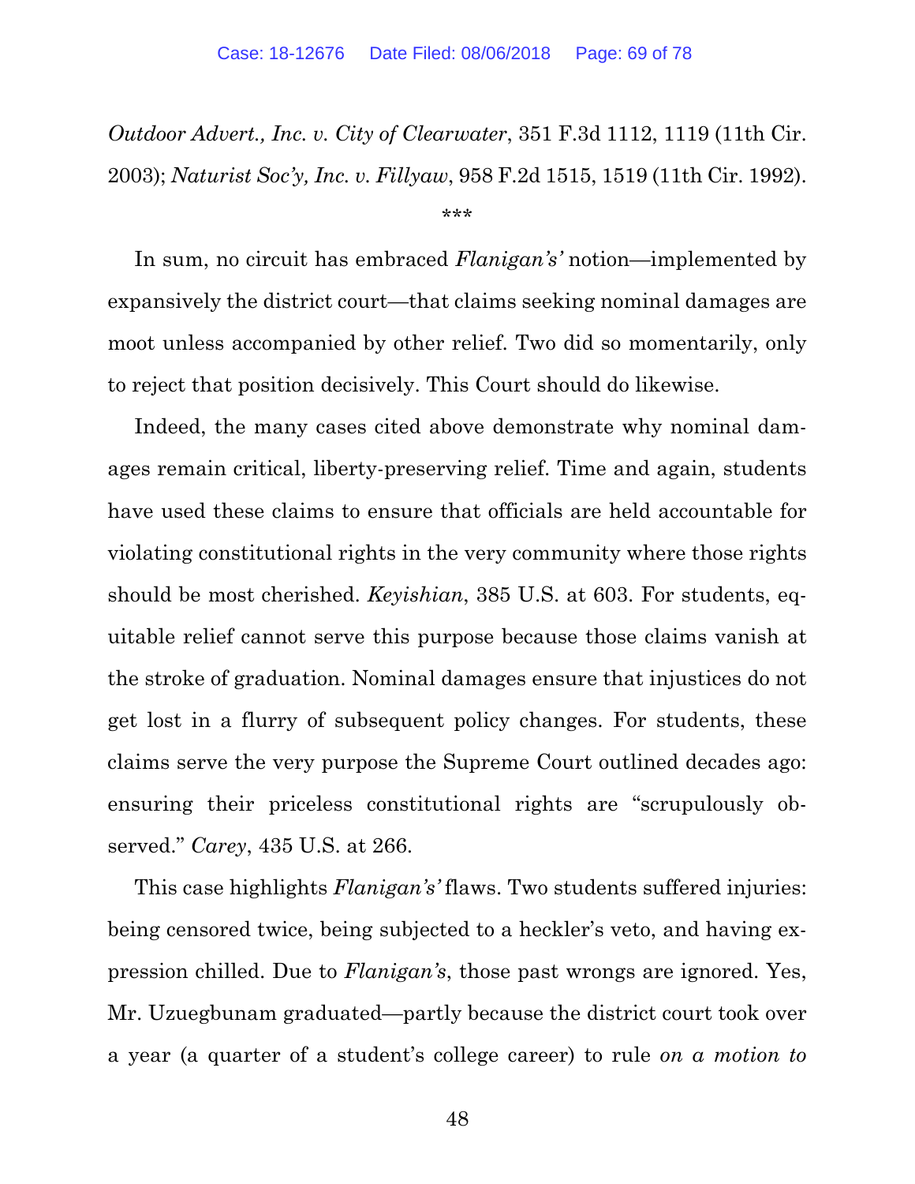*Outdoor Advert., Inc. v. City of Clearwater*, 351 F.3d 1112, 1119 (11th Cir. 2003); *Naturist Soc'y, Inc. v. Fillyaw*, 958 F.2d 1515, 1519 (11th Cir. 1992).

\*\*\*

In sum, no circuit has embraced *Flanigan's'* notion—implemented by expansively the district court—that claims seeking nominal damages are moot unless accompanied by other relief. Two did so momentarily, only to reject that position decisively. This Court should do likewise.

Indeed, the many cases cited above demonstrate why nominal damages remain critical, liberty-preserving relief. Time and again, students have used these claims to ensure that officials are held accountable for violating constitutional rights in the very community where those rights should be most cherished. *Keyishian*, 385 U.S. at 603. For students, equitable relief cannot serve this purpose because those claims vanish at the stroke of graduation. Nominal damages ensure that injustices do not get lost in a flurry of subsequent policy changes. For students, these claims serve the very purpose the Supreme Court outlined decades ago: ensuring their priceless constitutional rights are "scrupulously observed." *Carey*, 435 U.S. at 266.

This case highlights *Flanigan's'* flaws. Two students suffered injuries: being censored twice, being subjected to a heckler's veto, and having expression chilled. Due to *Flanigan's*, those past wrongs are ignored. Yes, Mr. Uzuegbunam graduated—partly because the district court took over a year (a quarter of a student's college career) to rule *on a motion to*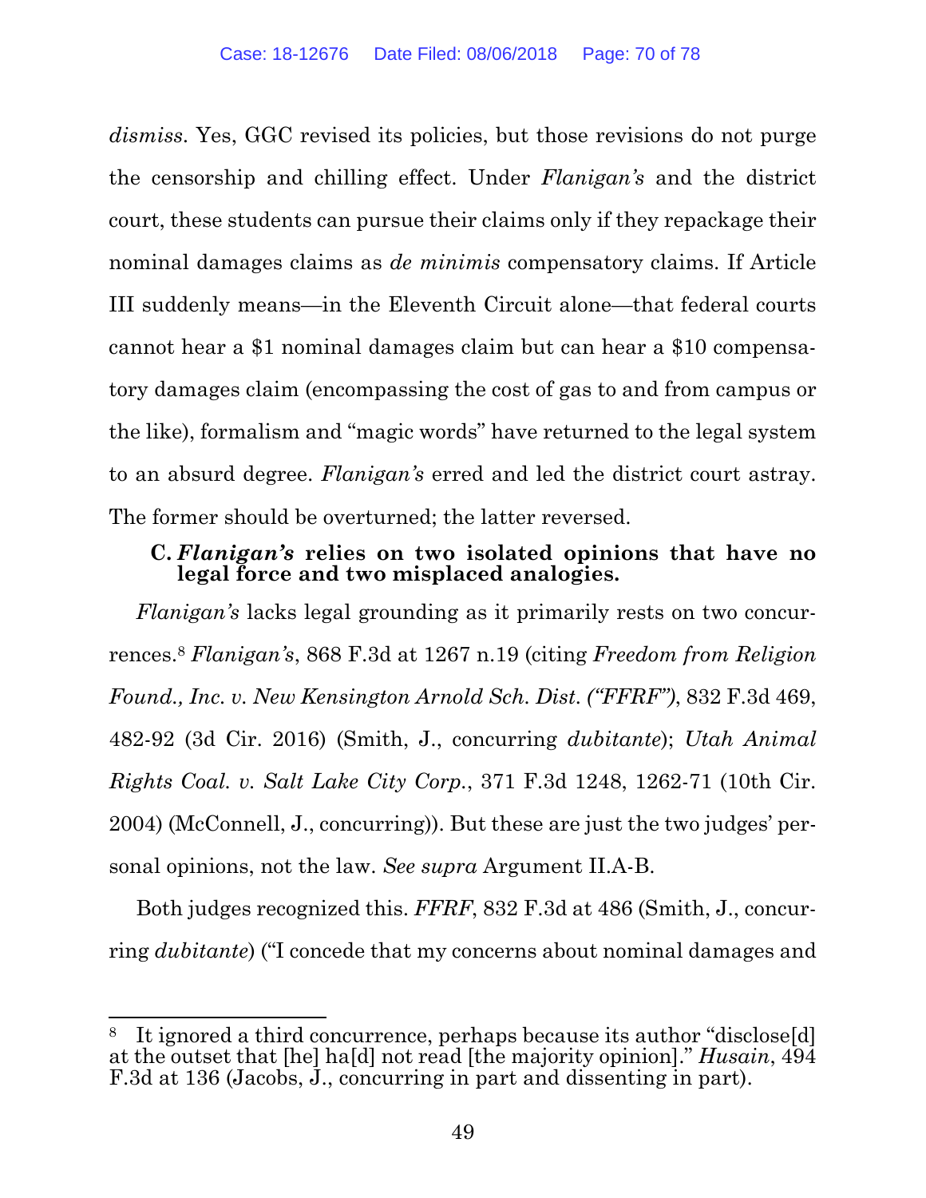*dismiss*. Yes, GGC revised its policies, but those revisions do not purge the censorship and chilling effect. Under *Flanigan's* and the district court, these students can pursue their claims only if they repackage their nominal damages claims as *de minimis* compensatory claims. If Article III suddenly means—in the Eleventh Circuit alone—that federal courts cannot hear a $1 nominal damages claim but can hear a $10 compensatory damages claim (encompassing the cost of gas to and from campus or the like), formalism and "magic words" have returned to the legal system to an absurd degree. *Flanigan's* erred and led the district court astray. The former should be overturned; the latter reversed.

### C. *Flanigan's* relies on two isolated opinions that have no legal force and two misplaced analogies.

*Flanigan's* lacks legal grounding as it primarily rests on two concurrences.[8] *Flanigan's*, 868 F.3d at 1267 n.19 (citing *Freedom from Religion Found., Inc. v. New Kensington Arnold Sch. Dist. ("FFRF")*, 832 F.3d 469, 482-92 (3d Cir. 2016) (Smith, J., concurring *dubitante*); *Utah Animal Rights Coal. v. Salt Lake City Corp.*, 371 F.3d 1248, 1262-71 (10th Cir. 2004) (McConnell, J., concurring)). But these are just the two judges' personal opinions, not the law. *See supra* Argument II.A-B.

Both judges recognized this. *FFRF*, 832 F.3d at 486 (Smith, J., concurring *dubitante*) ("I concede that my concerns about nominal damages and

---

[8] It ignored a third concurrence, perhaps because its author "disclose[d] at the outset that [he] ha[d] not read [the majority opinion]." *Husain*, 494 F.3d at 136 (Jacobs, J., concurring in part and dissenting in part).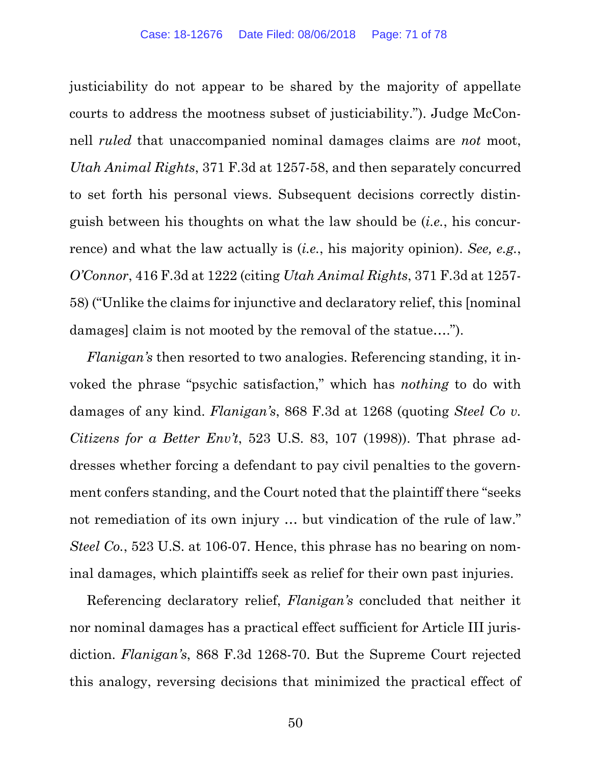justiciability do not appear to be shared by the majority of appellate courts to address the mootness subset of justiciability."). Judge McConnell *ruled* that unaccompanied nominal damages claims are *not* moot, *Utah Animal Rights*, 371 F.3d at 1257-58, and then separately concurred to set forth his personal views. Subsequent decisions correctly distinguish between his thoughts on what the law should be (*i.e.*, his concurrence) and what the law actually is (*i.e.*, his majority opinion). *See, e.g.*, *O'Connor*, 416 F.3d at 1222 (citing *Utah Animal Rights*, 371 F.3d at 1257-58) ("Unlike the claims for injunctive and declaratory relief, this [nominal damages] claim is not mooted by the removal of the statue….").

*Flanigan's* then resorted to two analogies. Referencing standing, it invoked the phrase "psychic satisfaction," which has *nothing* to do with damages of any kind. *Flanigan's*, 868 F.3d at 1268 (quoting *Steel Co v. Citizens for a Better Env't*, 523 U.S. 83, 107 (1998)). That phrase addresses whether forcing a defendant to pay civil penalties to the government confers standing, and the Court noted that the plaintiff there "seeks not remediation of its own injury … but vindication of the rule of law." *Steel Co.*, 523 U.S. at 106-07. Hence, this phrase has no bearing on nominal damages, which plaintiffs seek as relief for their own past injuries.

Referencing declaratory relief, *Flanigan's* concluded that neither it nor nominal damages has a practical effect sufficient for Article III jurisdiction. *Flanigan's*, 868 F.3d 1268-70. But the Supreme Court rejected this analogy, reversing decisions that minimized the practical effect of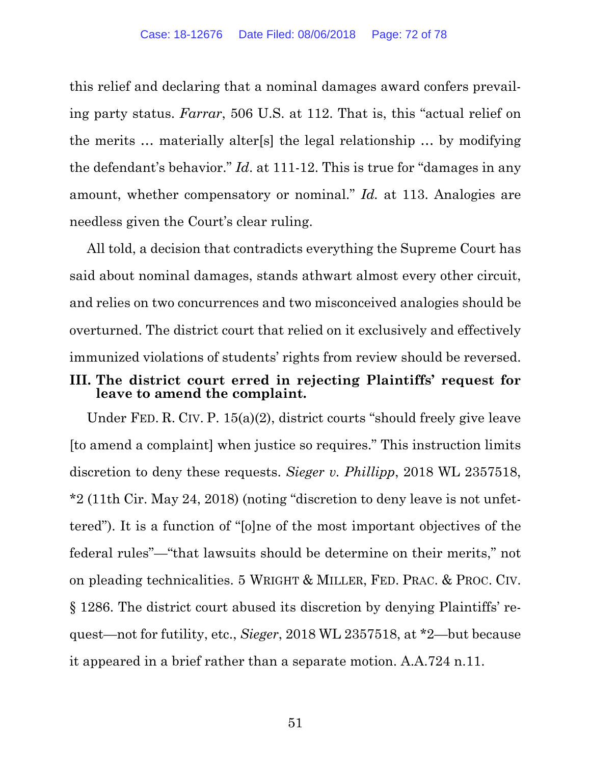this relief and declaring that a nominal damages award confers prevailing party status. *Farrar*, 506 U.S. at 112. That is, this "actual relief on the merits … materially alter[s] the legal relationship … by modifying the defendant's behavior." *Id*. at 111-12. This is true for "damages in any amount, whether compensatory or nominal." *Id.* at 113. Analogies are needless given the Court's clear ruling.

All told, a decision that contradicts everything the Supreme Court has said about nominal damages, stands athwart almost every other circuit, and relies on two concurrences and two misconceived analogies should be overturned. The district court that relied on it exclusively and effectively immunized violations of students' rights from review should be reversed.

**III. The district court erred in rejecting Plaintiffs' request for leave to amend the complaint.**

Under FED. R. CIV. P. 15(a)(2), district courts "should freely give leave [to amend a complaint] when justice so requires." This instruction limits discretion to deny these requests. *Sieger v. Phillipp*, 2018 WL 2357518, *2 (11th Cir. May 24, 2018) (noting "discretion to deny leave is not unfettered"). It is a function of "[o]ne of the most important objectives of the federal rules"—"that lawsuits should be determine on their merits," not on pleading technicalities. 5 WRIGHT & MILLER, FED. PRAC. & PROC. CIV. § 1286. The district court abused its discretion by denying Plaintiffs' request—not for futility, etc., *Sieger*, 2018 WL 2357518, at *2—but because it appeared in a brief rather than a separate motion. A.A.724 n.11.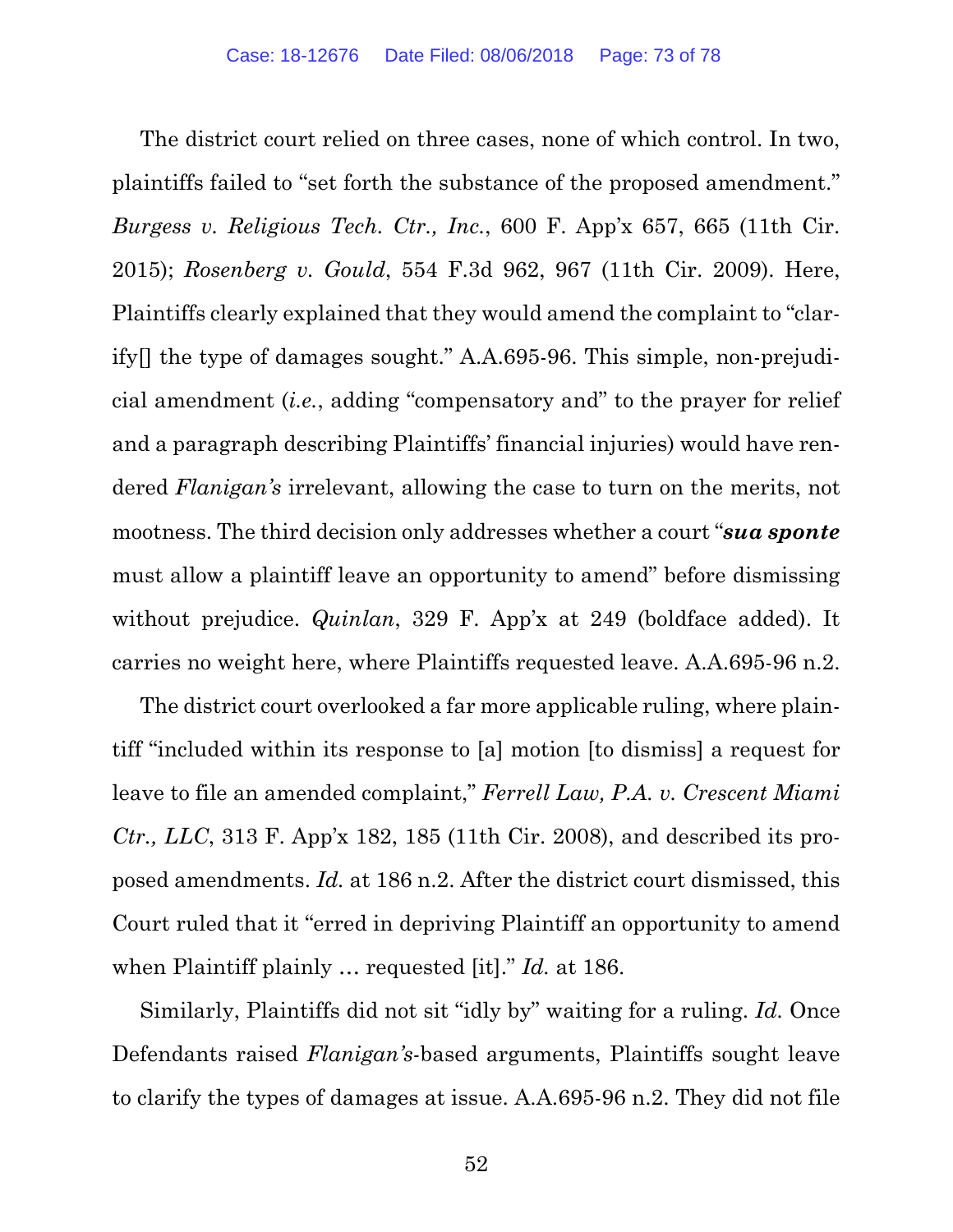The district court relied on three cases, none of which control. In two, plaintiffs failed to "set forth the substance of the proposed amendment." *Burgess v. Religious Tech. Ctr., Inc.*, 600 F. App'x 657, 665 (11th Cir. 2015); *Rosenberg v. Gould*, 554 F.3d 962, 967 (11th Cir. 2009). Here, Plaintiffs clearly explained that they would amend the complaint to "clarify[] the type of damages sought." A.A.695-96. This simple, non-prejudicial amendment (*i.e.*, adding "compensatory and" to the prayer for relief and a paragraph describing Plaintiffs' financial injuries) would have rendered *Flanigan's* irrelevant, allowing the case to turn on the merits, not mootness. The third decision only addresses whether a court "***sua sponte*** must allow a plaintiff leave an opportunity to amend" before dismissing without prejudice. *Quinlan*, 329 F. App'x at 249 (boldface added). It carries no weight here, where Plaintiffs requested leave. A.A.695-96 n.2.

The district court overlooked a far more applicable ruling, where plaintiff "included within its response to [a] motion [to dismiss] a request for leave to file an amended complaint," *Ferrell Law, P.A. v. Crescent Miami Ctr., LLC*, 313 F. App'x 182, 185 (11th Cir. 2008), and described its proposed amendments. *Id.* at 186 n.2. After the district court dismissed, this Court ruled that it "erred in depriving Plaintiff an opportunity to amend when Plaintiff plainly … requested [it]." *Id.* at 186.

Similarly, Plaintiffs did not sit "idly by" waiting for a ruling. *Id.* Once Defendants raised *Flanigan's*-based arguments, Plaintiffs sought leave to clarify the types of damages at issue. A.A.695-96 n.2. They did not file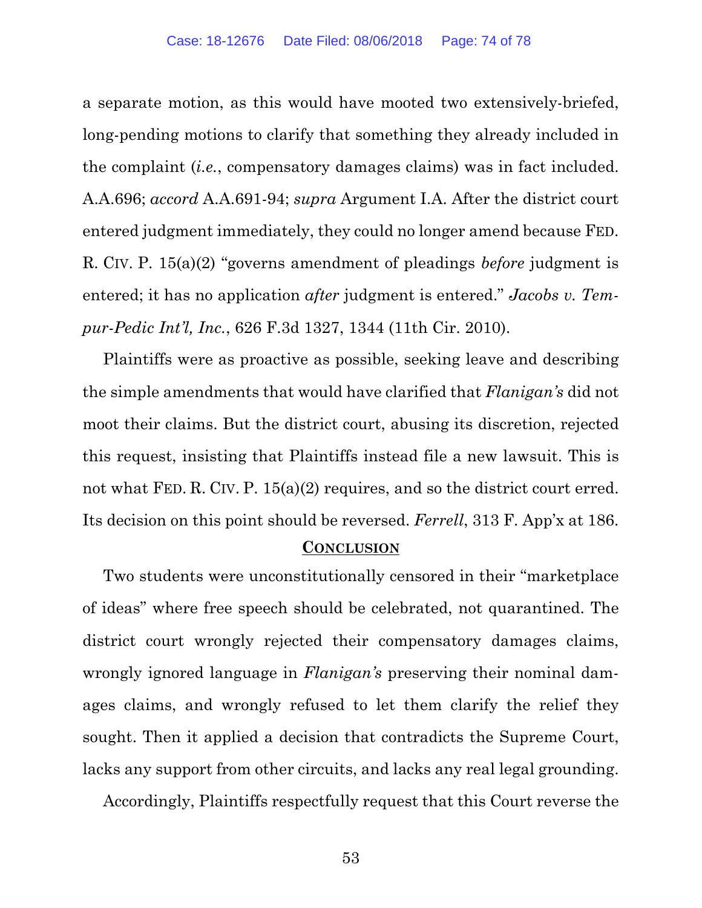a separate motion, as this would have mooted two extensively-briefed, long-pending motions to clarify that something they already included in the complaint (*i.e.*, compensatory damages claims) was in fact included. A.A.696; *accord* A.A.691-94; *supra* Argument I.A. After the district court entered judgment immediately, they could no longer amend because FED. R. CIV. P. 15(a)(2) "governs amendment of pleadings *before* judgment is entered; it has no application *after* judgment is entered." *Jacobs v. Tempur-Pedic Int'l, Inc.*, 626 F.3d 1327, 1344 (11th Cir. 2010).

Plaintiffs were as proactive as possible, seeking leave and describing the simple amendments that would have clarified that *Flanigan's* did not moot their claims. But the district court, abusing its discretion, rejected this request, insisting that Plaintiffs instead file a new lawsuit. This is not what FED. R. CIV. P. 15(a)(2) requires, and so the district court erred. Its decision on this point should be reversed. *Ferrell*, 313 F. App'x at 186.

## CONCLUSION

Two students were unconstitutionally censored in their "marketplace of ideas" where free speech should be celebrated, not quarantined. The district court wrongly rejected their compensatory damages claims, wrongly ignored language in *Flanigan's* preserving their nominal damages claims, and wrongly refused to let them clarify the relief they sought. Then it applied a decision that contradicts the Supreme Court, lacks any support from other circuits, and lacks any real legal grounding.

Accordingly, Plaintiffs respectfully request that this Court reverse the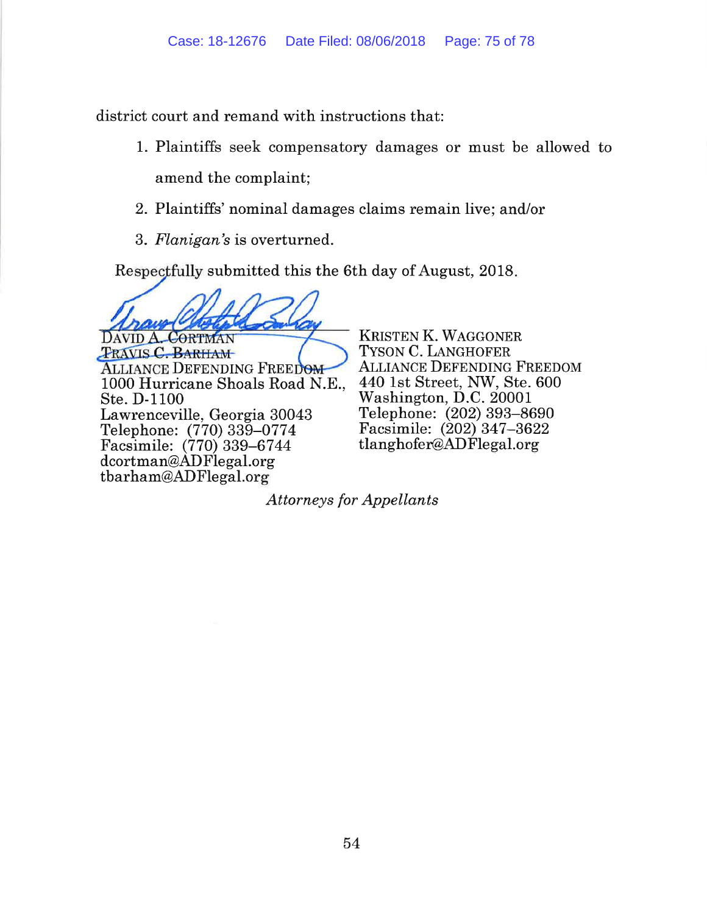district court and remand with instructions that:

1. Plaintiffs seek compensatory damages or must be allowed to amend the complaint;
2. Plaintiffs' nominal damages claims remain live; and/or
3. *Flanigan's* is overturned.

Respectfully submitted this the 6th day of August, 2018.

DAVID A. CORTMAN
TRAVIS C. BARHAM
ALLIANCE DEFENDING FREEDOM
1000 Hurricane Shoals Road N.E., Ste. D-1100
Lawrenceville, Georgia 30043
Telephone: (770) 339–0774
Facsimile: (770) 339–6744
dcortman@ADFlegal.org
tbarham@ADFlegal.org

KRISTEN K. WAGGONER
TYSON C. LANGHOFER
ALLIANCE DEFENDING FREEDOM
440 1st Street, NW, Ste. 600
Washington, D.C. 20001
Telephone: (202) 393–8690
Facsimile: (202) 347–3622
tlanghofer@ADFlegal.org

*Attorneys for Appellants*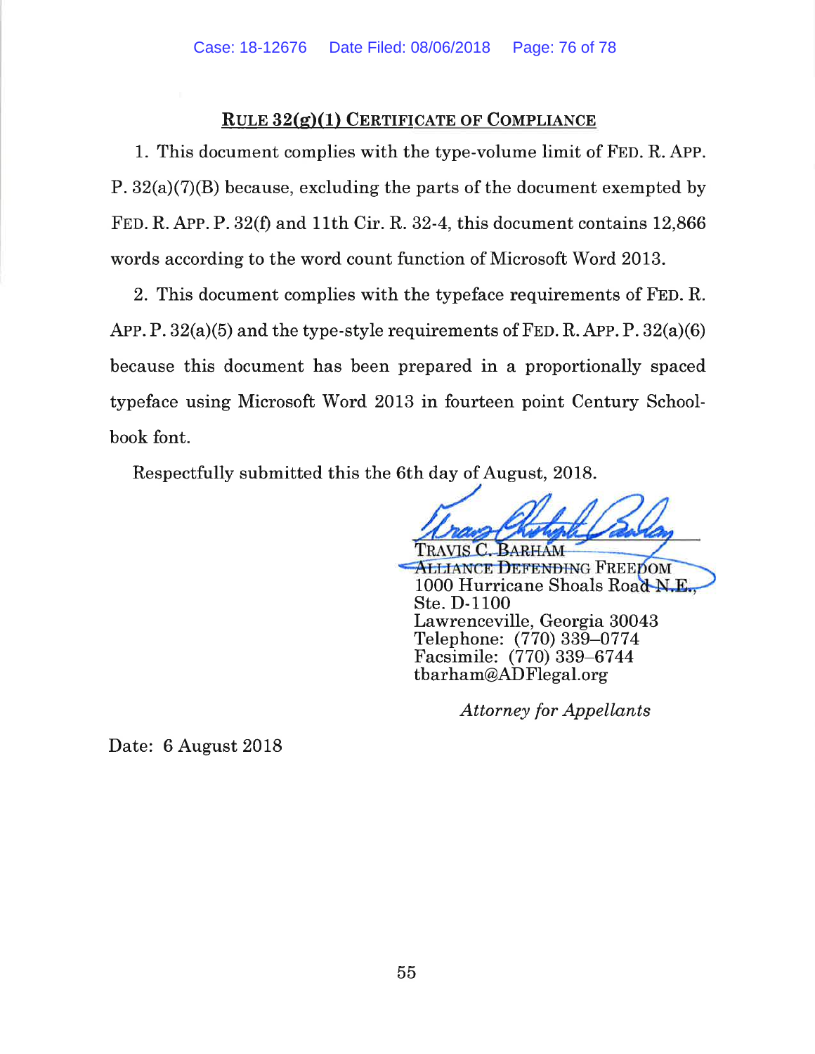## RULE 32(g)(1) CERTIFICATE OF COMPLIANCE

1. This document complies with the type-volume limit of FED. R. APP. P. 32(a)(7)(B) because, excluding the parts of the document exempted by FED. R. APP. P. 32(f) and 11th Cir. R. 32-4, this document contains 12,866 words according to the word count function of Microsoft Word 2013.

2. This document complies with the typeface requirements of FED. R. APP. P. 32(a)(5) and the type-style requirements of FED. R. APP. P. 32(a)(6) because this document has been prepared in a proportionally spaced typeface using Microsoft Word 2013 in fourteen point Century Schoolbook font.

Respectfully submitted this the 6th day of August, 2018.

TRAVIS C. BARHAM
ALLIANCE DEFENDING FREEDOM
1000 Hurricane Shoals Road N.E.,
Ste. D-1100
Lawrenceville, Georgia 30043
Telephone: (770) 339–0774
Facsimile: (770) 339–6744
tbarham@ADFlegal.org

*Attorney for Appellants*

Date: 6 August 2018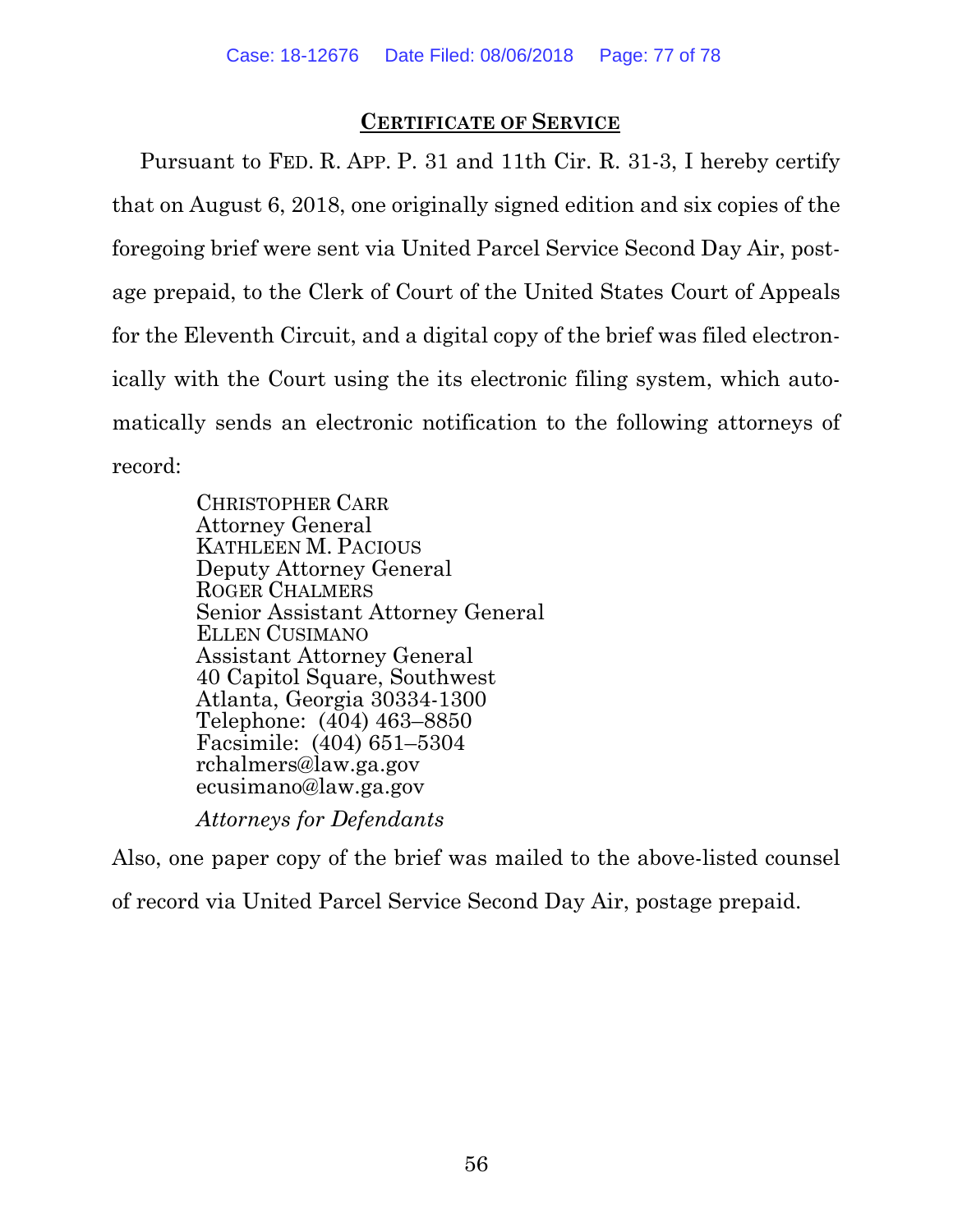## Certificate of Service

Pursuant to FED. R. APP. P. 31 and 11th Cir. R. 31-3, I hereby certify that on August 6, 2018, one originally signed edition and six copies of the foregoing brief were sent via United Parcel Service Second Day Air, postage prepaid, to the Clerk of Court of the United States Court of Appeals for the Eleventh Circuit, and a digital copy of the brief was filed electronically with the Court using the its electronic filing system, which automatically sends an electronic notification to the following attorneys of record:

CHRISTOPHER CARR
Attorney General
KATHLEEN M. PACIOUS
Deputy Attorney General
ROGER CHALMERS
Senior Assistant Attorney General
ELLEN CUSIMANO
Assistant Attorney General
40 Capitol Square, Southwest
Atlanta, Georgia 30334-1300
Telephone: (404) 463–8850
Facsimile: (404) 651–5304
rchalmers@law.ga.gov
ecusimano@law.ga.gov

*Attorneys for Defendants*

Also, one paper copy of the brief was mailed to the above-listed counsel of record via United Parcel Service Second Day Air, postage prepaid.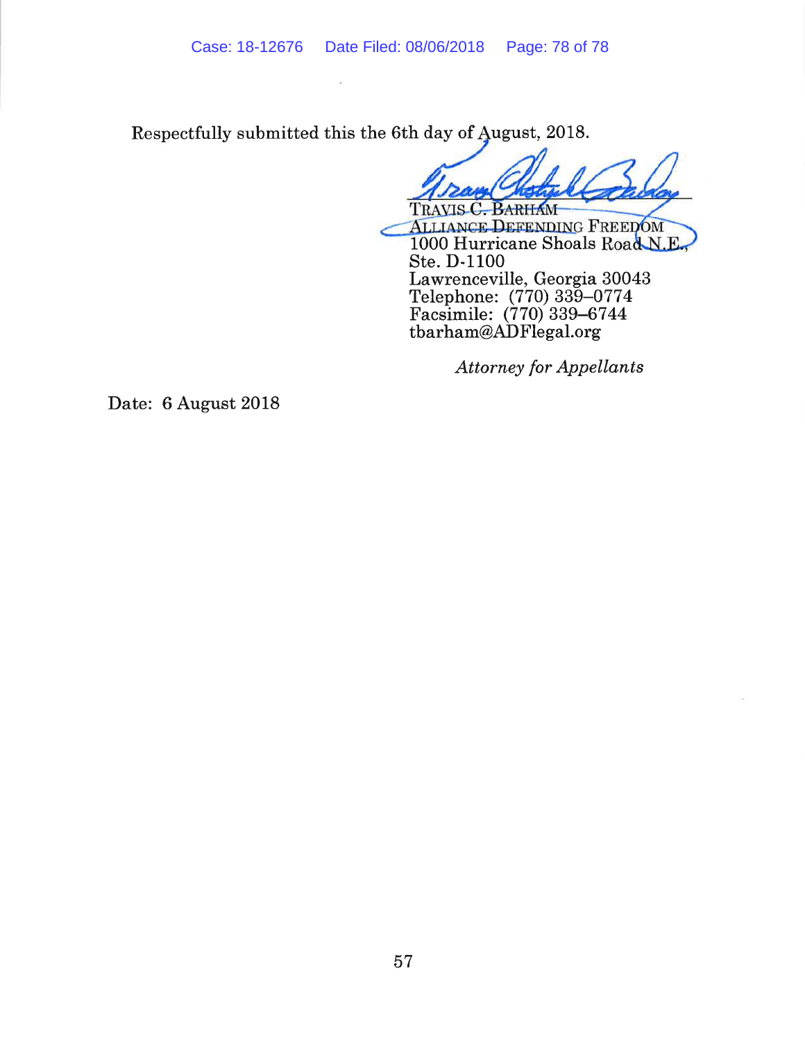Respectfully submitted this the 6th day of August, 2018.

TRAVIS C. BARHAM
ALLIANCE DEFENDING FREEDOM
1000 Hurricane Shoals Road N.E.,
Ste. D-1100
Lawrenceville, Georgia 30043
Telephone: (770) 339–0774
Facsimile: (770) 339–6744
tbarham@ADFlegal.org

*Attorney for Appellants*

Date: 6 August 2018